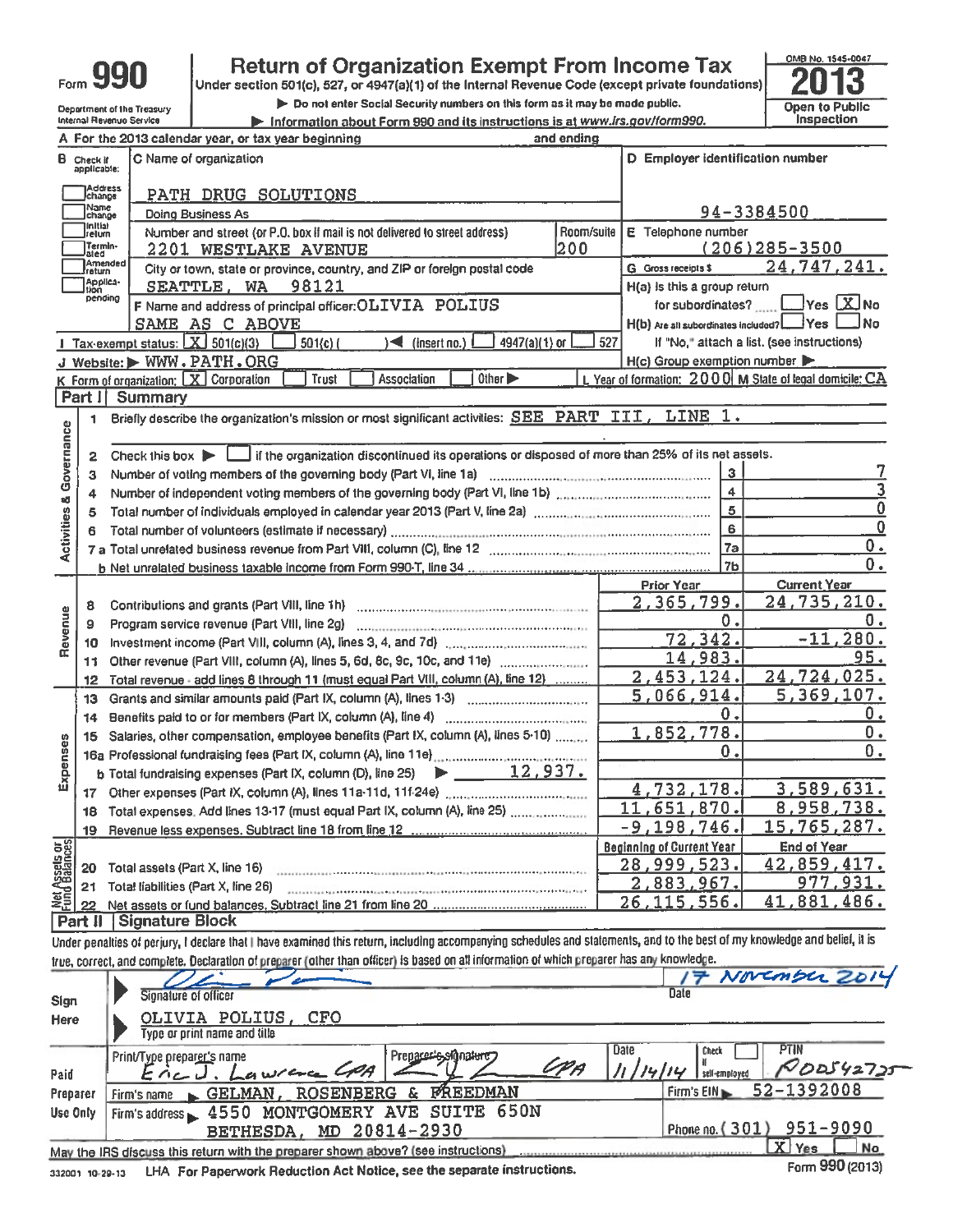Form **990**

# Return of Organization Exempt From Income Tax

Under section 501(c), 527, or 4947(a)(1) of the Internal Revenue Code (except private foundations)

▶ Do not enter Social Security numbers on this form as it may be made public.

▶ Information about Form 990 and its instructions is at www.irs.gov/form990.

Department of the Treasury
Internal Revenue Service

OMB No. 1545-0047

**2013**

Open to Public Inspection

A For the 2013 calendar year, or tax year beginning and ending

B Check if applicable: Address change, Name change, Initial return, Terminated, Amended return, Application pending

C Name of organization: PATH DRUG SOLUTIONS

Doing Business As

Number and street (or P.O. box if mail is not delivered to street address): 2201 WESTLAKE AVENUE — Room/suite: 200

City or town, state or province, country, and ZIP or foreign postal code: SEATTLE, WA 98121

F Name and address of principal officer: OLIVIA POLIUS
SAME AS C ABOVE

D Employer identification number: 94-3384500

E Telephone number: (206)285-3500

G Gross receipts $ 24,747,241.

H(a) Is this a group return for subordinates? ☐ Yes ☒ No

H(b) Are all subordinates included? ☐ Yes ☐ No
If "No," attach a list. (see instructions)

H(c) Group exemption number ▶

I Tax-exempt status: ☒ 501(c)(3) ☐ 501(c) ( ) ◀ (insert no.) ☐ 4947(a)(1) or ☐ 527

J Website: ▶ WWW.PATH.ORG

K Form of organization: ☒ Corporation ☐ Trust ☐ Association ☐ Other ▶

L Year of formation: 2000 M State of legal domicile: CA

## Part I Summary

**Activities & Governance**

1 Briefly describe the organization's mission or most significant activities: SEE PART III, LINE 1.

2 Check this box ▶ ☐ if the organization discontinued its operations or disposed of more than 25% of its net assets.

| | | | |
|---|---|---|---|
| 3 | Number of voting members of the governing body (Part VI, line 1a) | 3 | 7 |
| 4 | Number of independent voting members of the governing body (Part VI, line 1b) | 4 | 3 |
| 5 | Total number of individuals employed in calendar year 2013 (Part V, line 2a) | 5 | 0 |
| 6 | Total number of volunteers (estimate if necessary) | 6 | 0 |
| 7a | Total unrelated business revenue from Part VIII, column (C), line 12 | 7a | 0. |
| b | Net unrelated business taxable income from Form 990-T, line 34 | 7b | 0. |

| | | Prior Year | Current Year |
|---|---|---|---|
| **Revenue** | | | |
| 8 | Contributions and grants (Part VIII, line 1h) | 2,365,799. | 24,735,210. |
| 9 | Program service revenue (Part VIII, line 2g) | 0. | 0. |
| 10 | Investment income (Part VIII, column (A), lines 3, 4, and 7d) | 72,342. | -11,280. |
| 11 | Other revenue (Part VIII, column (A), lines 5, 6d, 8c, 9c, 10c, and 11e) | 14,983. | 95. |
| 12 | Total revenue - add lines 8 through 11 (must equal Part VIII, column (A), line 12) | 2,453,124. | 24,724,025. |
| **Expenses** | | | |
| 13 | Grants and similar amounts paid (Part IX, column (A), lines 1-3) | 5,066,914. | 5,369,107. |
| 14 | Benefits paid to or for members (Part IX, column (A), line 4) | 0. | 0. |
| 15 | Salaries, other compensation, employee benefits (Part IX, column (A), lines 5-10) | 1,852,778. | 0. |
| 16a | Professional fundraising fees (Part IX, column (A), line 11e) | 0. | 0. |
| b | Total fundraising expenses (Part IX, column (D), line 25) ▶ 12,937. | | |
| 17 | Other expenses (Part IX, column (A), lines 11a-11d, 11f-24e) | 4,732,178. | 3,589,631. |
| 18 | Total expenses. Add lines 13-17 (must equal Part IX, column (A), line 25) | 11,651,870. | 8,958,738. |
| 19 | Revenue less expenses. Subtract line 18 from line 12 | -9,198,746. | 15,765,287. |
| **Net Assets or Fund Balances** | | **Beginning of Current Year** | **End of Year** |
| 20 | Total assets (Part X, line 16) | 28,999,523. | 42,859,417. |
| 21 | Total liabilities (Part X, line 26) | 2,883,967. | 977,931. |
| 22 | Net assets or fund balances. Subtract line 21 from line 20 | 26,115,556. | 41,881,486. |

## Part II Signature Block

Under penalties of perjury, I declare that I have examined this return, including accompanying schedules and statements, and to the best of my knowledge and belief, it is true, correct, and complete. Declaration of preparer (other than officer) is based on all information of which preparer has any knowledge.

**Sign Here**

Signature of officer: [signature] — Date: 17 November 2014

OLIVIA POLIUS, CFO
Type or print name and title

**Paid Preparer Use Only**

Print/Type preparer's name: Eric J. Lawrence CPA — Preparer's signature: [signature] CPA — Date: 11/14/14 — Check ☐ if self-employed — PTIN: P00542725

Firm's name ▶ GELMAN, ROSENBERG & FREEDMAN — Firm's EIN ▶ 52-1392008

Firm's address ▶ 4550 MONTGOMERY AVE SUITE 650N, BETHESDA, MD 20814-2930 — Phone no. (301) 951-9090

May the IRS discuss this return with the preparer shown above? (see instructions) ☒ Yes ☐ No

332001 10-29-13 LHA For Paperwork Reduction Act Notice, see the separate instructions. Form 990 (2013)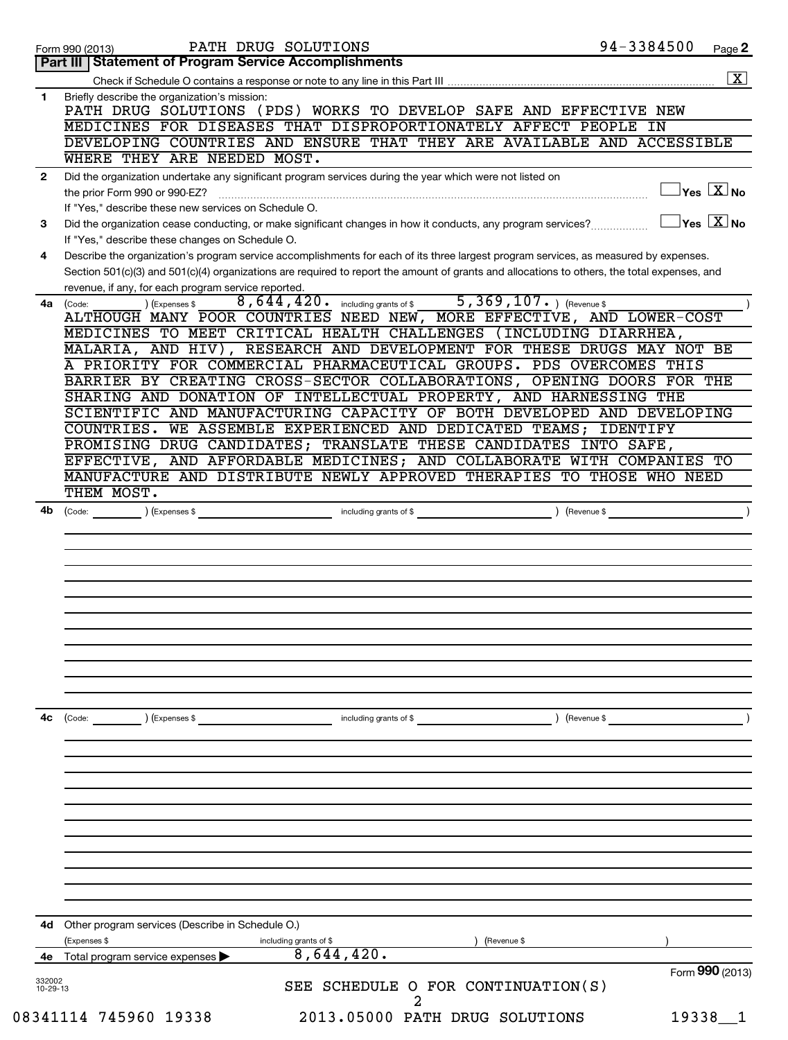Form 990 (2013) PATH DRUG SOLUTIONS 94-3384500 Page 2

## Part III Statement of Program Service Accomplishments

Check if Schedule O contains a response or note to any line in this Part III .......... [X]

**1** Briefly describe the organization's mission:

PATH DRUG SOLUTIONS (PDS) WORKS TO DEVELOP SAFE AND EFFECTIVE NEW MEDICINES FOR DISEASES THAT DISPROPORTIONATELY AFFECT PEOPLE IN DEVELOPING COUNTRIES AND ENSURE THAT THEY ARE AVAILABLE AND ACCESSIBLE WHERE THEY ARE NEEDED MOST.

**2** Did the organization undertake any significant program services during the year which were not listed on the prior Form 990 or 990-EZ? .......... [ ] Yes [X] No

If "Yes," describe these new services on Schedule O.

**3** Did the organization cease conducting, or make significant changes in how it conducts, any program services? .......... [ ] Yes [X] No

If "Yes," describe these changes on Schedule O.

**4** Describe the organization's program service accomplishments for each of its three largest program services, as measured by expenses. Section 501(c)(3) and 501(c)(4) organizations are required to report the amount of grants and allocations to others, the total expenses, and revenue, if any, for each program service reported.

**4a** (Code: ) (Expenses $ 8,644,420. including grants of $ 5,369,107. ) (Revenue $ )

ALTHOUGH MANY POOR COUNTRIES NEED NEW, MORE EFFECTIVE, AND LOWER-COST MEDICINES TO MEET CRITICAL HEALTH CHALLENGES (INCLUDING DIARRHEA, MALARIA, AND HIV), RESEARCH AND DEVELOPMENT FOR THESE DRUGS MAY NOT BE A PRIORITY FOR COMMERCIAL PHARMACEUTICAL GROUPS. PDS OVERCOMES THIS BARRIER BY CREATING CROSS-SECTOR COLLABORATIONS, OPENING DOORS FOR THE SHARING AND DONATION OF INTELLECTUAL PROPERTY, AND HARNESSING THE SCIENTIFIC AND MANUFACTURING CAPACITY OF BOTH DEVELOPED AND DEVELOPING COUNTRIES. WE ASSEMBLE EXPERIENCED AND DEDICATED TEAMS; IDENTIFY PROMISING DRUG CANDIDATES; TRANSLATE THESE CANDIDATES INTO SAFE, EFFECTIVE, AND AFFORDABLE MEDICINES; AND COLLABORATE WITH COMPANIES TO MANUFACTURE AND DISTRIBUTE NEWLY APPROVED THERAPIES TO THOSE WHO NEED THEM MOST.

**4b** (Code: ) (Expenses $ including grants of $ ) (Revenue $ )

**4c** (Code: ) (Expenses $ including grants of $ ) (Revenue $ )

**4d** Other program services (Describe in Schedule O.)

(Expenses $ including grants of $ ) (Revenue $ )

**4e** Total program service expenses ▶ 8,644,420.

Form 990 (2013)

332002 10-29-13

SEE SCHEDULE O FOR CONTINUATION(S)

08341114 745960 19338 2013.05000 PATH DRUG SOLUTIONS 19338__1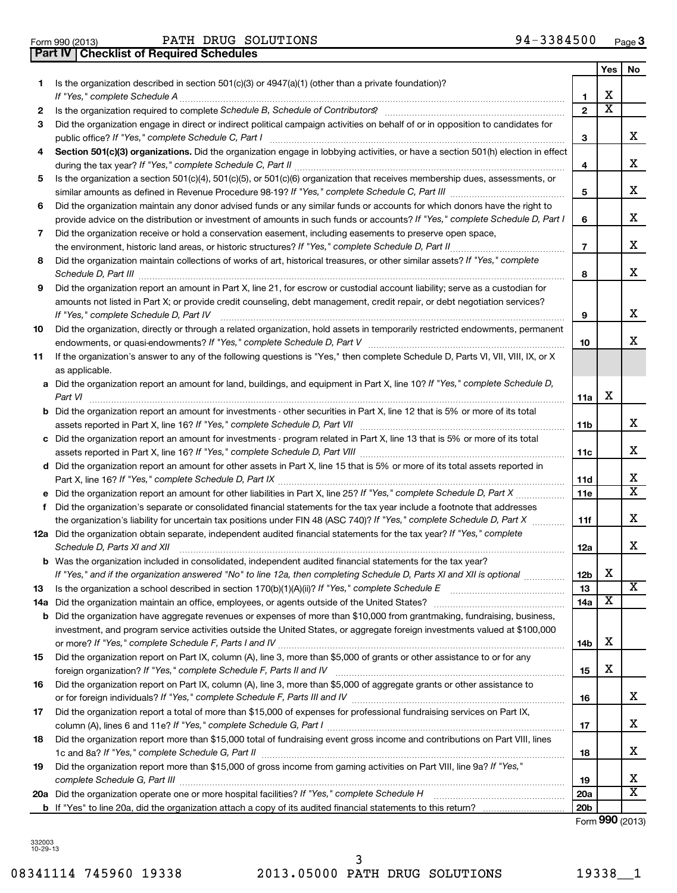Form 990 (2013) PATH DRUG SOLUTIONS 94-3384500 Page 3

## Part IV Checklist of Required Schedules

| | | | Yes | No |
|---|---|---|---|---|
| 1 | Is the organization described in section 501(c)(3) or 4947(a)(1) (other than a private foundation)? *If "Yes," complete Schedule A* | 1 | X | |
| 2 | Is the organization required to complete *Schedule B, Schedule of Contributors*? | 2 | X | |
| 3 | Did the organization engage in direct or indirect political campaign activities on behalf of or in opposition to candidates for public office? *If "Yes," complete Schedule C, Part I* | 3 | | X |
| 4 | **Section 501(c)(3) organizations.** Did the organization engage in lobbying activities, or have a section 501(h) election in effect during the tax year? *If "Yes," complete Schedule C, Part II* | 4 | | X |
| 5 | Is the organization a section 501(c)(4), 501(c)(5), or 501(c)(6) organization that receives membership dues, assessments, or similar amounts as defined in Revenue Procedure 98-19? *If "Yes," complete Schedule C, Part III* | 5 | | X |
| 6 | Did the organization maintain any donor advised funds or any similar funds or accounts for which donors have the right to provide advice on the distribution or investment of amounts in such funds or accounts? *If "Yes," complete Schedule D, Part I* | 6 | | X |
| 7 | Did the organization receive or hold a conservation easement, including easements to preserve open space, the environment, historic land areas, or historic structures? *If "Yes," complete Schedule D, Part II* | 7 | | X |
| 8 | Did the organization maintain collections of works of art, historical treasures, or other similar assets? *If "Yes," complete Schedule D, Part III* | 8 | | X |
| 9 | Did the organization report an amount in Part X, line 21, for escrow or custodial account liability; serve as a custodian for amounts not listed in Part X; or provide credit counseling, debt management, credit repair, or debt negotiation services? *If "Yes," complete Schedule D, Part IV* | 9 | | X |
| 10 | Did the organization, directly or through a related organization, hold assets in temporarily restricted endowments, permanent endowments, or quasi-endowments? *If "Yes," complete Schedule D, Part V* | 10 | | X |
| 11 | If the organization's answer to any of the following questions is "Yes," then complete Schedule D, Parts VI, VII, VIII, IX, or X as applicable. | | | |
| a | Did the organization report an amount for land, buildings, and equipment in Part X, line 10? *If "Yes," complete Schedule D, Part VI* | 11a | X | |
| b | Did the organization report an amount for investments - other securities in Part X, line 12 that is 5% or more of its total assets reported in Part X, line 16? *If "Yes," complete Schedule D, Part VII* | 11b | | X |
| c | Did the organization report an amount for investments - program related in Part X, line 13 that is 5% or more of its total assets reported in Part X, line 16? *If "Yes," complete Schedule D, Part VIII* | 11c | | X |
| d | Did the organization report an amount for other assets in Part X, line 15 that is 5% or more of its total assets reported in Part X, line 16? *If "Yes," complete Schedule D, Part IX* | 11d | | X |
| e | Did the organization report an amount for other liabilities in Part X, line 25? *If "Yes," complete Schedule D, Part X* | 11e | | X |
| f | Did the organization's separate or consolidated financial statements for the tax year include a footnote that addresses the organization's liability for uncertain tax positions under FIN 48 (ASC 740)? *If "Yes," complete Schedule D, Part X* | 11f | | X |
| 12a | Did the organization obtain separate, independent audited financial statements for the tax year? *If "Yes," complete Schedule D, Parts XI and XII* | 12a | | X |
| b | Was the organization included in consolidated, independent audited financial statements for the tax year? *If "Yes," and if the organization answered "No" to line 12a, then completing Schedule D, Parts XI and XII is optional* | 12b | X | |
| 13 | Is the organization a school described in section 170(b)(1)(A)(ii)? *If "Yes," complete Schedule E* | 13 | | X |
| 14a | Did the organization maintain an office, employees, or agents outside of the United States? | 14a | X | |
| b | Did the organization have aggregate revenues or expenses of more than $10,000 from grantmaking, fundraising, business, investment, and program service activities outside the United States, or aggregate foreign investments valued at $100,000 or more? *If "Yes," complete Schedule F, Parts I and IV* | 14b | X | |
| 15 | Did the organization report on Part IX, column (A), line 3, more than $5,000 of grants or other assistance to or for any foreign organization? *If "Yes," complete Schedule F, Parts II and IV* | 15 | X | |
| 16 | Did the organization report on Part IX, column (A), line 3, more than $5,000 of aggregate grants or other assistance to or for foreign individuals? *If "Yes," complete Schedule F, Parts III and IV* | 16 | | X |
| 17 | Did the organization report a total of more than $15,000 of expenses for professional fundraising services on Part IX, column (A), lines 6 and 11e? *If "Yes," complete Schedule G, Part I* | 17 | | X |
| 18 | Did the organization report more than $15,000 total of fundraising event gross income and contributions on Part VIII, lines 1c and 8a? *If "Yes," complete Schedule G, Part II* | 18 | | X |
| 19 | Did the organization report more than $15,000 of gross income from gaming activities on Part VIII, line 9a? *If "Yes," complete Schedule G, Part III* | 19 | | X |
| 20a | Did the organization operate one or more hospital facilities? *If "Yes," complete Schedule H* | 20a | | X |
| b | If "Yes" to line 20a, did the organization attach a copy of its audited financial statements to this return? | 20b | | |

Form **990** (2013)

332003 10-29-13

08341114 745960 19338 2013.05000 PATH DRUG SOLUTIONS 19338__1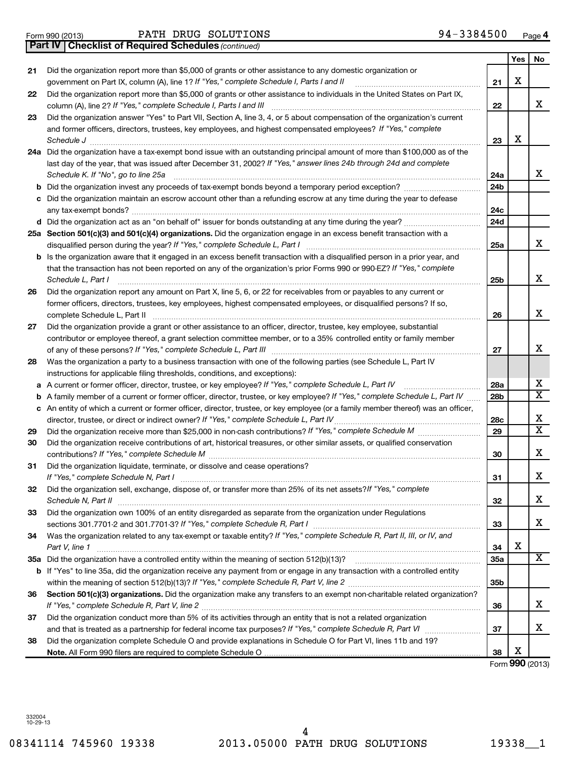Form 990 (2013) PATH DRUG SOLUTIONS 94-3384500

**Part IV Checklist of Required Schedules** *(continued)*

| | | | Yes | No |
|---|---|---|---|---|
| 21 | Did the organization report more than $5,000 of grants or other assistance to any domestic organization or government on Part IX, column (A), line 1? *If "Yes," complete Schedule I, Parts I and II* | 21 | X | |
| 22 | Did the organization report more than $5,000 of grants or other assistance to individuals in the United States on Part IX, column (A), line 2? *If "Yes," complete Schedule I, Parts I and III* | 22 | | X |
| 23 | Did the organization answer "Yes" to Part VII, Section A, line 3, 4, or 5 about compensation of the organization's current and former officers, directors, trustees, key employees, and highest compensated employees? *If "Yes," complete Schedule J* | 23 | X | |
| 24a | Did the organization have a tax-exempt bond issue with an outstanding principal amount of more than $100,000 as of the last day of the year, that was issued after December 31, 2002? *If "Yes," answer lines 24b through 24d and complete Schedule K. If "No", go to line 25a* | 24a | | X |
| b | Did the organization invest any proceeds of tax-exempt bonds beyond a temporary period exception? | 24b | | |
| c | Did the organization maintain an escrow account other than a refunding escrow at any time during the year to defease any tax-exempt bonds? | 24c | | |
| d | Did the organization act as an "on behalf of" issuer for bonds outstanding at any time during the year? | 24d | | |
| 25a | **Section 501(c)(3) and 501(c)(4) organizations.** Did the organization engage in an excess benefit transaction with a disqualified person during the year? *If "Yes," complete Schedule L, Part I* | 25a | | X |
| b | Is the organization aware that it engaged in an excess benefit transaction with a disqualified person in a prior year, and that the transaction has not been reported on any of the organization's prior Forms 990 or 990-EZ? *If "Yes," complete Schedule L, Part I* | 25b | | X |
| 26 | Did the organization report any amount on Part X, line 5, 6, or 22 for receivables from or payables to any current or former officers, directors, trustees, key employees, highest compensated employees, or disqualified persons? If so, complete Schedule L, Part II | 26 | | X |
| 27 | Did the organization provide a grant or other assistance to an officer, director, trustee, key employee, substantial contributor or employee thereof, a grant selection committee member, or to a 35% controlled entity or family member of any of these persons? *If "Yes," complete Schedule L, Part III* | 27 | | X |
| 28 | Was the organization a party to a business transaction with one of the following parties (see Schedule L, Part IV instructions for applicable filing thresholds, conditions, and exceptions): | | | |
| a | A current or former officer, director, trustee, or key employee? *If "Yes," complete Schedule L, Part IV* | 28a | | X |
| b | A family member of a current or former officer, director, trustee, or key employee? *If "Yes," complete Schedule L, Part IV* | 28b | | X |
| c | An entity of which a current or former officer, director, trustee, or key employee (or a family member thereof) was an officer, director, trustee, or direct or indirect owner? *If "Yes," complete Schedule L, Part IV* | 28c | | X |
| 29 | Did the organization receive more than $25,000 in non-cash contributions? *If "Yes," complete Schedule M* | 29 | | X |
| 30 | Did the organization receive contributions of art, historical treasures, or other similar assets, or qualified conservation contributions? *If "Yes," complete Schedule M* | 30 | | X |
| 31 | Did the organization liquidate, terminate, or dissolve and cease operations? *If "Yes," complete Schedule N, Part I* | 31 | | X |
| 32 | Did the organization sell, exchange, dispose of, or transfer more than 25% of its net assets? *If "Yes," complete Schedule N, Part II* | 32 | | X |
| 33 | Did the organization own 100% of an entity disregarded as separate from the organization under Regulations sections 301.7701-2 and 301.7701-3? *If "Yes," complete Schedule R, Part I* | 33 | | X |
| 34 | Was the organization related to any tax-exempt or taxable entity? *If "Yes," complete Schedule R, Part II, III, or IV, and Part V, line 1* | 34 | X | |
| 35a | Did the organization have a controlled entity within the meaning of section 512(b)(13)? | 35a | | X |
| b | If "Yes" to line 35a, did the organization receive any payment from or engage in any transaction with a controlled entity within the meaning of section 512(b)(13)? *If "Yes," complete Schedule R, Part V, line 2* | 35b | | |
| 36 | **Section 501(c)(3) organizations.** Did the organization make any transfers to an exempt non-charitable related organization? *If "Yes," complete Schedule R, Part V, line 2* | 36 | | X |
| 37 | Did the organization conduct more than 5% of its activities through an entity that is not a related organization and that is treated as a partnership for federal income tax purposes? *If "Yes," complete Schedule R, Part VI* | 37 | | X |
| 38 | Did the organization complete Schedule O and provide explanations in Schedule O for Part VI, lines 11b and 19? **Note.** All Form 990 filers are required to complete Schedule O | 38 | X | |

Form **990** (2013)

332004 10-29-13

08341114 745960 19338 2013.05000 PATH DRUG SOLUTIONS 19338__1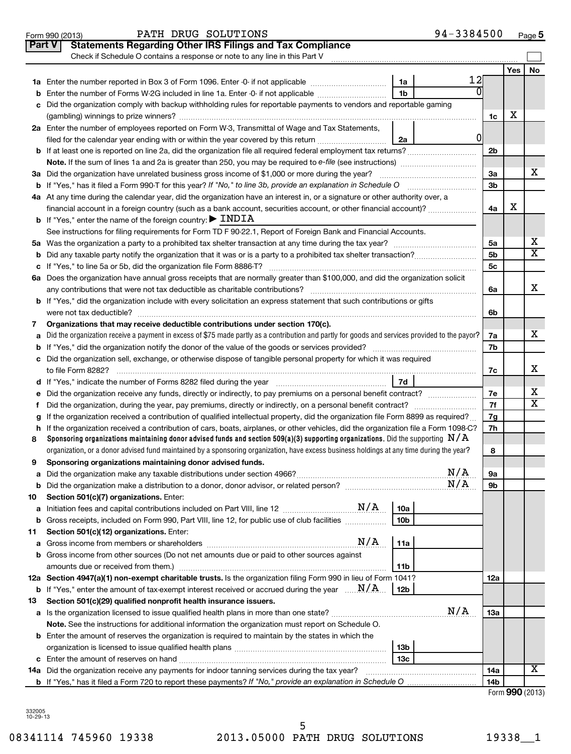Form 990 (2013) PATH DRUG SOLUTIONS 94-3384500

## Part V Statements Regarding Other IRS Filings and Tax Compliance

Check if Schedule O contains a response or note to any line in this Part V

| | | | | | Yes | No |
|---|---|---|---|---|---|---|
| **1a** | Enter the number reported in Box 3 of Form 1096. Enter -0- if not applicable | 1a | 12 | | | |
| **b** | Enter the number of Forms W-2G included in line 1a. Enter -0- if not applicable | 1b | 0 | | | |
| **c** | Did the organization comply with backup withholding rules for reportable payments to vendors and reportable gaming (gambling) winnings to prize winners? | | | 1c | X | |
| **2a** | Enter the number of employees reported on Form W-3, Transmittal of Wage and Tax Statements, filed for the calendar year ending with or within the year covered by this return | 2a | 0 | | | |
| **b** | If at least one is reported on line 2a, did the organization file all required federal employment tax returns? | | | 2b | | |
| | **Note.** If the sum of lines 1a and 2a is greater than 250, you may be required to *e-file* (see instructions) | | | | | |
| **3a** | Did the organization have unrelated business gross income of $1,000 or more during the year? | | | 3a | | X |
| **b** | If "Yes," has it filed a Form 990-T for this year? *If "No," to line 3b, provide an explanation in Schedule O* | | | 3b | | |
| **4a** | At any time during the calendar year, did the organization have an interest in, or a signature or other authority over, a financial account in a foreign country (such as a bank account, securities account, or other financial account)? | | | 4a | X | |
| **b** | If "Yes," enter the name of the foreign country: ▶ INDIA | | | | | |
| | See instructions for filing requirements for Form TD F 90-22.1, Report of Foreign Bank and Financial Accounts. | | | | | |
| **5a** | Was the organization a party to a prohibited tax shelter transaction at any time during the tax year? | | | 5a | | X |
| **b** | Did any taxable party notify the organization that it was or is a party to a prohibited tax shelter transaction? | | | 5b | | X |
| **c** | If "Yes," to line 5a or 5b, did the organization file Form 8886-T? | | | 5c | | |
| **6a** | Does the organization have annual gross receipts that are normally greater than $100,000, and did the organization solicit any contributions that were not tax deductible as charitable contributions? | | | 6a | | X |
| **b** | If "Yes," did the organization include with every solicitation an express statement that such contributions or gifts were not tax deductible? | | | 6b | | |
| **7** | **Organizations that may receive deductible contributions under section 170(c).** | | | | | |
| **a** | Did the organization receive a payment in excess of $75 made partly as a contribution and partly for goods and services provided to the payor? | | | 7a | | X |
| **b** | If "Yes," did the organization notify the donor of the value of the goods or services provided? | | | 7b | | |
| **c** | Did the organization sell, exchange, or otherwise dispose of tangible personal property for which it was required to file Form 8282? | | | 7c | | X |
| **d** | If "Yes," indicate the number of Forms 8282 filed during the year | 7d | | | | |
| **e** | Did the organization receive any funds, directly or indirectly, to pay premiums on a personal benefit contract? | | | 7e | | X |
| **f** | Did the organization, during the year, pay premiums, directly or indirectly, on a personal benefit contract? | | | 7f | | X |
| **g** | If the organization received a contribution of qualified intellectual property, did the organization file Form 8899 as required? | | | 7g | | |
| **h** | If the organization received a contribution of cars, boats, airplanes, or other vehicles, did the organization file a Form 1098-C? | | | 7h | | |
| **8** | **Sponsoring organizations maintaining donor advised funds and section 509(a)(3) supporting organizations.** Did the supporting organization, or a donor advised fund maintained by a sponsoring organization, have excess business holdings at any time during the year? N/A | | | 8 | | |
| **9** | **Sponsoring organizations maintaining donor advised funds.** | | | | | |
| **a** | Did the organization make any taxable distributions under section 4966? N/A | | | 9a | | |
| **b** | Did the organization make a distribution to a donor, donor advisor, or related person? N/A | | | 9b | | |
| **10** | **Section 501(c)(7) organizations.** Enter: | | | | | |
| **a** | Initiation fees and capital contributions included on Part VIII, line 12 N/A | 10a | | | | |
| **b** | Gross receipts, included on Form 990, Part VIII, line 12, for public use of club facilities | 10b | | | | |
| **11** | **Section 501(c)(12) organizations.** Enter: | | | | | |
| **a** | Gross income from members or shareholders N/A | 11a | | | | |
| **b** | Gross income from other sources (Do not net amounts due or paid to other sources against amounts due or received from them.) | 11b | | | | |
| **12a** | **Section 4947(a)(1) non-exempt charitable trusts.** Is the organization filing Form 990 in lieu of Form 1041? | | | 12a | | |
| **b** | If "Yes," enter the amount of tax-exempt interest received or accrued during the year N/A | 12b | | | | |
| **13** | **Section 501(c)(29) qualified nonprofit health insurance issuers.** | | | | | |
| **a** | Is the organization licensed to issue qualified health plans in more than one state? N/A | | | 13a | | |
| | **Note.** See the instructions for additional information the organization must report on Schedule O. | | | | | |
| **b** | Enter the amount of reserves the organization is required to maintain by the states in which the organization is licensed to issue qualified health plans | 13b | | | | |
| **c** | Enter the amount of reserves on hand | 13c | | | | |
| **14a** | Did the organization receive any payments for indoor tanning services during the tax year? | | | 14a | | X |
| **b** | If "Yes," has it filed a Form 720 to report these payments? *If "No," provide an explanation in Schedule O* | | | 14b | | |

Form **990** (2013)

332005 10-29-13

08341114 745960 19338 2013.05000 PATH DRUG SOLUTIONS 19338__1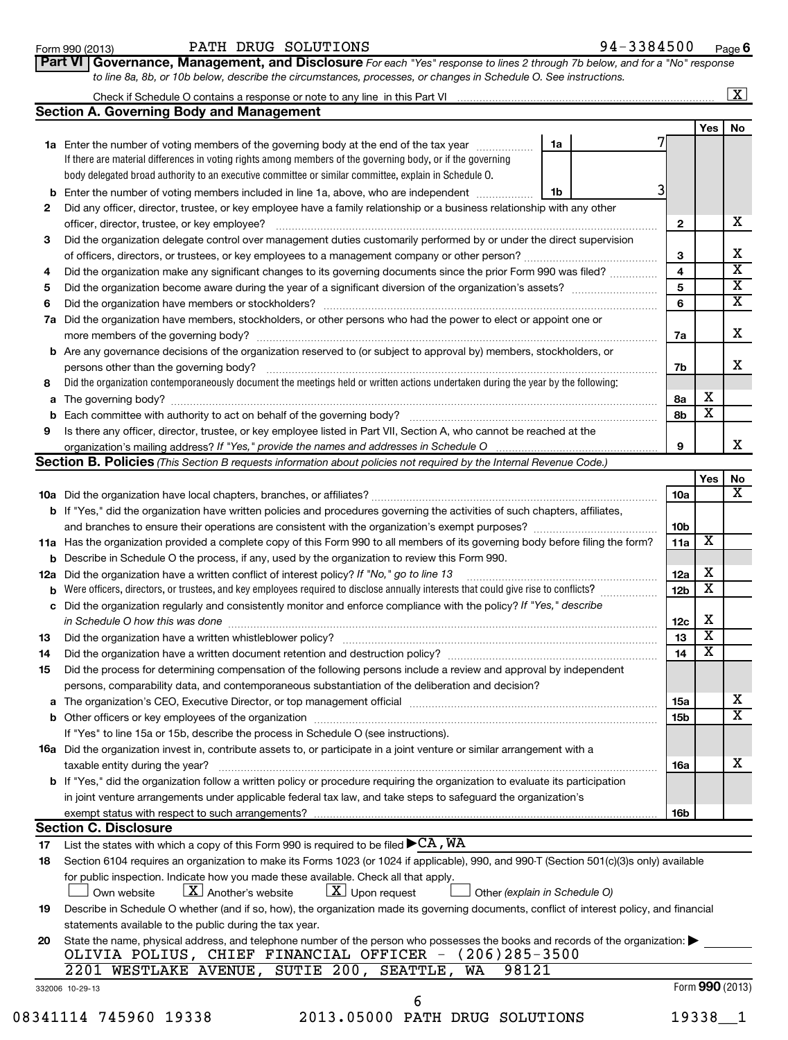Form 990 (2013) PATH DRUG SOLUTIONS 94-3384500 Page 6

## Part VI Governance, Management, and Disclosure

*For each "Yes" response to lines 2 through 7b below, and for a "No" response to line 8a, 8b, or 10b below, describe the circumstances, processes, or changes in Schedule O. See instructions.*

Check if Schedule O contains a response or note to any line in this Part VI ... [X]

### Section A. Governing Body and Management

| | | | | Yes | No |
|---|---|---|---|---|---|
| 1a | Enter the number of voting members of the governing body at the end of the tax year. If there are material differences in voting rights among members of the governing body, or if the governing body delegated broad authority to an executive committee or similar committee, explain in Schedule O. | 1a: 7 | | | |
| b | Enter the number of voting members included in line 1a, above, who are independent | 1b: 3 | | | |
| 2 | Did any officer, director, trustee, or key employee have a family relationship or a business relationship with any other officer, director, trustee, or key employee? | | 2 | | X |
| 3 | Did the organization delegate control over management duties customarily performed by or under the direct supervision of officers, directors, or trustees, or key employees to a management company or other person? | | 3 | | X |
| 4 | Did the organization make any significant changes to its governing documents since the prior Form 990 was filed? | | 4 | | X |
| 5 | Did the organization become aware during the year of a significant diversion of the organization's assets? | | 5 | | X |
| 6 | Did the organization have members or stockholders? | | 6 | | X |
| 7a | Did the organization have members, stockholders, or other persons who had the power to elect or appoint one or more members of the governing body? | | 7a | | X |
| b | Are any governance decisions of the organization reserved to (or subject to approval by) members, stockholders, or persons other than the governing body? | | 7b | | X |
| 8 | Did the organization contemporaneously document the meetings held or written actions undertaken during the year by the following: | | | | |
| a | The governing body? | | 8a | X | |
| b | Each committee with authority to act on behalf of the governing body? | | 8b | X | |
| 9 | Is there any officer, director, trustee, or key employee listed in Part VII, Section A, who cannot be reached at the organization's mailing address? *If "Yes," provide the names and addresses in Schedule O* | | 9 | | X |

### Section B. Policies *(This Section B requests information about policies not required by the Internal Revenue Code.)*

| | | | Yes | No |
|---|---|---|---|---|
| 10a | Did the organization have local chapters, branches, or affiliates? | 10a | | X |
| b | If "Yes," did the organization have written policies and procedures governing the activities of such chapters, affiliates, and branches to ensure their operations are consistent with the organization's exempt purposes? | 10b | | |
| 11a | Has the organization provided a complete copy of this Form 990 to all members of its governing body before filing the form? | 11a | X | |
| b | Describe in Schedule O the process, if any, used by the organization to review this Form 990. | | | |
| 12a | Did the organization have a written conflict of interest policy? *If "No," go to line 13* | 12a | X | |
| b | Were officers, directors, or trustees, and key employees required to disclose annually interests that could give rise to conflicts? | 12b | X | |
| c | Did the organization regularly and consistently monitor and enforce compliance with the policy? *If "Yes," describe in Schedule O how this was done* | 12c | X | |
| 13 | Did the organization have a written whistleblower policy? | 13 | X | |
| 14 | Did the organization have a written document retention and destruction policy? | 14 | X | |
| 15 | Did the process for determining compensation of the following persons include a review and approval by independent persons, comparability data, and contemporaneous substantiation of the deliberation and decision? | | | |
| a | The organization's CEO, Executive Director, or top management official | 15a | | X |
| b | Other officers or key employees of the organization | 15b | | X |
| | If "Yes" to line 15a or 15b, describe the process in Schedule O (see instructions). | | | |
| 16a | Did the organization invest in, contribute assets to, or participate in a joint venture or similar arrangement with a taxable entity during the year? | 16a | | X |
| b | If "Yes," did the organization follow a written policy or procedure requiring the organization to evaluate its participation in joint venture arrangements under applicable federal tax law, and take steps to safeguard the organization's exempt status with respect to such arrangements? | 16b | | |

### Section C. Disclosure

17 List the states with which a copy of this Form 990 is required to be filed ▶ CA, WA

18 Section 6104 requires an organization to make its Forms 1023 (or 1024 if applicable), 990, and 990-T (Section 501(c)(3)s only) available for public inspection. Indicate how you made these available. Check all that apply.

[ ] Own website [X] Another's website [X] Upon request [ ] Other *(explain in Schedule O)*

19 Describe in Schedule O whether (and if so, how), the organization made its governing documents, conflict of interest policy, and financial statements available to the public during the tax year.

20 State the name, physical address, and telephone number of the person who possesses the books and records of the organization: ▶

OLIVIA POLIUS, CHIEF FINANCIAL OFFICER - (206)285-3500
2201 WESTLAKE AVENUE, SUTIE 200, SEATTLE, WA 98121

332006 10-29-13 Form 990 (2013)

08341114 745960 19338 2013.05000 PATH DRUG SOLUTIONS 19338__1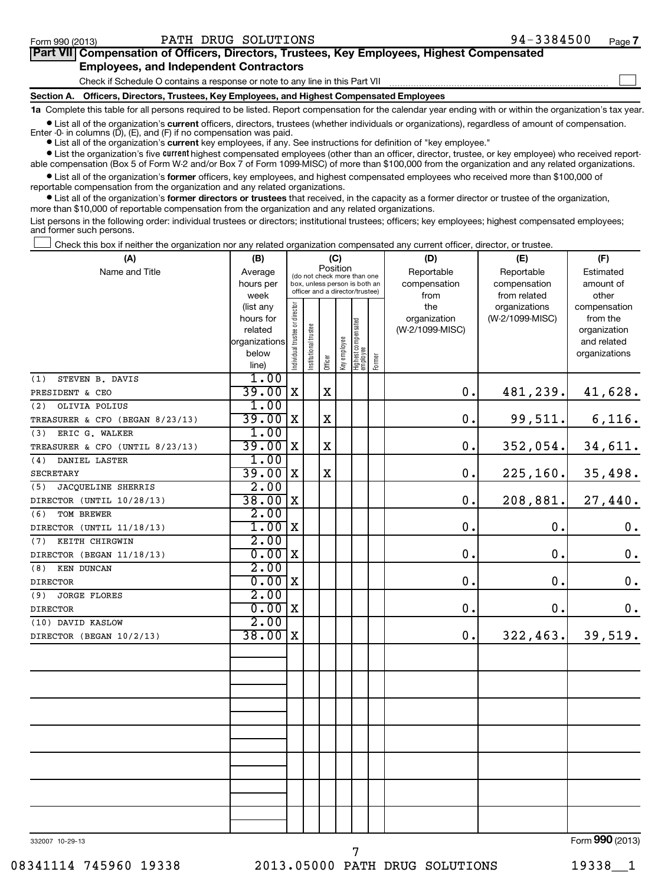Form 990 (2013) PATH DRUG SOLUTIONS 94-3384500

**Part VII Compensation of Officers, Directors, Trustees, Key Employees, Highest Compensated Employees, and Independent Contractors**

Check if Schedule O contains a response or note to any line in this Part VII ☐

**Section A. Officers, Directors, Trustees, Key Employees, and Highest Compensated Employees**

**1a** Complete this table for all persons required to be listed. Report compensation for the calendar year ending with or within the organization's tax year.

- List all of the organization's **current** officers, directors, trustees (whether individuals or organizations), regardless of amount of compensation. Enter -0- in columns (D), (E), and (F) if no compensation was paid.
- List all of the organization's **current** key employees, if any. See instructions for definition of "key employee."
- List the organization's five **current** highest compensated employees (other than an officer, director, trustee, or key employee) who received reportable compensation (Box 5 of Form W-2 and/or Box 7 of Form 1099-MISC) of more than $100,000 from the organization and any related organizations.
- List all of the organization's **former** officers, key employees, and highest compensated employees who received more than $100,000 of reportable compensation from the organization and any related organizations.
- List all of the organization's **former directors or trustees** that received, in the capacity as a former director or trustee of the organization, more than $10,000 of reportable compensation from the organization and any related organizations.

List persons in the following order: individual trustees or directors; institutional trustees; officers; key employees; highest compensated employees; and former such persons.

☐ Check this box if neither the organization nor any related organization compensated any current officer, director, or trustee.

| (A) Name and Title | (B) Average hours per week (list any hours for related organizations below line) | (C) Position: Individual trustee or director | Institutional trustee | Officer | Key employee | Highest compensated employee | Former | (D) Reportable compensation from the organization (W-2/1099-MISC) | (E) Reportable compensation from related organizations (W-2/1099-MISC) | (F) Estimated amount of other compensation from the organization and related organizations |
|---|---|---|---|---|---|---|---|---|---|---|
| (1) STEVEN B. DAVIS<br>PRESIDENT & CEO | 1.00<br>39.00 | X | | X | | | | 0. | 481,239. | 41,628. |
| (2) OLIVIA POLIUS<br>TREASURER & CFO (BEGAN 8/23/13) | 1.00<br>39.00 | X | | X | | | | 0. | 99,511. | 6,116. |
| (3) ERIC G. WALKER<br>TREASURER & CFO (UNTIL 8/23/13) | 1.00<br>39.00 | X | | X | | | | 0. | 352,054. | 34,611. |
| (4) DANIEL LASTER<br>SECRETARY | 1.00<br>39.00 | X | | X | | | | 0. | 225,160. | 35,498. |
| (5) JACQUELINE SHERRIS<br>DIRECTOR (UNTIL 10/28/13) | 2.00<br>38.00 | X | | | | | | 0. | 208,881. | 27,440. |
| (6) TOM BREWER<br>DIRECTOR (UNTIL 11/18/13) | 2.00<br>1.00 | X | | | | | | 0. | 0. | 0. |
| (7) KEITH CHIRGWIN<br>DIRECTOR (BEGAN 11/18/13) | 2.00<br>0.00 | X | | | | | | 0. | 0. | 0. |
| (8) KEN DUNCAN<br>DIRECTOR | 2.00<br>0.00 | X | | | | | | 0. | 0. | 0. |
| (9) JORGE FLORES<br>DIRECTOR | 2.00<br>0.00 | X | | | | | | 0. | 0. | 0. |
| (10) DAVID KASLOW<br>DIRECTOR (BEGAN 10/2/13) | 2.00<br>38.00 | X | | | | | | 0. | 322,463. | 39,519. |

332007 10-29-13 Form 990 (2013)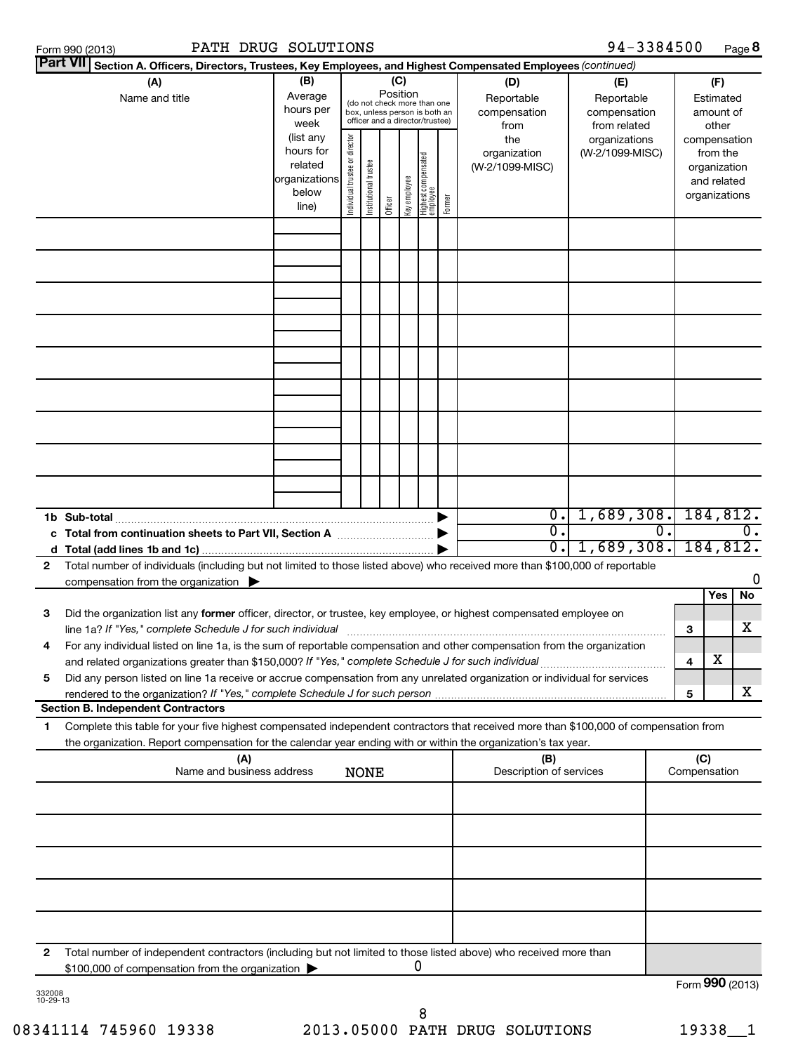Form 990 (2013) PATH DRUG SOLUTIONS 94-3384500 Page 8

**Part VII Section A. Officers, Directors, Trustees, Key Employees, and Highest Compensated Employees** *(continued)*

| (A) Name and title | (B) Average hours per week (list any hours for related organizations below line) | (C) Position (do not check more than one box, unless person is both an officer and a director/trustee): Individual trustee or director | Institutional trustee | Officer | Key employee | Highest compensated employee | Former | (D) Reportable compensation from the organization (W-2/1099-MISC) | (E) Reportable compensation from related organizations (W-2/1099-MISC) | (F) Estimated amount of other compensation from the organization and related organizations |
|---|---|---|---|---|---|---|---|---|---|---|
| | | | | | | | | | | |
| | | | | | | | | | | |
| | | | | | | | | | | |
| | | | | | | | | | | |
| | | | | | | | | | | |
| | | | | | | | | | | |
| | | | | | | | | | | |
| | | | | | | | | | | |
| | | | | | | | | | | |
| **1b Sub-total** | | | | | | | ▶ | 0. | 1,689,308. | 184,812. |
| **c Total from continuation sheets to Part VII, Section A** | | | | | | | ▶ | 0. | 0. | 0. |
| **d Total (add lines 1b and 1c)** | | | | | | | ▶ | 0. | 1,689,308. | 184,812. |

**2** Total number of individuals (including but not limited to those listed above) who received more than $100,000 of reportable compensation from the organization ▶ 0

| | | | Yes | No |
|---|---|---|---|---|
| **3** | Did the organization list any **former** officer, director, or trustee, key employee, or highest compensated employee on line 1a? *If "Yes," complete Schedule J for such individual* | 3 | | X |
| **4** | For any individual listed on line 1a, is the sum of reportable compensation and other compensation from the organization and related organizations greater than $150,000? *If "Yes," complete Schedule J for such individual* | 4 | X | |
| **5** | Did any person listed on line 1a receive or accrue compensation from any unrelated organization or individual for services rendered to the organization? *If "Yes," complete Schedule J for such person* | 5 | | X |

**Section B. Independent Contractors**

**1** Complete this table for your five highest compensated independent contractors that received more than $100,000 of compensation from the organization. Report compensation for the calendar year ending with or within the organization's tax year.

| (A) Name and business address | (B) Description of services | (C) Compensation |
|---|---|---|
| NONE | | |
| | | |
| | | |
| | | |
| | | |

**2** Total number of independent contractors (including but not limited to those listed above) who received more than $100,000 of compensation from the organization ▶ 0

Form **990** (2013)

332008 10-29-13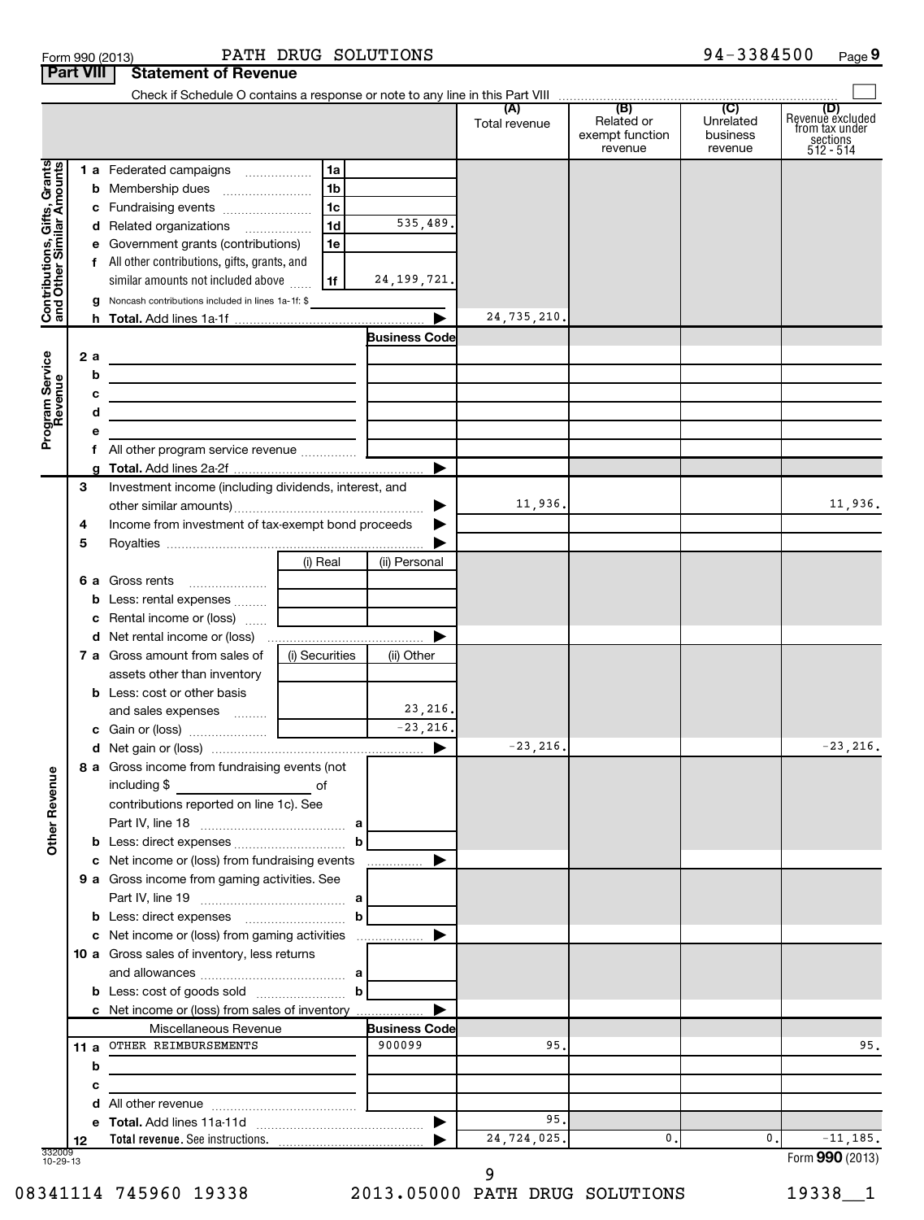Form 990 (2013) PATH DRUG SOLUTIONS 94-3384500 Page 9

## Part VIII Statement of Revenue

Check if Schedule O contains a response or note to any line in this Part VIII ☐

| | | | (A) Total revenue | (B) Related or exempt function revenue | (C) Unrelated business revenue | (D) Revenue excluded from tax under sections 512 - 514 |
|---|---|---|---|---|---|---|
| **Contributions, Gifts, Grants and Other Similar Amounts** | | | | | | |
| 1 a | Federated campaigns 1a | | | | | |
| b | Membership dues 1b | | | | | |
| c | Fundraising events 1c | | | | | |
| d | Related organizations 1d | 535,489. | | | | |
| e | Government grants (contributions) 1e | | | | | |
| f | All other contributions, gifts, grants, and similar amounts not included above 1f | 24,199,721. | | | | |
| g | Noncash contributions included in lines 1a-1f: $ | | | | | |
| h | **Total.** Add lines 1a-1f | | 24,735,210. | | | |
| **Program Service Revenue** | | Business Code | | | | |
| 2 a | | | | | | |
| b | | | | | | |
| c | | | | | | |
| d | | | | | | |
| e | | | | | | |
| f | All other program service revenue | | | | | |
| g | **Total.** Add lines 2a-2f | | | | | |
| **Other Revenue** | | | | | | |
| 3 | Investment income (including dividends, interest, and other similar amounts) | | 11,936. | | | 11,936. |
| 4 | Income from investment of tax-exempt bond proceeds | | | | | |
| 5 | Royalties | | | | | |
| | | (i) Real / (ii) Personal | | | | |
| 6 a | Gross rents | | | | | |
| b | Less: rental expenses | | | | | |
| c | Rental income or (loss) | | | | | |
| d | Net rental income or (loss) | | | | | |
| | | (i) Securities / (ii) Other | | | | |
| 7 a | Gross amount from sales of assets other than inventory | | | | | |
| b | Less: cost or other basis and sales expenses | (ii) 23,216. | | | | |
| c | Gain or (loss) | (ii) -23,216. | | | | |
| d | Net gain or (loss) | | -23,216. | | | -23,216. |
| 8 a | Gross income from fundraising events (not including $ of contributions reported on line 1c). See Part IV, line 18 a | | | | | |
| b | Less: direct expenses b | | | | | |
| c | Net income or (loss) from fundraising events | | | | | |
| 9 a | Gross income from gaming activities. See Part IV, line 19 a | | | | | |
| b | Less: direct expenses b | | | | | |
| c | Net income or (loss) from gaming activities | | | | | |
| 10 a | Gross sales of inventory, less returns and allowances a | | | | | |
| b | Less: cost of goods sold b | | | | | |
| c | Net income or (loss) from sales of inventory | | | | | |
| | Miscellaneous Revenue | Business Code | | | | |
| 11 a | OTHER REIMBURSEMENTS | 900099 | 95. | | | 95. |
| b | | | | | | |
| c | | | | | | |
| d | All other revenue | | | | | |
| e | **Total.** Add lines 11a-11d | | 95. | | | |
| 12 | **Total revenue.** See instructions. | | 24,724,025. | 0. | 0. | -11,185. |

332009 10-29-13

Form **990** (2013)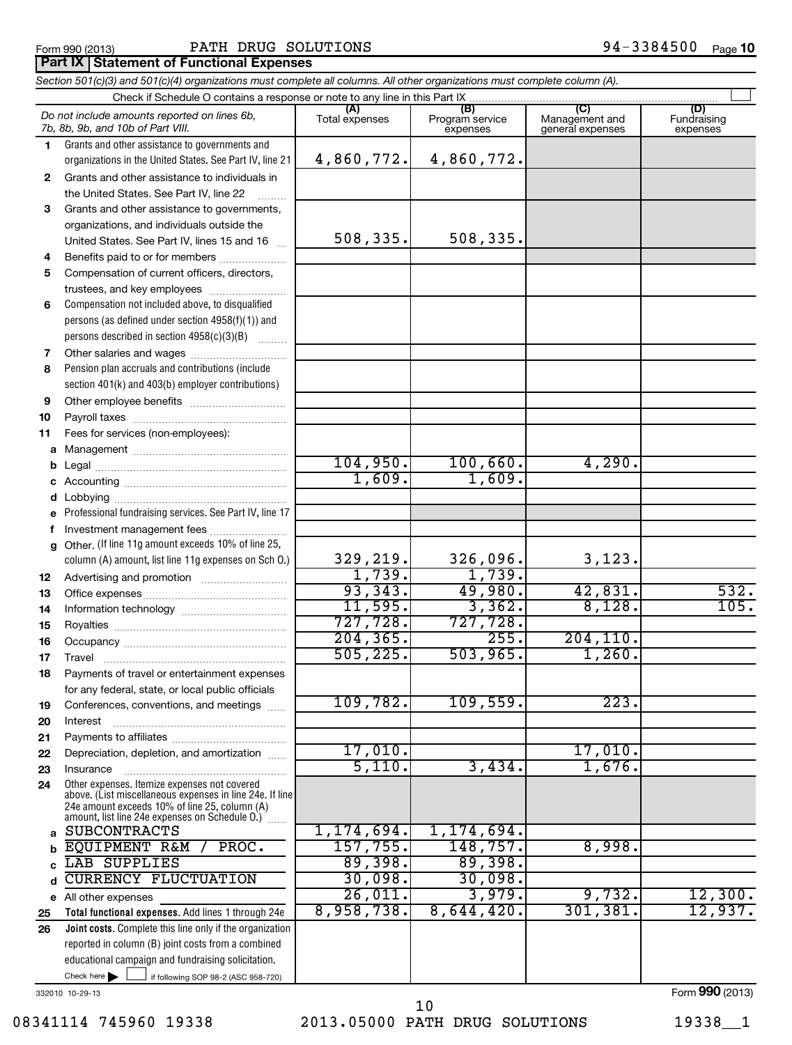Form 990 (2013) PATH DRUG SOLUTIONS 94-3384500 Page 10

## Part IX | Statement of Functional Expenses

*Section 501(c)(3) and 501(c)(4) organizations must complete all columns. All other organizations must complete column (A).*

Check if Schedule O contains a response or note to any line in this Part IX ☐

| | *Do not include amounts reported on lines 6b, 7b, 8b, 9b, and 10b of Part VIII.* | (A) Total expenses | (B) Program service expenses | (C) Management and general expenses | (D) Fundraising expenses |
|---|---|---|---|---|---|
| 1 | Grants and other assistance to governments and organizations in the United States. See Part IV, line 21 | 4,860,772. | 4,860,772. | | |
| 2 | Grants and other assistance to individuals in the United States. See Part IV, line 22 | | | | |
| 3 | Grants and other assistance to governments, organizations, and individuals outside the United States. See Part IV, lines 15 and 16 | 508,335. | 508,335. | | |
| 4 | Benefits paid to or for members | | | | |
| 5 | Compensation of current officers, directors, trustees, and key employees | | | | |
| 6 | Compensation not included above, to disqualified persons (as defined under section 4958(f)(1)) and persons described in section 4958(c)(3)(B) | | | | |
| 7 | Other salaries and wages | | | | |
| 8 | Pension plan accruals and contributions (include section 401(k) and 403(b) employer contributions) | | | | |
| 9 | Other employee benefits | | | | |
| 10 | Payroll taxes | | | | |
| 11 | Fees for services (non-employees): | | | | |
| a | Management | | | | |
| b | Legal | 104,950. | 100,660. | 4,290. | |
| c | Accounting | 1,609. | 1,609. | | |
| d | Lobbying | | | | |
| e | Professional fundraising services. See Part IV, line 17 | | | | |
| f | Investment management fees | | | | |
| g | Other. (If line 11g amount exceeds 10% of line 25, column (A) amount, list line 11g expenses on Sch O.) | 329,219. | 326,096. | 3,123. | |
| 12 | Advertising and promotion | 1,739. | 1,739. | | |
| 13 | Office expenses | 93,343. | 49,980. | 42,831. | 532. |
| 14 | Information technology | 11,595. | 3,362. | 8,128. | 105. |
| 15 | Royalties | 727,728. | 727,728. | | |
| 16 | Occupancy | 204,365. | 255. | 204,110. | |
| 17 | Travel | 505,225. | 503,965. | 1,260. | |
| 18 | Payments of travel or entertainment expenses for any federal, state, or local public officials | | | | |
| 19 | Conferences, conventions, and meetings | 109,782. | 109,559. | 223. | |
| 20 | Interest | | | | |
| 21 | Payments to affiliates | | | | |
| 22 | Depreciation, depletion, and amortization | 17,010. | | 17,010. | |
| 23 | Insurance | 5,110. | 3,434. | 1,676. | |
| 24 | Other expenses. Itemize expenses not covered above. (List miscellaneous expenses in line 24e. If line 24e amount exceeds 10% of line 25, column (A) amount, list line 24e expenses on Schedule O.) | | | | |
| a | SUBCONTRACTS | 1,174,694. | 1,174,694. | | |
| b | EQUIPMENT R&M / PROC. | 157,755. | 148,757. | 8,998. | |
| c | LAB SUPPLIES | 89,398. | 89,398. | | |
| d | CURRENCY FLUCTUATION | 30,098. | 30,098. | | |
| e | All other expenses | 26,011. | 3,979. | 9,732. | 12,300. |
| 25 | **Total functional expenses.** Add lines 1 through 24e | 8,958,738. | 8,644,420. | 301,381. | 12,937. |
| 26 | **Joint costs.** Complete this line only if the organization reported in column (B) joint costs from a combined educational campaign and fundraising solicitation. Check here ☐ if following SOP 98-2 (ASC 958-720) | | | | |

332010 10-29-13

Form **990** (2013)

08341114 745960 19338 2013.05000 PATH DRUG SOLUTIONS 19338__1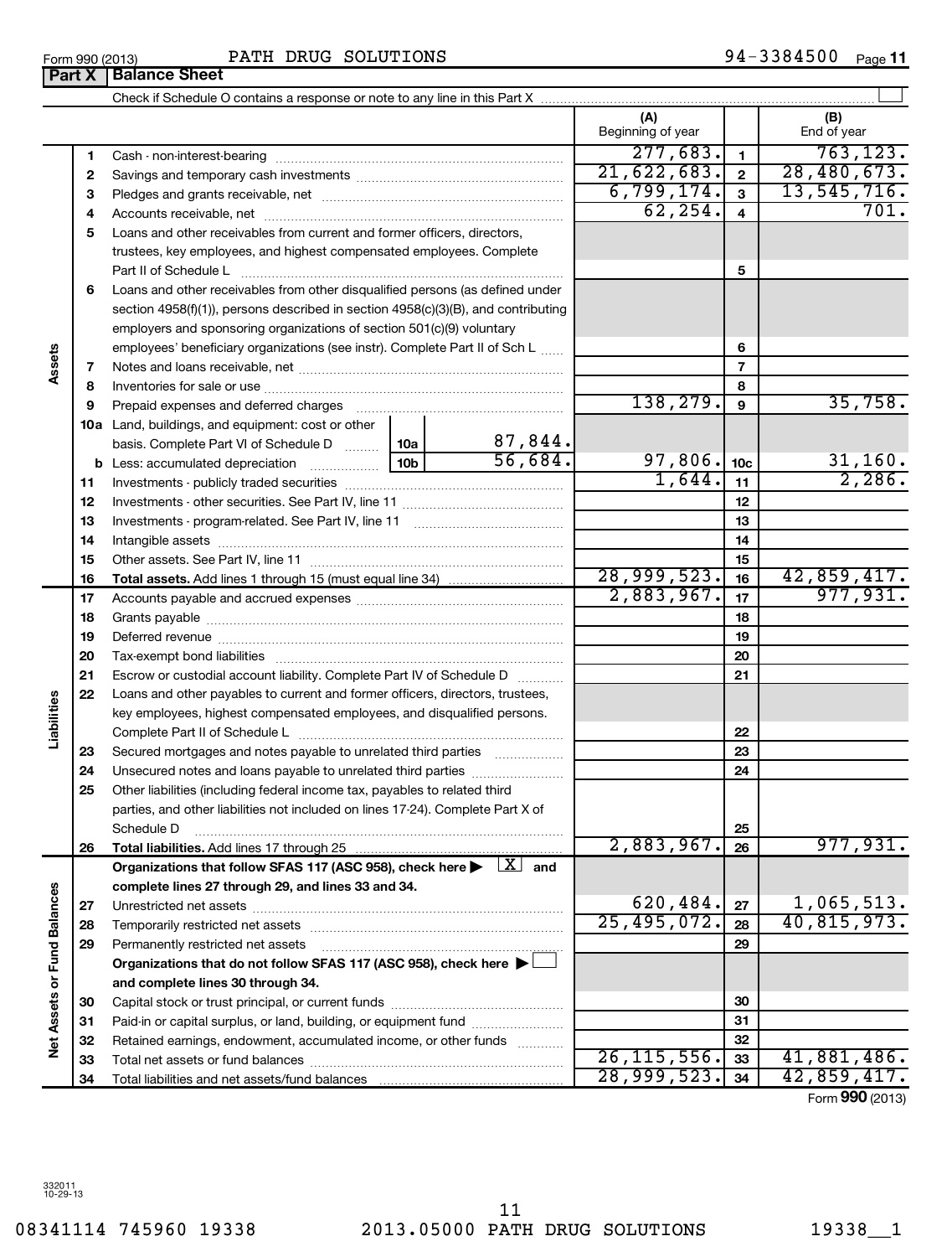Form 990 (2013) PATH DRUG SOLUTIONS 94-3384500 Page 11

## Part X Balance Sheet

Check if Schedule O contains a response or note to any line in this Part X ☐

| | | | | (A) Beginning of year | | (B) End of year |
|---|---|---|---|---|---|---|
| **Assets** | 1 | Cash - non-interest-bearing | | 277,683. | 1 | 763,123. |
| | 2 | Savings and temporary cash investments | | 21,622,683. | 2 | 28,480,673. |
| | 3 | Pledges and grants receivable, net | | 6,799,174. | 3 | 13,545,716. |
| | 4 | Accounts receivable, net | | 62,254. | 4 | 701. |
| | 5 | Loans and other receivables from current and former officers, directors, trustees, key employees, and highest compensated employees. Complete Part II of Schedule L | | | 5 | |
| | 6 | Loans and other receivables from other disqualified persons (as defined under section 4958(f)(1)), persons described in section 4958(c)(3)(B), and contributing employers and sponsoring organizations of section 501(c)(9) voluntary employees' beneficiary organizations (see instr). Complete Part II of Sch L | | | 6 | |
| | 7 | Notes and loans receivable, net | | | 7 | |
| | 8 | Inventories for sale or use | | | 8 | |
| | 9 | Prepaid expenses and deferred charges | | 138,279. | 9 | 35,758. |
| | 10a | Land, buildings, and equipment: cost or other basis. Complete Part VI of Schedule D | 10a 87,844. | | | |
| | b | Less: accumulated depreciation | 10b 56,684. | 97,806. | 10c | 31,160. |
| | 11 | Investments - publicly traded securities | | 1,644. | 11 | 2,286. |
| | 12 | Investments - other securities. See Part IV, line 11 | | | 12 | |
| | 13 | Investments - program-related. See Part IV, line 11 | | | 13 | |
| | 14 | Intangible assets | | | 14 | |
| | 15 | Other assets. See Part IV, line 11 | | | 15 | |
| | 16 | **Total assets.** Add lines 1 through 15 (must equal line 34) | | 28,999,523. | 16 | 42,859,417. |
| **Liabilities** | 17 | Accounts payable and accrued expenses | | 2,883,967. | 17 | 977,931. |
| | 18 | Grants payable | | | 18 | |
| | 19 | Deferred revenue | | | 19 | |
| | 20 | Tax-exempt bond liabilities | | | 20 | |
| | 21 | Escrow or custodial account liability. Complete Part IV of Schedule D | | | 21 | |
| | 22 | Loans and other payables to current and former officers, directors, trustees, key employees, highest compensated employees, and disqualified persons. Complete Part II of Schedule L | | | 22 | |
| | 23 | Secured mortgages and notes payable to unrelated third parties | | | 23 | |
| | 24 | Unsecured notes and loans payable to unrelated third parties | | | 24 | |
| | 25 | Other liabilities (including federal income tax, payables to related third parties, and other liabilities not included on lines 17-24). Complete Part X of Schedule D | | | 25 | |
| | 26 | **Total liabilities.** Add lines 17 through 25 | | 2,883,967. | 26 | 977,931. |
| **Net Assets or Fund Balances** | | **Organizations that follow SFAS 117 (ASC 958), check here ▶ [X] and complete lines 27 through 29, and lines 33 and 34.** | | | | |
| | 27 | Unrestricted net assets | | 620,484. | 27 | 1,065,513. |
| | 28 | Temporarily restricted net assets | | 25,495,072. | 28 | 40,815,973. |
| | 29 | Permanently restricted net assets | | | 29 | |
| | | **Organizations that do not follow SFAS 117 (ASC 958), check here ▶ ☐ and complete lines 30 through 34.** | | | | |
| | 30 | Capital stock or trust principal, or current funds | | | 30 | |
| | 31 | Paid-in or capital surplus, or land, building, or equipment fund | | | 31 | |
| | 32 | Retained earnings, endowment, accumulated income, or other funds | | | 32 | |
| | 33 | Total net assets or fund balances | | 26,115,556. | 33 | 41,881,486. |
| | 34 | Total liabilities and net assets/fund balances | | 28,999,523. | 34 | 42,859,417. |

Form **990** (2013)

332011 10-29-13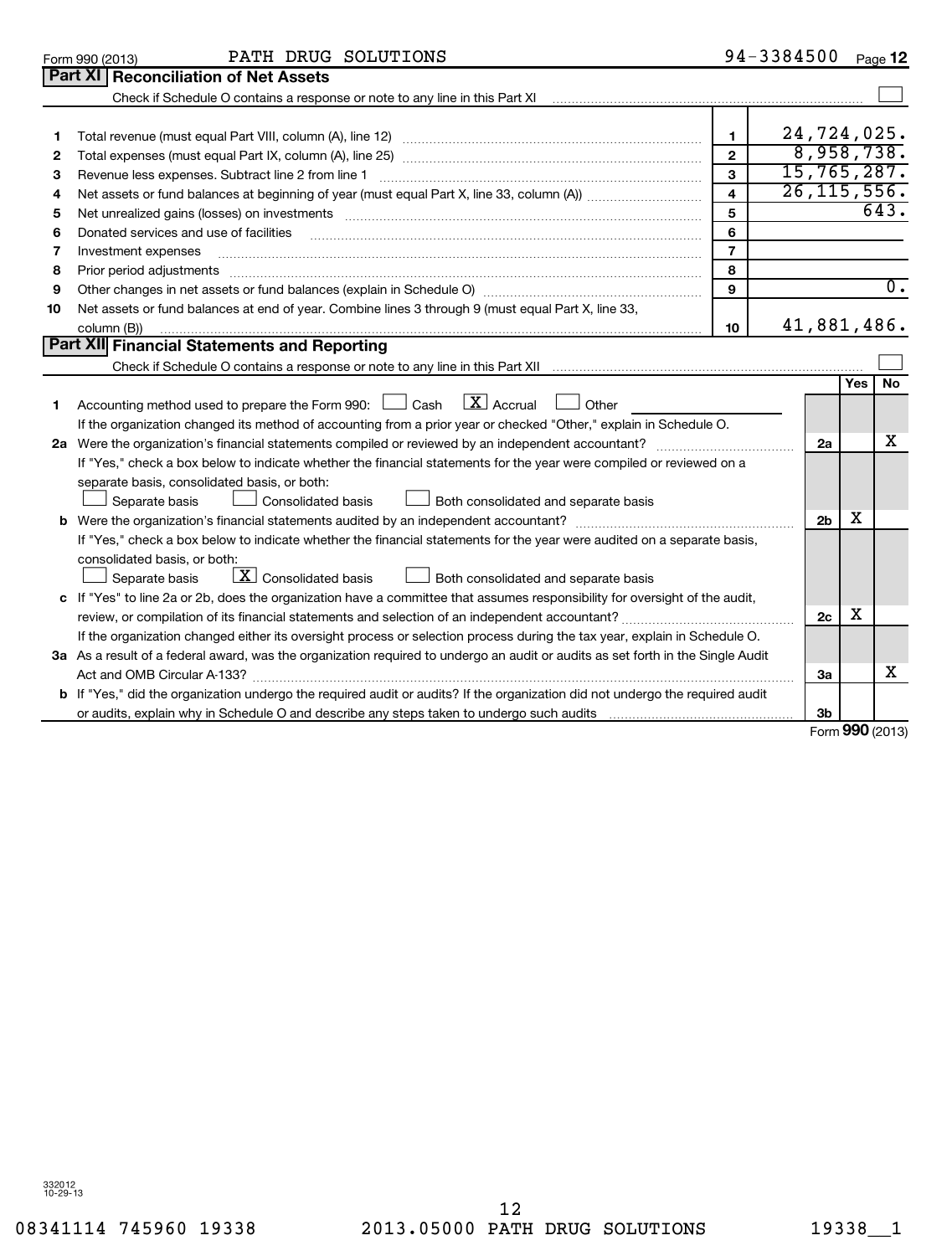Form 990 (2013) PATH DRUG SOLUTIONS 94-3384500 Page 12

## Part XI Reconciliation of Net Assets

Check if Schedule O contains a response or note to any line in this Part XI ☐

| | | | |
|---|---|---|---|
| 1 | Total revenue (must equal Part VIII, column (A), line 12) | 1 | 24,724,025. |
| 2 | Total expenses (must equal Part IX, column (A), line 25) | 2 | 8,958,738. |
| 3 | Revenue less expenses. Subtract line 2 from line 1 | 3 | 15,765,287. |
| 4 | Net assets or fund balances at beginning of year (must equal Part X, line 33, column (A)) | 4 | 26,115,556. |
| 5 | Net unrealized gains (losses) on investments | 5 | 643. |
| 6 | Donated services and use of facilities | 6 | |
| 7 | Investment expenses | 7 | |
| 8 | Prior period adjustments | 8 | |
| 9 | Other changes in net assets or fund balances (explain in Schedule O) | 9 | 0. |
| 10 | Net assets or fund balances at end of year. Combine lines 3 through 9 (must equal Part X, line 33, column (B)) | 10 | 41,881,486. |

## Part XII Financial Statements and Reporting

Check if Schedule O contains a response or note to any line in this Part XII ☐

| | | | Yes | No |
|---|---|---|---|---|
| 1 | Accounting method used to prepare the Form 990: ☐ Cash ☒ Accrual ☐ Other<br>If the organization changed its method of accounting from a prior year or checked "Other," explain in Schedule O. | | | |
| 2a | Were the organization's financial statements compiled or reviewed by an independent accountant?<br>If "Yes," check a box below to indicate whether the financial statements for the year were compiled or reviewed on a separate basis, consolidated basis, or both:<br>☐ Separate basis ☐ Consolidated basis ☐ Both consolidated and separate basis | 2a | | X |
| b | Were the organization's financial statements audited by an independent accountant?<br>If "Yes," check a box below to indicate whether the financial statements for the year were audited on a separate basis, consolidated basis, or both:<br>☐ Separate basis ☒ Consolidated basis ☐ Both consolidated and separate basis | 2b | X | |
| c | If "Yes" to line 2a or 2b, does the organization have a committee that assumes responsibility for oversight of the audit, review, or compilation of its financial statements and selection of an independent accountant?<br>If the organization changed either its oversight process or selection process during the tax year, explain in Schedule O. | 2c | X | |
| 3a | As a result of a federal award, was the organization required to undergo an audit or audits as set forth in the Single Audit Act and OMB Circular A-133? | 3a | | X |
| b | If "Yes," did the organization undergo the required audit or audits? If the organization did not undergo the required audit or audits, explain why in Schedule O and describe any steps taken to undergo such audits | 3b | | |

Form 990 (2013)

332012 10-29-13

08341114 745960 19338 2013.05000 PATH DRUG SOLUTIONS 19338__1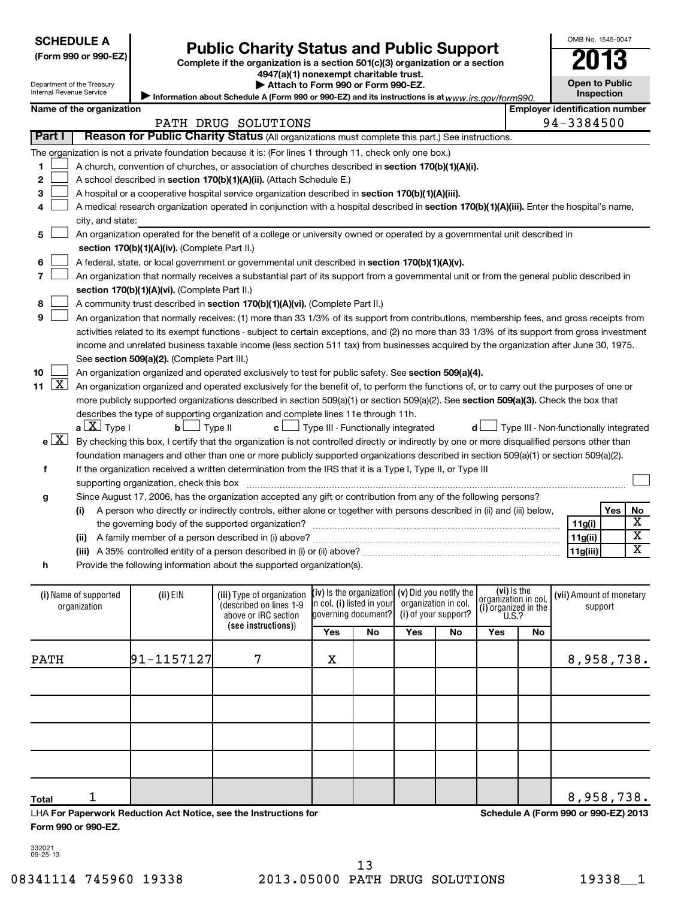**SCHEDULE A**
**(Form 990 or 990-EZ)**

Department of the Treasury
Internal Revenue Service

# Public Charity Status and Public Support

**Complete if the organization is a section 501(c)(3) organization or a section 4947(a)(1) nonexempt charitable trust.**

**▶ Attach to Form 990 or Form 990-EZ.**

**▶ Information about Schedule A (Form 990 or 990-EZ) and its instructions is at** *www.irs.gov/form990.*

OMB No. 1545-0047

**2013**

**Open to Public Inspection**

| Name of the organization | Employer identification number |
|---|---|
| PATH DRUG SOLUTIONS | 94-3384500 |

**Part I** **Reason for Public Charity Status** (All organizations must complete this part.) See instructions.

The organization is not a private foundation because it is: (For lines 1 through 11, check only one box.)

1. ☐ A church, convention of churches, or association of churches described in **section 170(b)(1)(A)(i).**
2. ☐ A school described in **section 170(b)(1)(A)(ii).** (Attach Schedule E.)
3. ☐ A hospital or a cooperative hospital service organization described in **section 170(b)(1)(A)(iii).**
4. ☐ A medical research organization operated in conjunction with a hospital described in **section 170(b)(1)(A)(iii).** Enter the hospital's name, city, and state:
5. ☐ An organization operated for the benefit of a college or university owned or operated by a governmental unit described in **section 170(b)(1)(A)(iv).** (Complete Part II.)
6. ☐ A federal, state, or local government or governmental unit described in **section 170(b)(1)(A)(v).**
7. ☐ An organization that normally receives a substantial part of its support from a governmental unit or from the general public described in **section 170(b)(1)(A)(vi).** (Complete Part II.)
8. ☐ A community trust described in **section 170(b)(1)(A)(vi).** (Complete Part II.)
9. ☐ An organization that normally receives: (1) more than 33 1/3% of its support from contributions, membership fees, and gross receipts from activities related to its exempt functions - subject to certain exceptions, and (2) no more than 33 1/3% of its support from gross investment income and unrelated business taxable income (less section 511 tax) from businesses acquired by the organization after June 30, 1975. See **section 509(a)(2).** (Complete Part III.)
10. ☐ An organization organized and operated exclusively to test for public safety. See **section 509(a)(4).**
11. ☒ An organization organized and operated exclusively for the benefit of, to perform the functions of, or to carry out the purposes of one or more publicly supported organizations described in section 509(a)(1) or section 509(a)(2). See **section 509(a)(3).** Check the box that describes the type of supporting organization and complete lines 11e through 11h.

   **a** ☒ Type I **b** ☐ Type II **c** ☐ Type III - Functionally integrated **d** ☐ Type III - Non-functionally integrated

   **e** ☒ By checking this box, I certify that the organization is not controlled directly or indirectly by one or more disqualified persons other than foundation managers and other than one or more publicly supported organizations described in section 509(a)(1) or section 509(a)(2).

   **f** If the organization received a written determination from the IRS that it is a Type I, Type II, or Type III supporting organization, check this box ☐

   **g** Since August 17, 2006, has the organization accepted any gift or contribution from any of the following persons?

| | | | Yes | No |
|---|---|---|---|---|
| **(i)** | A person who directly or indirectly controls, either alone or together with persons described in (ii) and (iii) below, the governing body of the supported organization? | **11g(i)** | | X |
| **(ii)** | A family member of a person described in (i) above? | **11g(ii)** | | X |
| **(iii)** | A 35% controlled entity of a person described in (i) or (ii) above? | **11g(iii)** | | X |

   **h** Provide the following information about the supported organization(s).

| (i) Name of supported organization | (ii) EIN | (iii) Type of organization (described on lines 1-9 above or IRC section (see instructions)) | (iv) Is the organization in col. (i) listed in your governing document? Yes | No | (v) Did you notify the organization in col. (i) of your support? Yes | No | (vi) Is the organization in col. (i) organized in the U.S.? Yes | No | (vii) Amount of monetary support |
|---|---|---|---|---|---|---|---|---|---|
| PATH | 91-1157127 | 7 | X | | | | | | 8,958,738. |
| | | | | | | | | | |
| | | | | | | | | | |
| | | | | | | | | | |
| | | | | | | | | | |
| **Total** 1 | | | | | | | | | 8,958,738. |

LHA **For Paperwork Reduction Act Notice, see the Instructions for Form 990 or 990-EZ.** **Schedule A (Form 990 or 990-EZ) 2013**

332021
09-25-13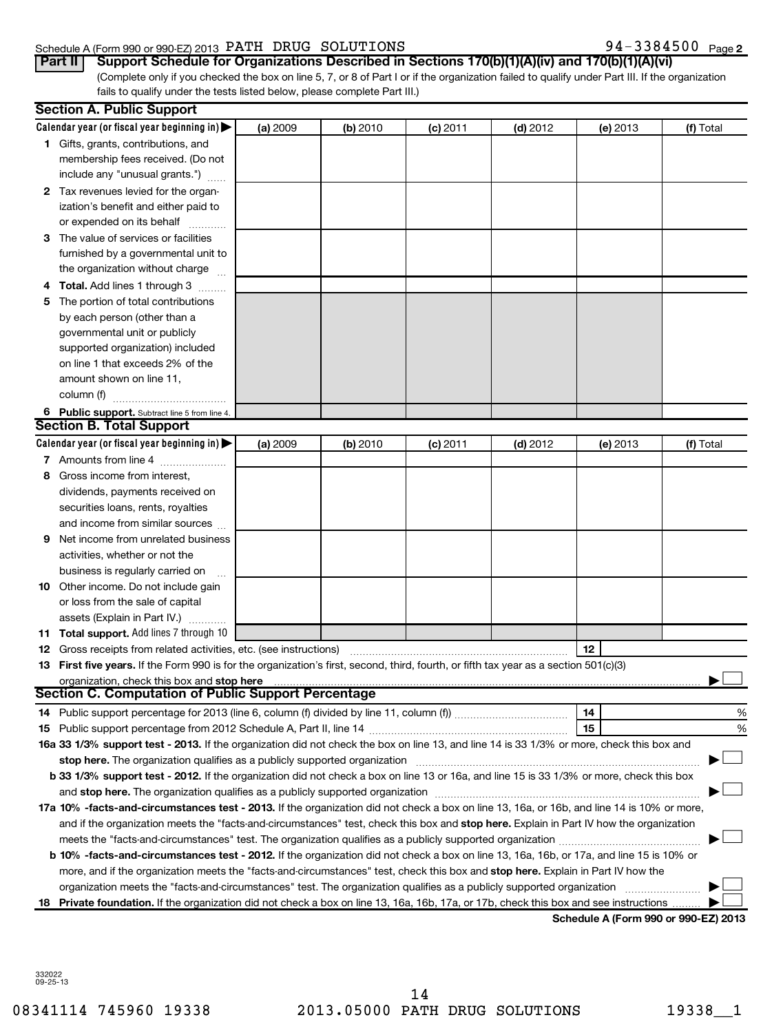Schedule A (Form 990 or 990-EZ) 2013 PATH DRUG SOLUTIONS 94-3384500 Page 2

**Part II** **Support Schedule for Organizations Described in Sections 170(b)(1)(A)(iv) and 170(b)(1)(A)(vi)**

(Complete only if you checked the box on line 5, 7, or 8 of Part I or if the organization failed to qualify under Part III. If the organization fails to qualify under the tests listed below, please complete Part III.)

## Section A. Public Support

| Calendar year (or fiscal year beginning in) ▶ | (a) 2009 | (b) 2010 | (c) 2011 | (d) 2012 | (e) 2013 | (f) Total |
|---|---|---|---|---|---|---|
| **1** Gifts, grants, contributions, and membership fees received. (Do not include any "unusual grants.") | | | | | | |
| **2** Tax revenues levied for the organization's benefit and either paid to or expended on its behalf | | | | | | |
| **3** The value of services or facilities furnished by a governmental unit to the organization without charge | | | | | | |
| **4** **Total.** Add lines 1 through 3 | | | | | | |
| **5** The portion of total contributions by each person (other than a governmental unit or publicly supported organization) included on line 1 that exceeds 2% of the amount shown on line 11, column (f) | | | | | | |
| **6** **Public support.** Subtract line 5 from line 4. | | | | | | |

## Section B. Total Support

| Calendar year (or fiscal year beginning in) ▶ | (a) 2009 | (b) 2010 | (c) 2011 | (d) 2012 | (e) 2013 | (f) Total |
|---|---|---|---|---|---|---|
| **7** Amounts from line 4 | | | | | | |
| **8** Gross income from interest, dividends, payments received on securities loans, rents, royalties and income from similar sources | | | | | | |
| **9** Net income from unrelated business activities, whether or not the business is regularly carried on | | | | | | |
| **10** Other income. Do not include gain or loss from the sale of capital assets (Explain in Part IV.) | | | | | | |
| **11** **Total support.** Add lines 7 through 10 | | | | | | |

**12** Gross receipts from related activities, etc. (see instructions) | **12** |

**13** **First five years.** If the Form 990 is for the organization's first, second, third, fourth, or fifth tax year as a section 501(c)(3) organization, check this box and **stop here** ▶ ☐

## Section C. Computation of Public Support Percentage

**14** Public support percentage for 2013 (line 6, column (f) divided by line 11, column (f)) | **14** | %

**15** Public support percentage from 2012 Schedule A, Part II, line 14 | **15** | %

**16a** **33 1/3% support test - 2013.** If the organization did not check the box on line 13, and line 14 is 33 1/3% or more, check this box and **stop here.** The organization qualifies as a publicly supported organization ▶ ☐

**b** **33 1/3% support test - 2012.** If the organization did not check a box on line 13 or 16a, and line 15 is 33 1/3% or more, check this box and **stop here.** The organization qualifies as a publicly supported organization ▶ ☐

**17a** **10% -facts-and-circumstances test - 2013.** If the organization did not check a box on line 13, 16a, or 16b, and line 14 is 10% or more, and if the organization meets the "facts-and-circumstances" test, check this box and **stop here.** Explain in Part IV how the organization meets the "facts-and-circumstances" test. The organization qualifies as a publicly supported organization ▶ ☐

**b** **10% -facts-and-circumstances test - 2012.** If the organization did not check a box on line 13, 16a, 16b, or 17a, and line 15 is 10% or more, and if the organization meets the "facts-and-circumstances" test, check this box and **stop here.** Explain in Part IV how the organization meets the "facts-and-circumstances" test. The organization qualifies as a publicly supported organization ▶ ☐

**18** **Private foundation.** If the organization did not check a box on line 13, 16a, 16b, 17a, or 17b, check this box and see instructions ▶ ☐

**Schedule A (Form 990 or 990-EZ) 2013**

332022
09-25-13

08341114 745960 19338 2013.05000 PATH DRUG SOLUTIONS 19338__1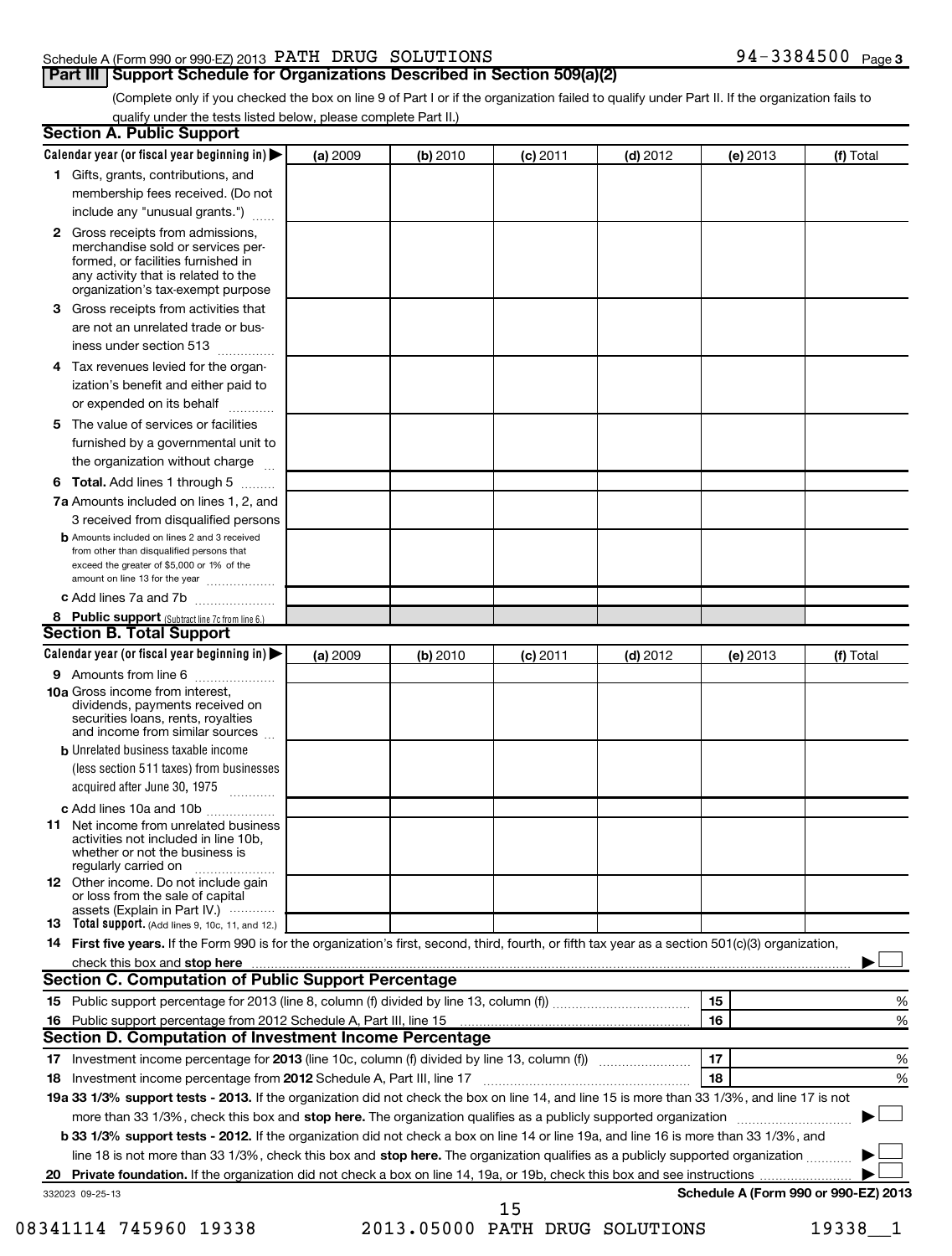Schedule A (Form 990 or 990-EZ) 2013 PATH DRUG SOLUTIONS 94-3384500 Page 3

## Part III Support Schedule for Organizations Described in Section 509(a)(2)

(Complete only if you checked the box on line 9 of Part I or if the organization failed to qualify under Part II. If the organization fails to qualify under the tests listed below, please complete Part II.)

### Section A. Public Support

| Calendar year (or fiscal year beginning in) ▶ | (a) 2009 | (b) 2010 | (c) 2011 | (d) 2012 | (e) 2013 | (f) Total |
|---|---|---|---|---|---|---|
| **1** Gifts, grants, contributions, and membership fees received. (Do not include any "unusual grants.") | | | | | | |
| **2** Gross receipts from admissions, merchandise sold or services performed, or facilities furnished in any activity that is related to the organization's tax-exempt purpose | | | | | | |
| **3** Gross receipts from activities that are not an unrelated trade or business under section 513 | | | | | | |
| **4** Tax revenues levied for the organization's benefit and either paid to or expended on its behalf | | | | | | |
| **5** The value of services or facilities furnished by a governmental unit to the organization without charge | | | | | | |
| **6 Total.** Add lines 1 through 5 | | | | | | |
| **7a** Amounts included on lines 1, 2, and 3 received from disqualified persons | | | | | | |
| **b** Amounts included on lines 2 and 3 received from other than disqualified persons that exceed the greater of $5,000 or 1% of the amount on line 13 for the year | | | | | | |
| **c** Add lines 7a and 7b | | | | | | |
| **8 Public support** (Subtract line 7c from line 6.) | | | | | | |

### Section B. Total Support

| Calendar year (or fiscal year beginning in) ▶ | (a) 2009 | (b) 2010 | (c) 2011 | (d) 2012 | (e) 2013 | (f) Total |
|---|---|---|---|---|---|---|
| **9** Amounts from line 6 | | | | | | |
| **10a** Gross income from interest, dividends, payments received on securities loans, rents, royalties and income from similar sources | | | | | | |
| **b** Unrelated business taxable income (less section 511 taxes) from businesses acquired after June 30, 1975 | | | | | | |
| **c** Add lines 10a and 10b | | | | | | |
| **11** Net income from unrelated business activities not included in line 10b, whether or not the business is regularly carried on | | | | | | |
| **12** Other income. Do not include gain or loss from the sale of capital assets (Explain in Part IV.) | | | | | | |
| **13 Total support.** (Add lines 9, 10c, 11, and 12.) | | | | | | |

**14 First five years.** If the Form 990 is for the organization's first, second, third, fourth, or fifth tax year as a section 501(c)(3) organization, check this box and **stop here** ▶ ☐

### Section C. Computation of Public Support Percentage

| | | | |
|---|---|---|---|
| **15** | Public support percentage for 2013 (line 8, column (f) divided by line 13, column (f)) | 15 | % |
| **16** | Public support percentage from 2012 Schedule A, Part III, line 15 | 16 | % |

### Section D. Computation of Investment Income Percentage

| | | | |
|---|---|---|---|
| **17** | Investment income percentage for **2013** (line 10c, column (f) divided by line 13, column (f)) | 17 | % |
| **18** | Investment income percentage from **2012** Schedule A, Part III, line 17 | 18 | % |

**19a 33 1/3% support tests - 2013.** If the organization did not check the box on line 14, and line 15 is more than 33 1/3%, and line 17 is not more than 33 1/3%, check this box and **stop here.** The organization qualifies as a publicly supported organization ▶ ☐

**b 33 1/3% support tests - 2012.** If the organization did not check a box on line 14 or line 19a, and line 16 is more than 33 1/3%, and line 18 is not more than 33 1/3%, check this box and **stop here.** The organization qualifies as a publicly supported organization ▶ ☐

**20 Private foundation.** If the organization did not check a box on line 14, 19a, or 19b, check this box and see instructions ▶ ☐

332023 09-25-13 **Schedule A (Form 990 or 990-EZ) 2013**

08341114 745960 19338 2013.05000 PATH DRUG SOLUTIONS 19338__1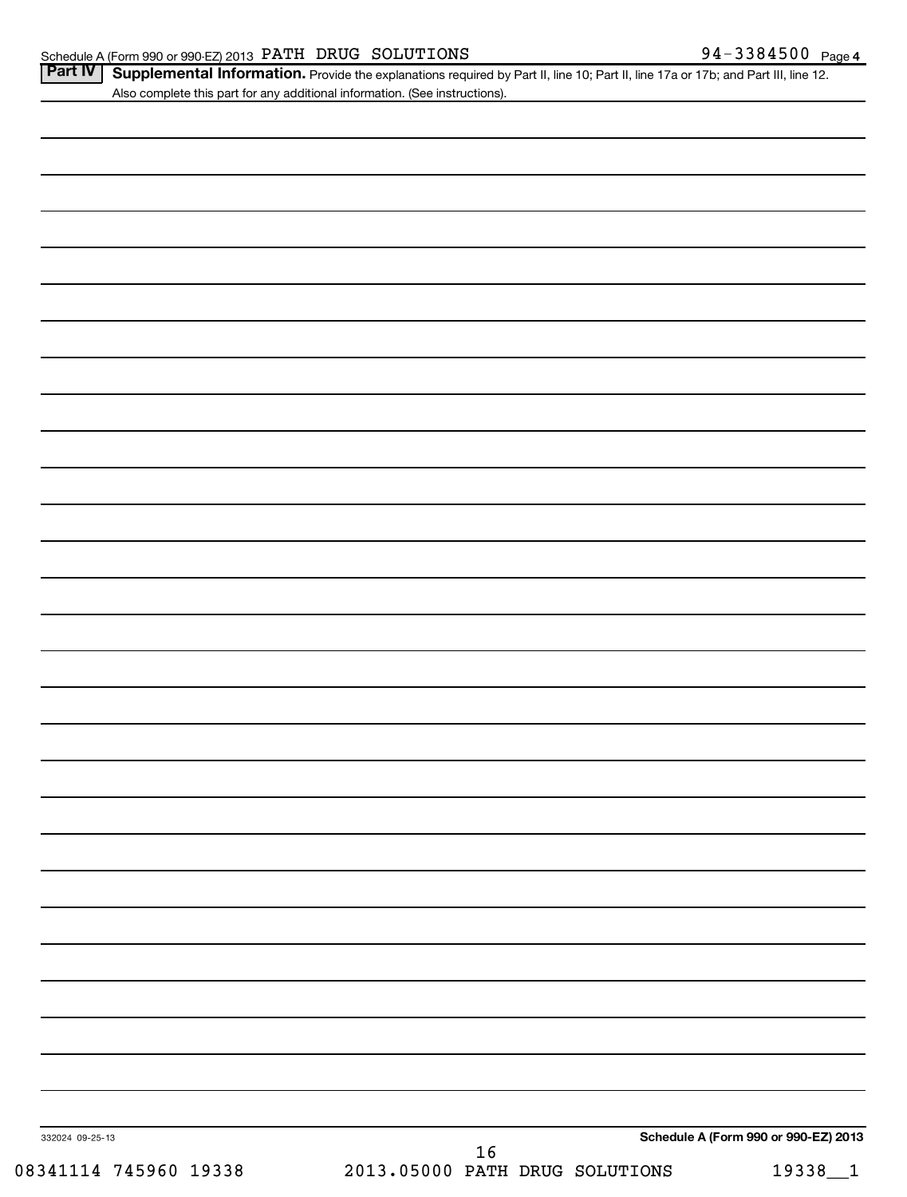Schedule A (Form 990 or 990-EZ) 2013 PATH DRUG SOLUTIONS 94-3384500 Page 4

**Part IV** **Supplemental Information.** Provide the explanations required by Part II, line 10; Part II, line 17a or 17b; and Part III, line 12. Also complete this part for any additional information. (See instructions).

332024 09-25-13 **Schedule A (Form 990 or 990-EZ) 2013**

08341114 745960 19338 2013.05000 PATH DRUG SOLUTIONS 19338__1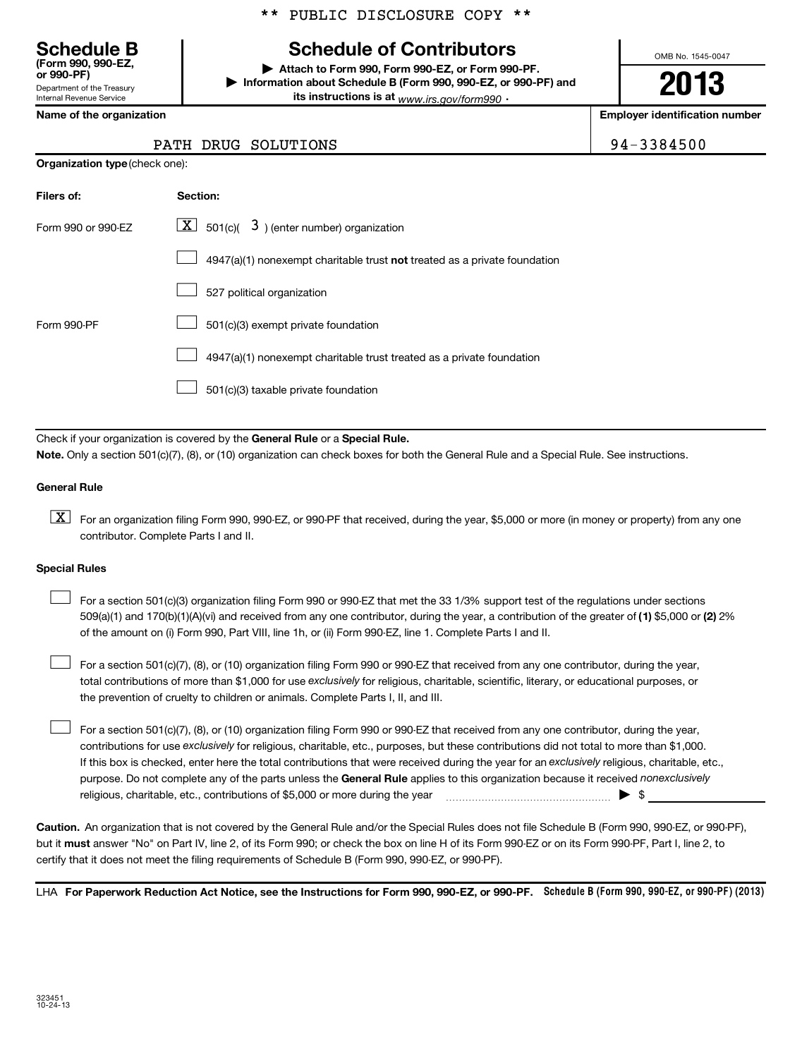\*\* PUBLIC DISCLOSURE COPY \*\*

**Schedule B**
**(Form 990, 990-EZ, or 990-PF)**
Department of the Treasury
Internal Revenue Service

# Schedule of Contributors

▶ **Attach to Form 990, Form 990-EZ, or Form 990-PF.**
▶ **Information about Schedule B (Form 990, 990-EZ, or 990-PF) and its instructions is at** *www.irs.gov/form990* .

OMB No. 1545-0047

**2013**

| **Name of the organization** | **Employer identification number** |
| --- | --- |
| PATH DRUG SOLUTIONS | 94-3384500 |

**Organization type** (check one):

| **Filers of:** | **Section:** |
| --- | --- |
| Form 990 or 990-EZ | [X] 501(c)( 3 ) (enter number) organization |
| | [ ] 4947(a)(1) nonexempt charitable trust **not** treated as a private foundation |
| | [ ] 527 political organization |
| Form 990-PF | [ ] 501(c)(3) exempt private foundation |
| | [ ] 4947(a)(1) nonexempt charitable trust treated as a private foundation |
| | [ ] 501(c)(3) taxable private foundation |

Check if your organization is covered by the **General Rule** or a **Special Rule.**
**Note.** Only a section 501(c)(7), (8), or (10) organization can check boxes for both the General Rule and a Special Rule. See instructions.

**General Rule**

[X] For an organization filing Form 990, 990-EZ, or 990-PF that received, during the year, $5,000 or more (in money or property) from any one contributor. Complete Parts I and II.

**Special Rules**

[ ] For a section 501(c)(3) organization filing Form 990 or 990-EZ that met the 33 1/3% support test of the regulations under sections 509(a)(1) and 170(b)(1)(A)(vi) and received from any one contributor, during the year, a contribution of the greater of **(1)** $5,000 or **(2)** 2% of the amount on (i) Form 990, Part VIII, line 1h, or (ii) Form 990-EZ, line 1. Complete Parts I and II.

[ ] For a section 501(c)(7), (8), or (10) organization filing Form 990 or 990-EZ that received from any one contributor, during the year, total contributions of more than $1,000 for use *exclusively* for religious, charitable, scientific, literary, or educational purposes, or the prevention of cruelty to children or animals. Complete Parts I, II, and III.

[ ] For a section 501(c)(7), (8), or (10) organization filing Form 990 or 990-EZ that received from any one contributor, during the year, contributions for use *exclusively* for religious, charitable, etc., purposes, but these contributions did not total to more than $1,000. If this box is checked, enter here the total contributions that were received during the year for an *exclusively* religious, charitable, etc., purpose. Do not complete any of the parts unless the **General Rule** applies to this organization because it received *nonexclusively* religious, charitable, etc., contributions of $5,000 or more during the year ........ ▶ $ ________

**Caution.** An organization that is not covered by the General Rule and/or the Special Rules does not file Schedule B (Form 990, 990-EZ, or 990-PF), but it **must** answer "No" on Part IV, line 2, of its Form 990; or check the box on line H of its Form 990-EZ or on its Form 990-PF, Part I, line 2, to certify that it does not meet the filing requirements of Schedule B (Form 990, 990-EZ, or 990-PF).

LHA **For Paperwork Reduction Act Notice, see the Instructions for Form 990, 990-EZ, or 990-PF.** **Schedule B (Form 990, 990-EZ, or 990-PF) (2013)**

323451
10-24-13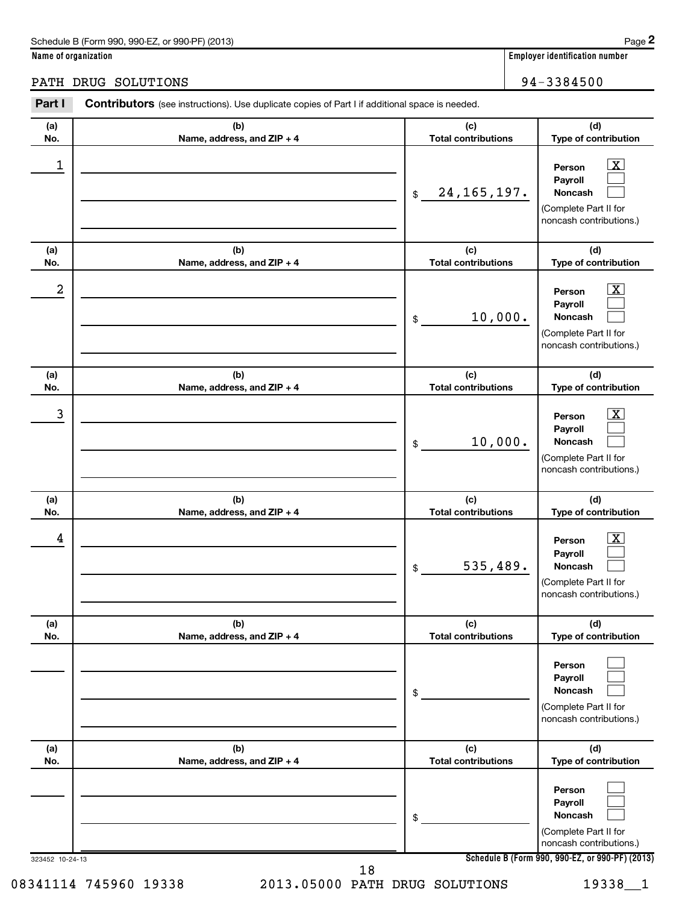Schedule B (Form 990, 990-EZ, or 990-PF) (2013)

| Name of organization | Employer identification number |
|---|---|
| PATH DRUG SOLUTIONS | 94-3384500 |

**Part I** **Contributors** (see instructions). Use duplicate copies of Part I if additional space is needed.

| (a) No. | (b) Name, address, and ZIP + 4 | (c) Total contributions | (d) Type of contribution |
|---|---|---|---|
| 1 | | $ 24,165,197. | Person [X] Payroll [ ] Noncash [ ] (Complete Part II for noncash contributions.) |
| 2 | | $ 10,000. | Person [X] Payroll [ ] Noncash [ ] (Complete Part II for noncash contributions.) |
| 3 | | $ 10,000. | Person [X] Payroll [ ] Noncash [ ] (Complete Part II for noncash contributions.) |
| 4 | | $ 535,489. | Person [X] Payroll [ ] Noncash [ ] (Complete Part II for noncash contributions.) |
| | | $ | Person [ ] Payroll [ ] Noncash [ ] (Complete Part II for noncash contributions.) |
| | | $ | Person [ ] Payroll [ ] Noncash [ ] (Complete Part II for noncash contributions.) |

323452 10-24-13

**Schedule B (Form 990, 990-EZ, or 990-PF) (2013)**

08341114 745960 19338 2013.05000 PATH DRUG SOLUTIONS 19338__1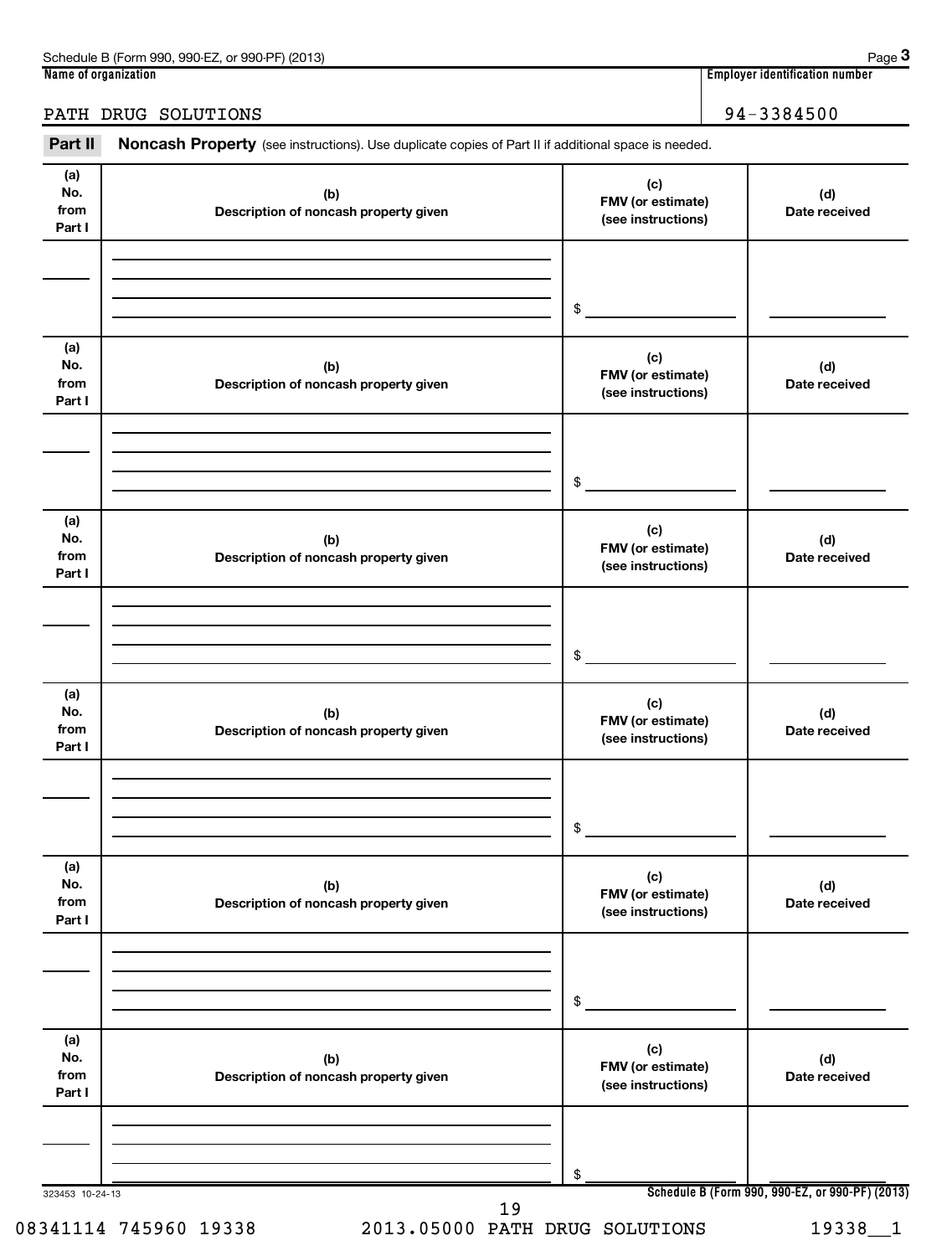Schedule B (Form 990, 990-EZ, or 990-PF) (2013)

**Name of organization**

PATH DRUG SOLUTIONS

**Employer identification number**

94-3384500

**Part II** **Noncash Property** (see instructions). Use duplicate copies of Part II if additional space is needed.

| (a) No. from Part I | (b) Description of noncash property given | (c) FMV (or estimate) (see instructions) | (d) Date received |
| --- | --- | --- | --- |
| | | $ | |

| (a) No. from Part I | (b) Description of noncash property given | (c) FMV (or estimate) (see instructions) | (d) Date received |
| --- | --- | --- | --- |
| | | $ | |

| (a) No. from Part I | (b) Description of noncash property given | (c) FMV (or estimate) (see instructions) | (d) Date received |
| --- | --- | --- | --- |
| | | $ | |

| (a) No. from Part I | (b) Description of noncash property given | (c) FMV (or estimate) (see instructions) | (d) Date received |
| --- | --- | --- | --- |
| | | $ | |

| (a) No. from Part I | (b) Description of noncash property given | (c) FMV (or estimate) (see instructions) | (d) Date received |
| --- | --- | --- | --- |
| | | $ | |

| (a) No. from Part I | (b) Description of noncash property given | (c) FMV (or estimate) (see instructions) | (d) Date received |
| --- | --- | --- | --- |
| | | $ | |

323453 10-24-13

**Schedule B (Form 990, 990-EZ, or 990-PF) (2013)**

08341114 745960 19338 2013.05000 PATH DRUG SOLUTIONS 19338__1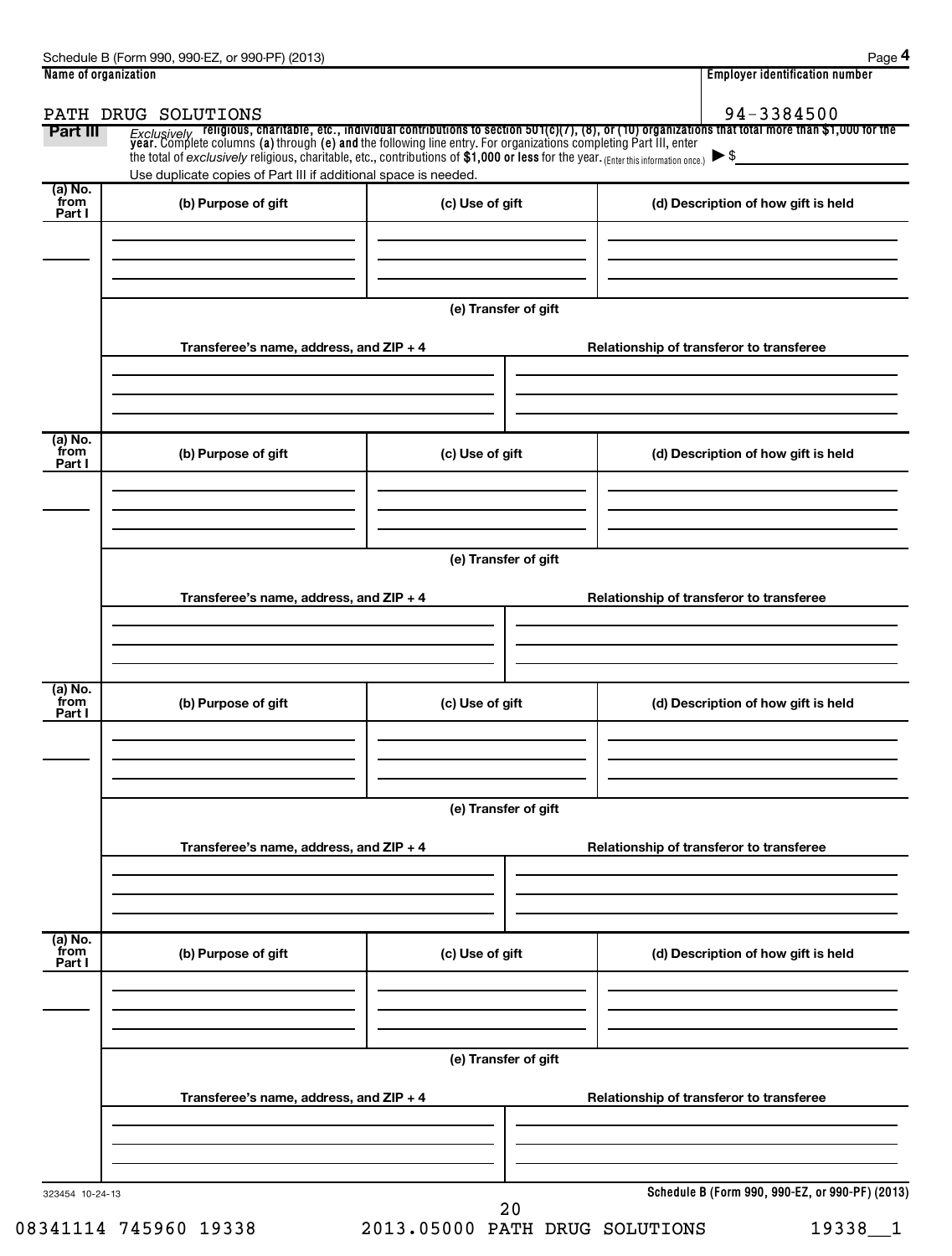Schedule B (Form 990, 990-EZ, or 990-PF) (2013)

**Name of organization**

PATH DRUG SOLUTIONS

**Employer identification number**

94-3384500

## Part III

*Exclusively* religious, charitable, etc., individual contributions to section 501(c)(7), (8), or (10) organizations that total more than $1,000 for the year. Complete columns **(a)** through **(e)** and the following line entry. For organizations completing Part III, enter the total of *exclusively* religious, charitable, etc., contributions of **$1,000 or less** for the year. (Enter this information once.) ▶ $

Use duplicate copies of Part III if additional space is needed.

| (a) No. from Part I | (b) Purpose of gift | (c) Use of gift | (d) Description of how gift is held |
|---|---|---|---|
| | | | |

(e) Transfer of gift

| Transferee's name, address, and ZIP + 4 | Relationship of transferor to transferee |
|---|---|
| | |

| (a) No. from Part I | (b) Purpose of gift | (c) Use of gift | (d) Description of how gift is held |
|---|---|---|---|
| | | | |

(e) Transfer of gift

| Transferee's name, address, and ZIP + 4 | Relationship of transferor to transferee |
|---|---|
| | |

| (a) No. from Part I | (b) Purpose of gift | (c) Use of gift | (d) Description of how gift is held |
|---|---|---|---|
| | | | |

(e) Transfer of gift

| Transferee's name, address, and ZIP + 4 | Relationship of transferor to transferee |
|---|---|
| | |

| (a) No. from Part I | (b) Purpose of gift | (c) Use of gift | (d) Description of how gift is held |
|---|---|---|---|
| | | | |

(e) Transfer of gift

| Transferee's name, address, and ZIP + 4 | Relationship of transferor to transferee |
|---|---|
| | |

323454 10-24-13

**Schedule B (Form 990, 990-EZ, or 990-PF) (2013)**

08341114 745960 19338 2013.05000 PATH DRUG SOLUTIONS 19338__1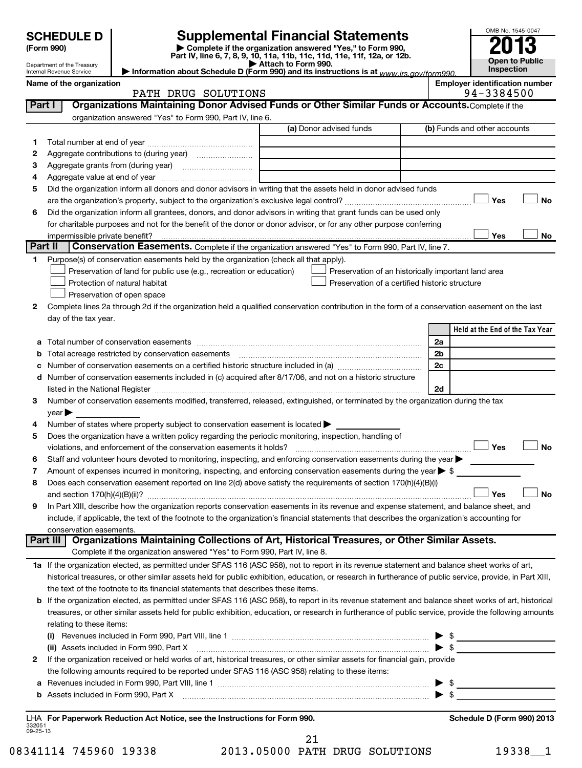**SCHEDULE D**
**(Form 990)**

Department of the Treasury
Internal Revenue Service

# Supplemental Financial Statements

▶ Complete if the organization answered "Yes," to Form 990, Part IV, line 6, 7, 8, 9, 10, 11a, 11b, 11c, 11d, 11e, 11f, 12a, or 12b.
▶ Attach to Form 990.
▶ Information about Schedule D (Form 990) and its instructions is at www.irs.gov/form990.

OMB No. 1545-0047
**2013**
**Open to Public Inspection**

**Name of the organization**
PATH DRUG SOLUTIONS

**Employer identification number**
94-3384500

## Part I Organizations Maintaining Donor Advised Funds or Other Similar Funds or Accounts.

Complete if the organization answered "Yes" to Form 990, Part IV, line 6.

| | | (a) Donor advised funds | (b) Funds and other accounts |
|---|---|---|---|
| 1 | Total number at end of year | | |
| 2 | Aggregate contributions to (during year) | | |
| 3 | Aggregate grants from (during year) | | |
| 4 | Aggregate value at end of year | | |

5 Did the organization inform all donors and donor advisors in writing that the assets held in donor advised funds are the organization's property, subject to the organization's exclusive legal control? ☐ Yes ☐ No

6 Did the organization inform all grantees, donors, and donor advisors in writing that grant funds can be used only for charitable purposes and not for the benefit of the donor or donor advisor, or for any other purpose conferring impermissible private benefit? ☐ Yes ☐ No

## Part II Conservation Easements.

Complete if the organization answered "Yes" to Form 990, Part IV, line 7.

1 Purpose(s) of conservation easements held by the organization (check all that apply).
- ☐ Preservation of land for public use (e.g., recreation or education)
- ☐ Preservation of an historically important land area
- ☐ Protection of natural habitat
- ☐ Preservation of a certified historic structure
- ☐ Preservation of open space

2 Complete lines 2a through 2d if the organization held a qualified conservation contribution in the form of a conservation easement on the last day of the tax year.

| | | | Held at the End of the Tax Year |
|---|---|---|---|
| a | Total number of conservation easements | 2a | |
| b | Total acreage restricted by conservation easements | 2b | |
| c | Number of conservation easements on a certified historic structure included in (a) | 2c | |
| d | Number of conservation easements included in (c) acquired after 8/17/06, and not on a historic structure listed in the National Register | 2d | |

3 Number of conservation easements modified, transferred, released, extinguished, or terminated by the organization during the tax year ▶

4 Number of states where property subject to conservation easement is located ▶

5 Does the organization have a written policy regarding the periodic monitoring, inspection, handling of violations, and enforcement of the conservation easements it holds? ☐ Yes ☐ No

6 Staff and volunteer hours devoted to monitoring, inspecting, and enforcing conservation easements during the year ▶

7 Amount of expenses incurred in monitoring, inspecting, and enforcing conservation easements during the year ▶ $

8 Does each conservation easement reported on line 2(d) above satisfy the requirements of section 170(h)(4)(B)(i) and section 170(h)(4)(B)(ii)? ☐ Yes ☐ No

9 In Part XIII, describe how the organization reports conservation easements in its revenue and expense statement, and balance sheet, and include, if applicable, the text of the footnote to the organization's financial statements that describes the organization's accounting for conservation easements.

## Part III Organizations Maintaining Collections of Art, Historical Treasures, or Other Similar Assets.

Complete if the organization answered "Yes" to Form 990, Part IV, line 8.

1a If the organization elected, as permitted under SFAS 116 (ASC 958), not to report in its revenue statement and balance sheet works of art, historical treasures, or other similar assets held for public exhibition, education, or research in furtherance of public service, provide, in Part XIII, the text of the footnote to its financial statements that describes these items.

b If the organization elected, as permitted under SFAS 116 (ASC 958), to report in its revenue statement and balance sheet works of art, historical treasures, or other similar assets held for public exhibition, education, or research in furtherance of public service, provide the following amounts relating to these items:

(i) Revenues included in Form 990, Part VIII, line 1 ▶ $

(ii) Assets included in Form 990, Part X ▶ $

2 If the organization received or held works of art, historical treasures, or other similar assets for financial gain, provide the following amounts required to be reported under SFAS 116 (ASC 958) relating to these items:

a Revenues included in Form 990, Part VIII, line 1 ▶ $

b Assets included in Form 990, Part X ▶ $

LHA **For Paperwork Reduction Act Notice, see the Instructions for Form 990.** **Schedule D (Form 990) 2013**

332051
09-25-13

08341114 745960 19338 2013.05000 PATH DRUG SOLUTIONS 19338__1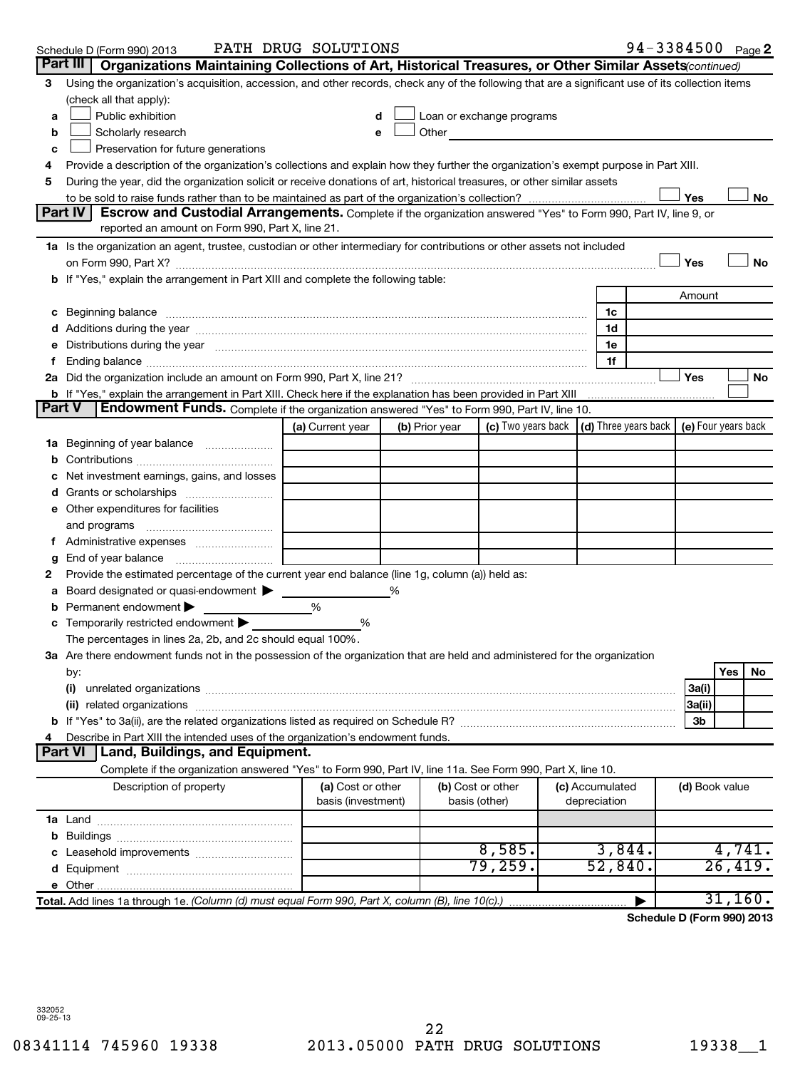Schedule D (Form 990) 2013 PATH DRUG SOLUTIONS 94-3384500 Page 2

## Part III Organizations Maintaining Collections of Art, Historical Treasures, or Other Similar Assets *(continued)*

3 Using the organization's acquisition, accession, and other records, check any of the following that are a significant use of its collection items (check all that apply):

- a ☐ Public exhibition
- b ☐ Scholarly research
- c ☐ Preservation for future generations
- d ☐ Loan or exchange programs
- e ☐ Other

4 Provide a description of the organization's collections and explain how they further the organization's exempt purpose in Part XIII.

5 During the year, did the organization solicit or receive donations of art, historical treasures, or other similar assets to be sold to raise funds rather than to be maintained as part of the organization's collection? ☐ Yes ☐ No

## Part IV Escrow and Custodial Arrangements.

Complete if the organization answered "Yes" to Form 990, Part IV, line 9, or reported an amount on Form 990, Part X, line 21.

1a Is the organization an agent, trustee, custodian or other intermediary for contributions or other assets not included on Form 990, Part X? ☐ Yes ☐ No

b If "Yes," explain the arrangement in Part XIII and complete the following table:

| | | Amount |
|---|---|---|
| c Beginning balance | 1c | |
| d Additions during the year | 1d | |
| e Distributions during the year | 1e | |
| f Ending balance | 1f | |

2a Did the organization include an amount on Form 990, Part X, line 21? ☐ Yes ☐ No

b If "Yes," explain the arrangement in Part XIII. Check here if the explanation has been provided in Part XIII ☐

## Part V Endowment Funds.

Complete if the organization answered "Yes" to Form 990, Part IV, line 10.

| | (a) Current year | (b) Prior year | (c) Two years back | (d) Three years back | (e) Four years back |
|---|---|---|---|---|---|
| 1a Beginning of year balance | | | | | |
| b Contributions | | | | | |
| c Net investment earnings, gains, and losses | | | | | |
| d Grants or scholarships | | | | | |
| e Other expenditures for facilities and programs | | | | | |
| f Administrative expenses | | | | | |
| g End of year balance | | | | | |

2 Provide the estimated percentage of the current year end balance (line 1g, column (a)) held as:

- a Board designated or quasi-endowment ▶ ______ %
- b Permanent endowment ▶ ______ %
- c Temporarily restricted endowment ▶ ______ %

The percentages in lines 2a, 2b, and 2c should equal 100%.

3a Are there endowment funds not in the possession of the organization that are held and administered for the organization by:

| | | Yes | No |
|---|---|---|---|
| (i) unrelated organizations | 3a(i) | | |
| (ii) related organizations | 3a(ii) | | |
| b If "Yes" to 3a(ii), are the related organizations listed as required on Schedule R? | 3b | | |

4 Describe in Part XIII the intended uses of the organization's endowment funds.

## Part VI Land, Buildings, and Equipment.

Complete if the organization answered "Yes" to Form 990, Part IV, line 11a. See Form 990, Part X, line 10.

| Description of property | (a) Cost or other basis (investment) | (b) Cost or other basis (other) | (c) Accumulated depreciation | (d) Book value |
|---|---|---|---|---|
| 1a Land | | | | |
| b Buildings | | | | |
| c Leasehold improvements | | 8,585. | 3,844. | 4,741. |
| d Equipment | | 79,259. | 52,840. | 26,419. |
| e Other | | | | |
| **Total.** Add lines 1a through 1e. *(Column (d) must equal Form 990, Part X, column (B), line 10(c).)* ▶ | | | | 31,160. |

**Schedule D (Form 990) 2013**

332052
09-25-13

08341114 745960 19338 2013.05000 PATH DRUG SOLUTIONS 19338__1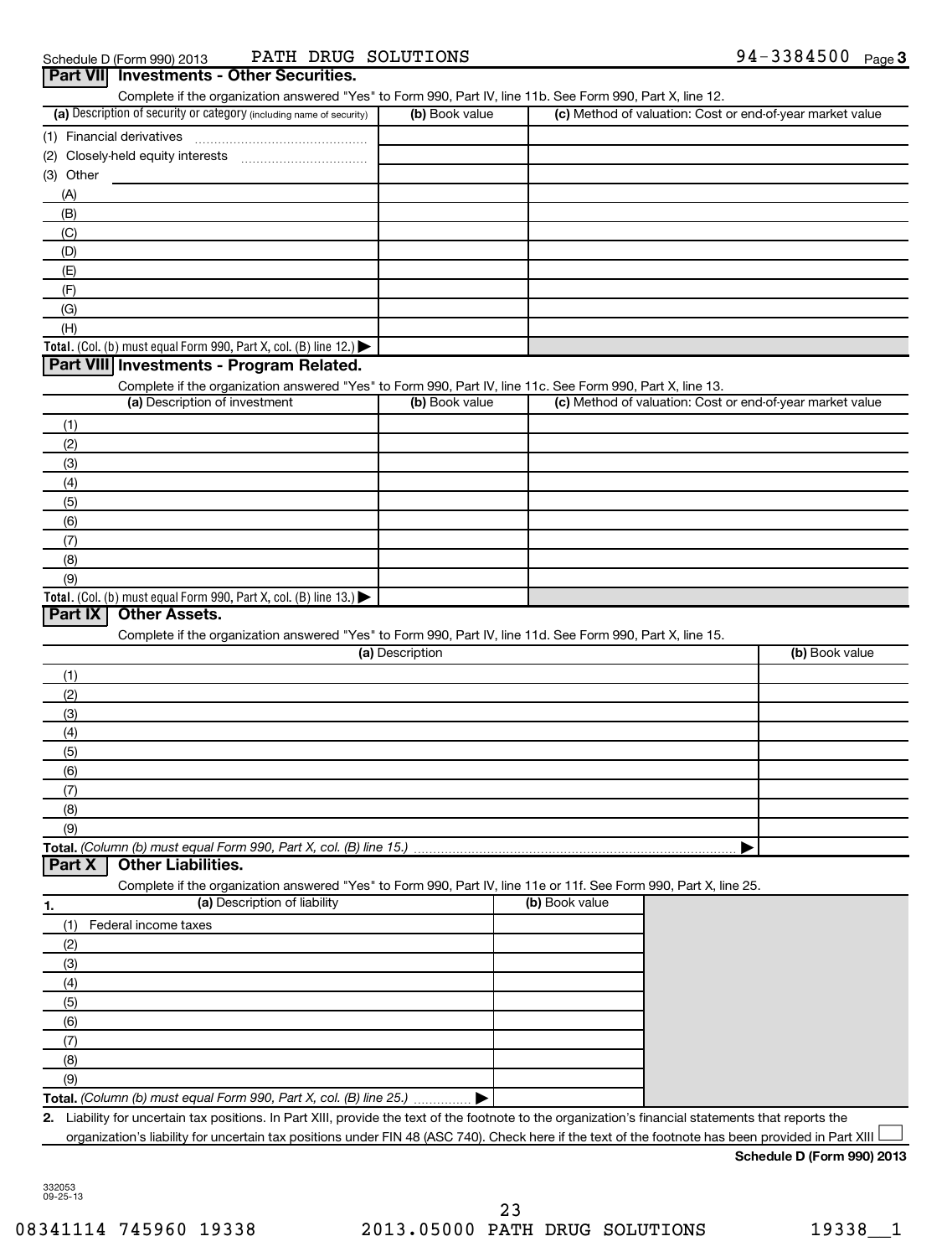Schedule D (Form 990) 2013 PATH DRUG SOLUTIONS 94-3384500 Page 3

## Part VII Investments - Other Securities.

Complete if the organization answered "Yes" to Form 990, Part IV, line 11b. See Form 990, Part X, line 12.

| (a) Description of security or category (including name of security) | (b) Book value | (c) Method of valuation: Cost or end-of-year market value |
|---|---|---|
| (1) Financial derivatives | | |
| (2) Closely-held equity interests | | |
| (3) Other | | |
| (A) | | |
| (B) | | |
| (C) | | |
| (D) | | |
| (E) | | |
| (F) | | |
| (G) | | |
| (H) | | |
| **Total.** (Col. (b) must equal Form 990, Part X, col. (B) line 12.) ▶ | | |

## Part VIII Investments - Program Related.

Complete if the organization answered "Yes" to Form 990, Part IV, line 11c. See Form 990, Part X, line 13.

| (a) Description of investment | (b) Book value | (c) Method of valuation: Cost or end-of-year market value |
|---|---|---|
| (1) | | |
| (2) | | |
| (3) | | |
| (4) | | |
| (5) | | |
| (6) | | |
| (7) | | |
| (8) | | |
| (9) | | |
| **Total.** (Col. (b) must equal Form 990, Part X, col. (B) line 13.) ▶ | | |

## Part IX Other Assets.

Complete if the organization answered "Yes" to Form 990, Part IV, line 11d. See Form 990, Part X, line 15.

| (a) Description | (b) Book value |
|---|---|
| (1) | |
| (2) | |
| (3) | |
| (4) | |
| (5) | |
| (6) | |
| (7) | |
| (8) | |
| (9) | |
| **Total.** *(Column (b) must equal Form 990, Part X, col. (B) line 15.)* ▶ | |

## Part X Other Liabilities.

Complete if the organization answered "Yes" to Form 990, Part IV, line 11e or 11f. See Form 990, Part X, line 25.

| 1. (a) Description of liability | (b) Book value |
|---|---|
| (1) Federal income taxes | |
| (2) | |
| (3) | |
| (4) | |
| (5) | |
| (6) | |
| (7) | |
| (8) | |
| (9) | |
| **Total.** *(Column (b) must equal Form 990, Part X, col. (B) line 25.)* ▶ | |

**2.** Liability for uncertain tax positions. In Part XIII, provide the text of the footnote to the organization's financial statements that reports the organization's liability for uncertain tax positions under FIN 48 (ASC 740). Check here if the text of the footnote has been provided in Part XIII ☐

**Schedule D (Form 990) 2013**

332053 09-25-13

08341114 745960 19338 2013.05000 PATH DRUG SOLUTIONS 19338__1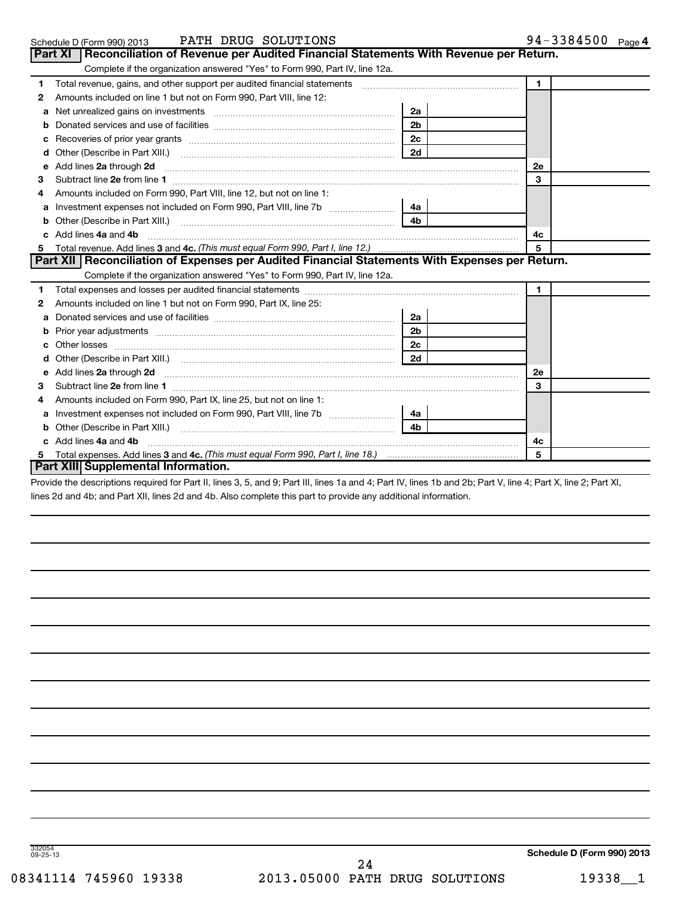Schedule D (Form 990) 2013 PATH DRUG SOLUTIONS 94-3384500 Page 4

## Part XI Reconciliation of Revenue per Audited Financial Statements With Revenue per Return.

Complete if the organization answered "Yes" to Form 990, Part IV, line 12a.

| | | | | | |
|---|---|---|---|---|---|
| 1 | Total revenue, gains, and other support per audited financial statements | | | 1 | |
| 2 | Amounts included on line 1 but not on Form 990, Part VIII, line 12: | | | | |
| a | Net unrealized gains on investments | 2a | | | |
| b | Donated services and use of facilities | 2b | | | |
| c | Recoveries of prior year grants | 2c | | | |
| d | Other (Describe in Part XIII.) | 2d | | | |
| e | Add lines **2a** through **2d** | | | 2e | |
| 3 | Subtract line **2e** from line **1** | | | 3 | |
| 4 | Amounts included on Form 990, Part VIII, line 12, but not on line 1: | | | | |
| a | Investment expenses not included on Form 990, Part VIII, line 7b | 4a | | | |
| b | Other (Describe in Part XIII.) | 4b | | | |
| c | Add lines **4a** and **4b** | | | 4c | |
| 5 | Total revenue. Add lines **3** and **4c.** *(This must equal Form 990, Part I, line 12.)* | | | 5 | |

## Part XII Reconciliation of Expenses per Audited Financial Statements With Expenses per Return.

Complete if the organization answered "Yes" to Form 990, Part IV, line 12a.

| | | | | | |
|---|---|---|---|---|---|
| 1 | Total expenses and losses per audited financial statements | | | 1 | |
| 2 | Amounts included on line 1 but not on Form 990, Part IX, line 25: | | | | |
| a | Donated services and use of facilities | 2a | | | |
| b | Prior year adjustments | 2b | | | |
| c | Other losses | 2c | | | |
| d | Other (Describe in Part XIII.) | 2d | | | |
| e | Add lines **2a** through **2d** | | | 2e | |
| 3 | Subtract line **2e** from line **1** | | | 3 | |
| 4 | Amounts included on Form 990, Part IX, line 25, but not on line 1: | | | | |
| a | Investment expenses not included on Form 990, Part VIII, line 7b | 4a | | | |
| b | Other (Describe in Part XIII.) | 4b | | | |
| c | Add lines **4a** and **4b** | | | 4c | |
| 5 | Total expenses. Add lines **3** and **4c.** *(This must equal Form 990, Part I, line 18.)* | | | 5 | |

## Part XIII Supplemental Information.

Provide the descriptions required for Part II, lines 3, 5, and 9; Part III, lines 1a and 4; Part IV, lines 1b and 2b; Part V, line 4; Part X, line 2; Part XI, lines 2d and 4b; and Part XII, lines 2d and 4b. Also complete this part to provide any additional information.

332054
09-25-13

**Schedule D (Form 990) 2013**

08341114 745960 19338 2013.05000 PATH DRUG SOLUTIONS 19338__1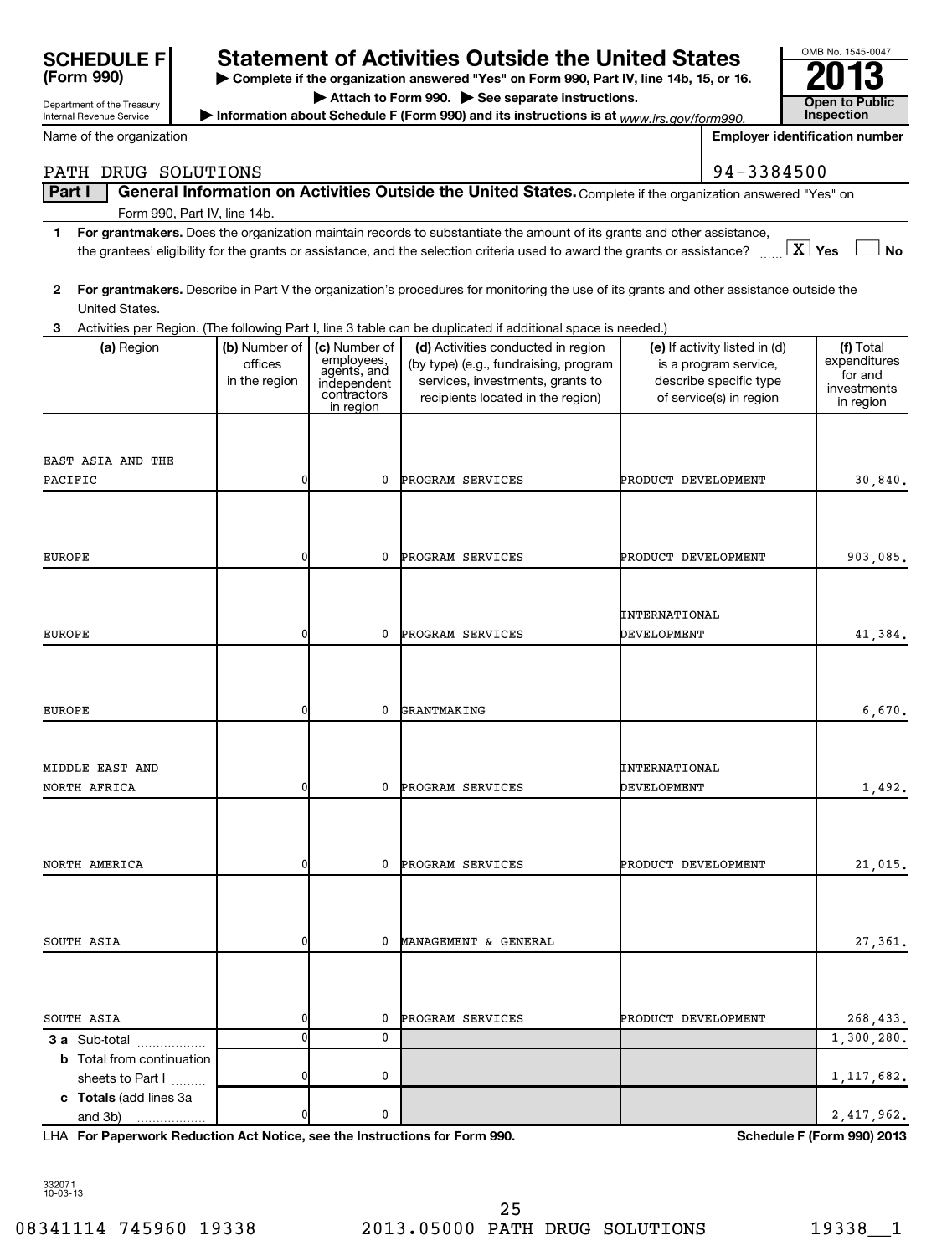**SCHEDULE F (Form 990)**

Department of the Treasury
Internal Revenue Service

# Statement of Activities Outside the United States

▶ Complete if the organization answered "Yes" on Form 990, Part IV, line 14b, 15, or 16.

▶ Attach to Form 990. ▶ See separate instructions.

▶ Information about Schedule F (Form 990) and its instructions is at www.irs.gov/form990.

OMB No. 1545-0047

**2013**

**Open to Public Inspection**

Name of the organization: PATH DRUG SOLUTIONS

Employer identification number: 94-3384500

**Part I** **General Information on Activities Outside the United States.** Complete if the organization answered "Yes" on Form 990, Part IV, line 14b.

**1** **For grantmakers.** Does the organization maintain records to substantiate the amount of its grants and other assistance, the grantees' eligibility for the grants or assistance, and the selection criteria used to award the grants or assistance? [X] Yes [ ] No

**2** **For grantmakers.** Describe in Part V the organization's procedures for monitoring the use of its grants and other assistance outside the United States.

**3** Activities per Region. (The following Part I, line 3 table can be duplicated if additional space is needed.)

| (a) Region | (b) Number of offices in the region | (c) Number of employees, agents, and independent contractors in region | (d) Activities conducted in region (by type) (e.g., fundraising, program services, investments, grants to recipients located in the region) | (e) If activity listed in (d) is a program service, describe specific type of service(s) in region | (f) Total expenditures for and investments in region |
|---|---|---|---|---|---|
| EAST ASIA AND THE PACIFIC | 0 | 0 | PROGRAM SERVICES | PRODUCT DEVELOPMENT | 30,840. |
| EUROPE | 0 | 0 | PROGRAM SERVICES | PRODUCT DEVELOPMENT | 903,085. |
| EUROPE | 0 | 0 | PROGRAM SERVICES | INTERNATIONAL DEVELOPMENT | 41,384. |
| EUROPE | 0 | 0 | GRANTMAKING | | 6,670. |
| MIDDLE EAST AND NORTH AFRICA | 0 | 0 | PROGRAM SERVICES | INTERNATIONAL DEVELOPMENT | 1,492. |
| NORTH AMERICA | 0 | 0 | PROGRAM SERVICES | PRODUCT DEVELOPMENT | 21,015. |
| SOUTH ASIA | 0 | 0 | MANAGEMENT & GENERAL | | 27,361. |
| SOUTH ASIA | 0 | 0 | PROGRAM SERVICES | PRODUCT DEVELOPMENT | 268,433. |
| **3 a** Sub-total | 0 | 0 | | | 1,300,280. |
| **b** Total from continuation sheets to Part I | 0 | 0 | | | 1,117,682. |
| **c** **Totals** (add lines 3a and 3b) | 0 | 0 | | | 2,417,962. |

LHA **For Paperwork Reduction Act Notice, see the Instructions for Form 990.** **Schedule F (Form 990) 2013**

332071
10-03-13

08341114 745960 19338 2013.05000 PATH DRUG SOLUTIONS 19338__1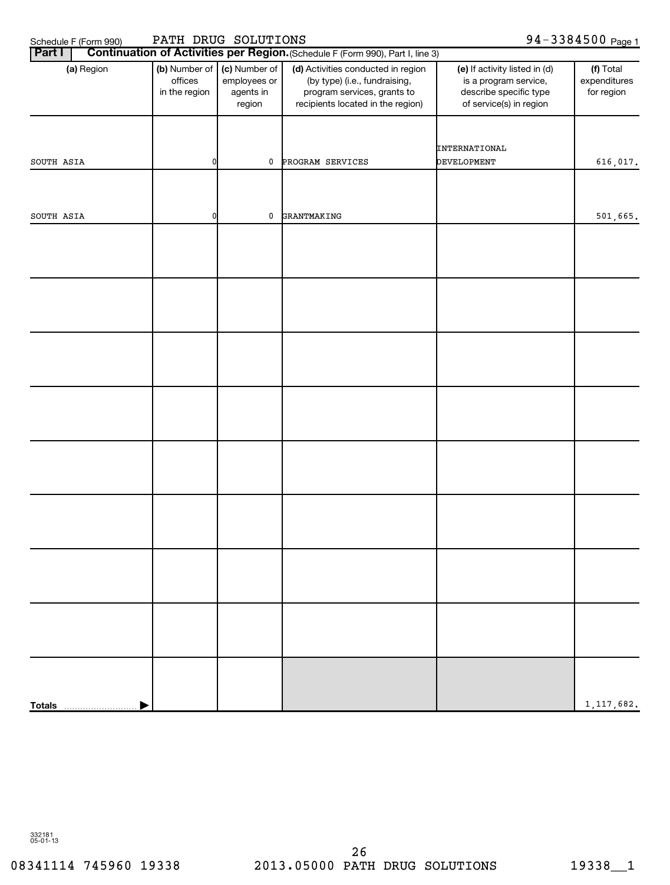Schedule F (Form 990) PATH DRUG SOLUTIONS 94-3384500 Page 1

**Part I** **Continuation of Activities per Region.** (Schedule F (Form 990), Part I, line 3)

| (a) Region | (b) Number of offices in the region | (c) Number of employees or agents in region | (d) Activities conducted in region (by type) (i.e., fundraising, program services, grants to recipients located in the region) | (e) If activity listed in (d) is a program service, describe specific type of service(s) in region | (f) Total expenditures for region |
|---|---|---|---|---|---|
| SOUTH ASIA | 0 | 0 | PROGRAM SERVICES | INTERNATIONAL DEVELOPMENT | 616,017. |
| SOUTH ASIA | 0 | 0 | GRANTMAKING | | 501,665. |
| | | | | | |
| | | | | | |
| | | | | | |
| | | | | | |
| | | | | | |
| | | | | | |
| | | | | | |
| | | | | | |
| **Totals** | | | | | 1,117,682. |

332181
05-01-13

08341114 745960 19338 2013.05000 PATH DRUG SOLUTIONS 19338__1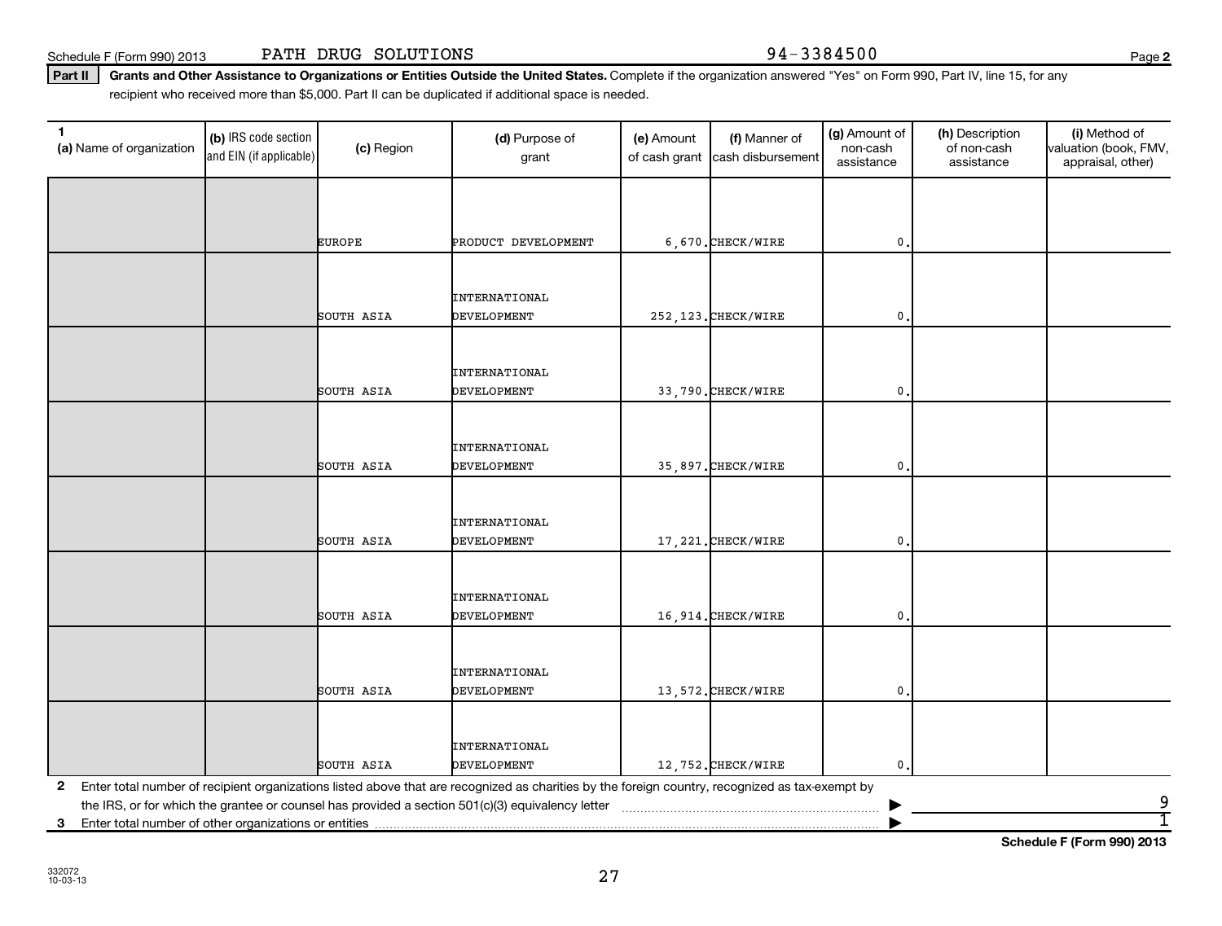Schedule F (Form 990) 2013 PATH DRUG SOLUTIONS 94-3384500 Page 2

**Part II** **Grants and Other Assistance to Organizations or Entities Outside the United States.** Complete if the organization answered "Yes" on Form 990, Part IV, line 15, for any recipient who received more than $5,000. Part II can be duplicated if additional space is needed.

| 1 (a) Name of organization | (b) IRS code section and EIN (if applicable) | (c) Region | (d) Purpose of grant | (e) Amount of cash grant | (f) Manner of cash disbursement | (g) Amount of non-cash assistance | (h) Description of non-cash assistance | (i) Method of valuation (book, FMV, appraisal, other) |
|---|---|---|---|---|---|---|---|---|
| | | EUROPE | PRODUCT DEVELOPMENT | 6,670. | CHECK/WIRE | 0. | | |
| | | SOUTH ASIA | INTERNATIONAL DEVELOPMENT | 252,123. | CHECK/WIRE | 0. | | |
| | | SOUTH ASIA | INTERNATIONAL DEVELOPMENT | 33,790. | CHECK/WIRE | 0. | | |
| | | SOUTH ASIA | INTERNATIONAL DEVELOPMENT | 35,897. | CHECK/WIRE | 0. | | |
| | | SOUTH ASIA | INTERNATIONAL DEVELOPMENT | 17,221. | CHECK/WIRE | 0. | | |
| | | SOUTH ASIA | INTERNATIONAL DEVELOPMENT | 16,914. | CHECK/WIRE | 0. | | |
| | | SOUTH ASIA | INTERNATIONAL DEVELOPMENT | 13,572. | CHECK/WIRE | 0. | | |
| | | SOUTH ASIA | INTERNATIONAL DEVELOPMENT | 12,752. | CHECK/WIRE | 0. | | |

**2** Enter total number of recipient organizations listed above that are recognized as charities by the foreign country, recognized as tax-exempt by the IRS, or for which the grantee or counsel has provided a section 501(c)(3) equivalency letter ▶ 9

**3** Enter total number of other organizations or entities ▶ 1

**Schedule F (Form 990) 2013**

332072
10-03-13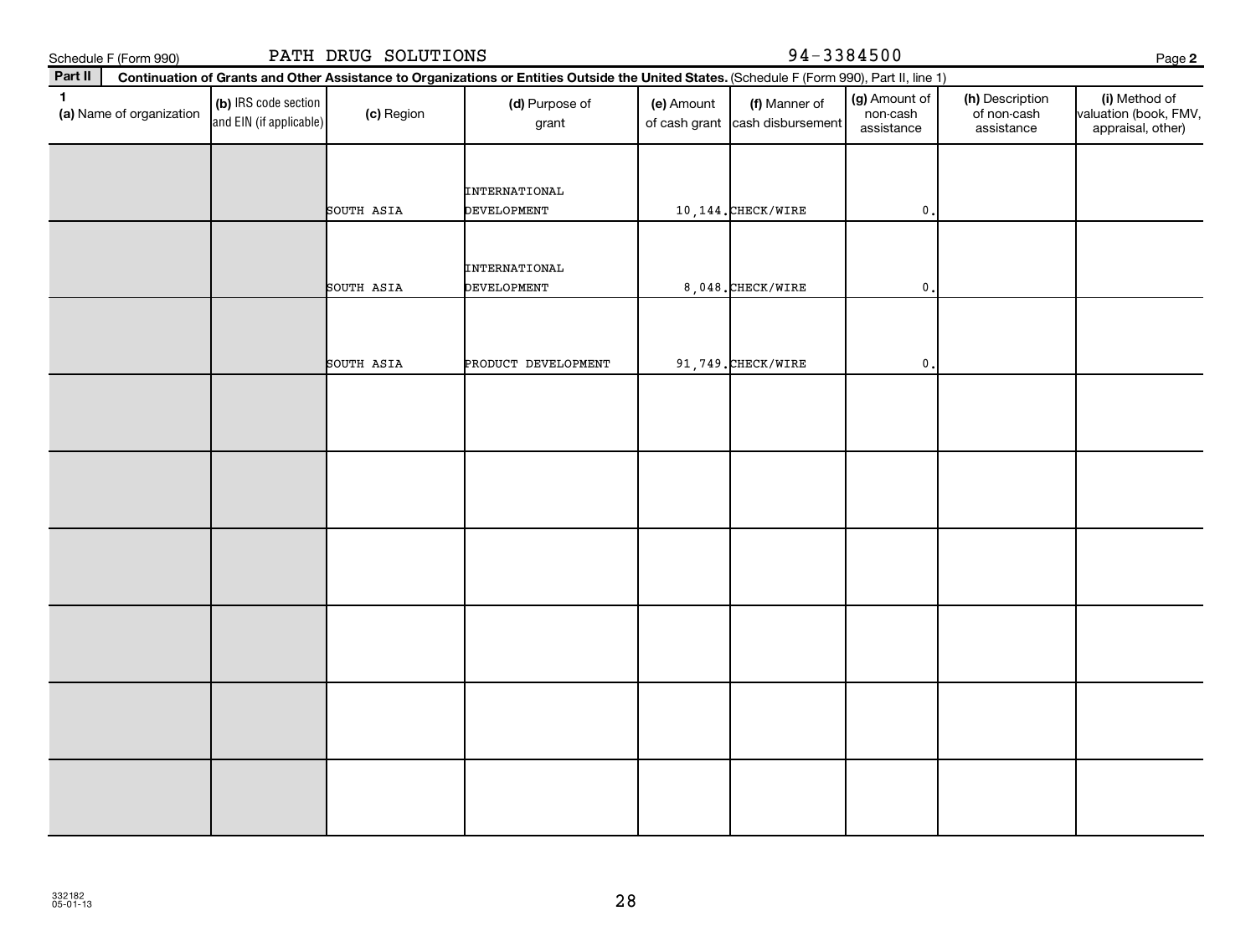Schedule F (Form 990) PATH DRUG SOLUTIONS 94-3384500 Page 2

**Part II** **Continuation of Grants and Other Assistance to Organizations or Entities Outside the United States.** (Schedule F (Form 990), Part II, line 1)

| 1 (a) Name of organization | (b) IRS code section and EIN (if applicable) | (c) Region | (d) Purpose of grant | (e) Amount of cash grant | (f) Manner of cash disbursement | (g) Amount of non-cash assistance | (h) Description of non-cash assistance | (i) Method of valuation (book, FMV, appraisal, other) |
|---|---|---|---|---|---|---|---|---|
| | | SOUTH ASIA | INTERNATIONAL DEVELOPMENT | 10,144. | CHECK/WIRE | 0. | | |
| | | SOUTH ASIA | INTERNATIONAL DEVELOPMENT | 8,048. | CHECK/WIRE | 0. | | |
| | | SOUTH ASIA | PRODUCT DEVELOPMENT | 91,749. | CHECK/WIRE | 0. | | |
| | | | | | | | | |
| | | | | | | | | |
| | | | | | | | | |
| | | | | | | | | |
| | | | | | | | | |
| | | | | | | | | |

332182
05-01-13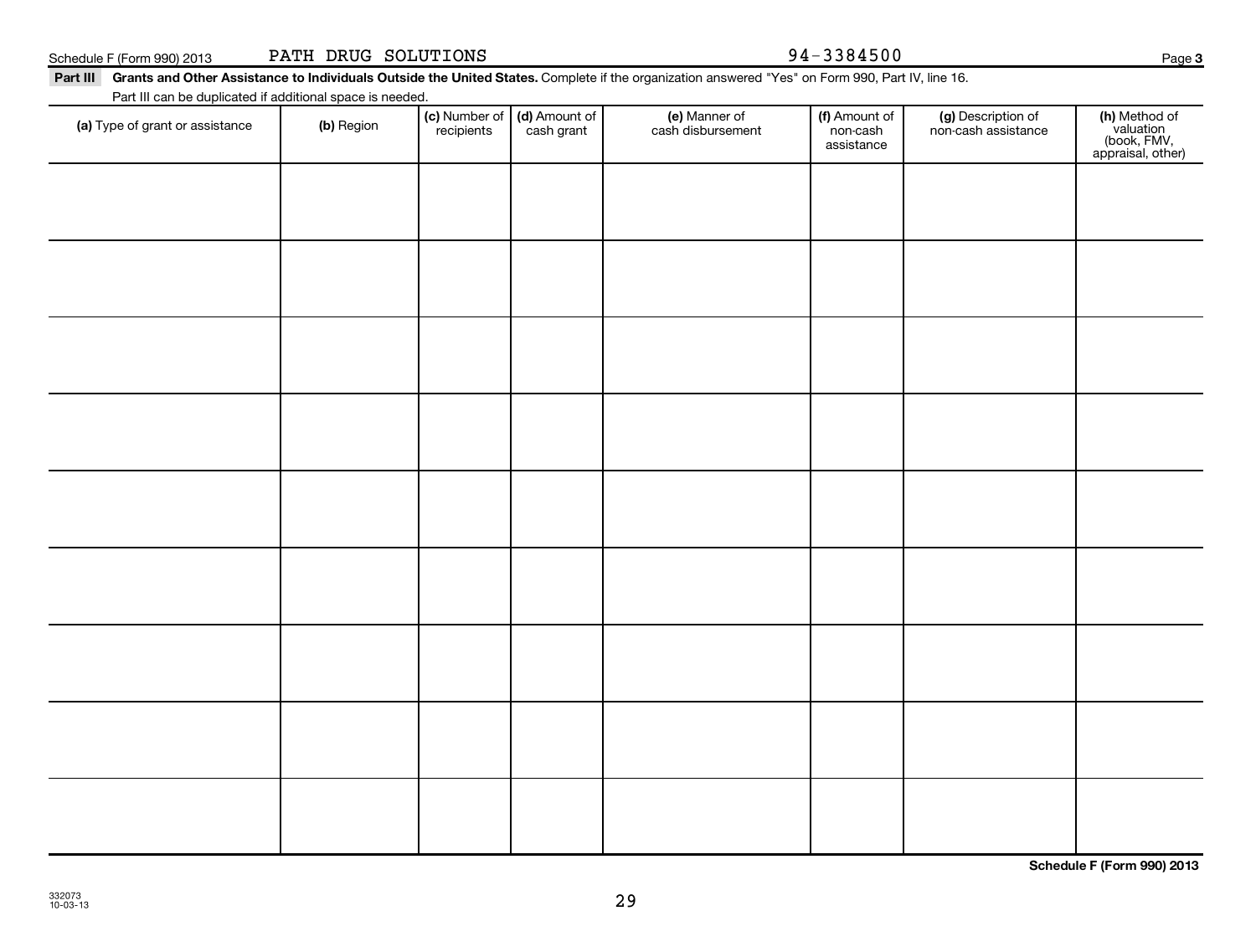Schedule F (Form 990) 2013 PATH DRUG SOLUTIONS 94-3384500

**Part III** **Grants and Other Assistance to Individuals Outside the United States.** Complete if the organization answered "Yes" on Form 990, Part IV, line 16.

Part III can be duplicated if additional space is needed.

| (a) Type of grant or assistance | (b) Region | (c) Number of recipients | (d) Amount of cash grant | (e) Manner of cash disbursement | (f) Amount of non-cash assistance | (g) Description of non-cash assistance | (h) Method of valuation (book, FMV, appraisal, other) |
|---|---|---|---|---|---|---|---|
| | | | | | | | |
| | | | | | | | |
| | | | | | | | |
| | | | | | | | |
| | | | | | | | |
| | | | | | | | |
| | | | | | | | |
| | | | | | | | |
| | | | | | | | |

**Schedule F (Form 990) 2013**

332073
10-03-13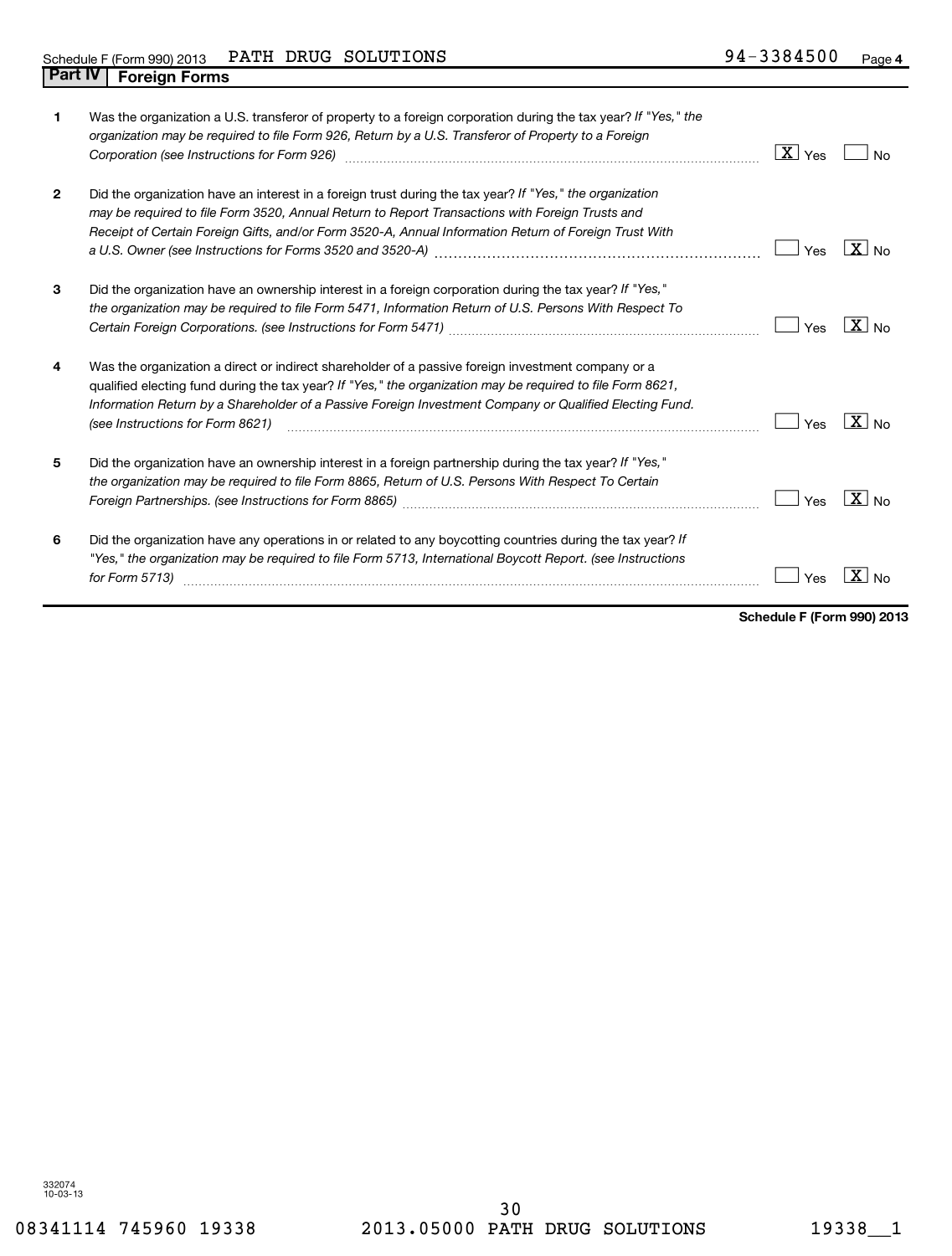Schedule F (Form 990) 2013 PATH DRUG SOLUTIONS 94-3384500 Page 4

## Part IV | Foreign Forms

| | | | |
|---|---|---|---|
| 1 | Was the organization a U.S. transferor of property to a foreign corporation during the tax year? *If "Yes," the organization may be required to file Form 926, Return by a U.S. Transferor of Property to a Foreign Corporation (see Instructions for Form 926)* | [X] Yes | [ ] No |
| 2 | Did the organization have an interest in a foreign trust during the tax year? *If "Yes," the organization may be required to file Form 3520, Annual Return to Report Transactions with Foreign Trusts and Receipt of Certain Foreign Gifts, and/or Form 3520-A, Annual Information Return of Foreign Trust With a U.S. Owner (see Instructions for Forms 3520 and 3520-A)* | [ ] Yes | [X] No |
| 3 | Did the organization have an ownership interest in a foreign corporation during the tax year? *If "Yes," the organization may be required to file Form 5471, Information Return of U.S. Persons With Respect To Certain Foreign Corporations. (see Instructions for Form 5471)* | [ ] Yes | [X] No |
| 4 | Was the organization a direct or indirect shareholder of a passive foreign investment company or a qualified electing fund during the tax year? *If "Yes," the organization may be required to file Form 8621, Information Return by a Shareholder of a Passive Foreign Investment Company or Qualified Electing Fund. (see Instructions for Form 8621)* | [ ] Yes | [X] No |
| 5 | Did the organization have an ownership interest in a foreign partnership during the tax year? *If "Yes," the organization may be required to file Form 8865, Return of U.S. Persons With Respect To Certain Foreign Partnerships. (see Instructions for Form 8865)* | [ ] Yes | [X] No |
| 6 | Did the organization have any operations in or related to any boycotting countries during the tax year? *If "Yes," the organization may be required to file Form 5713, International Boycott Report. (see Instructions for Form 5713)* | [ ] Yes | [X] No |

**Schedule F (Form 990) 2013**

332074 10-03-13

08341114 745960 19338 2013.05000 PATH DRUG SOLUTIONS 19338__1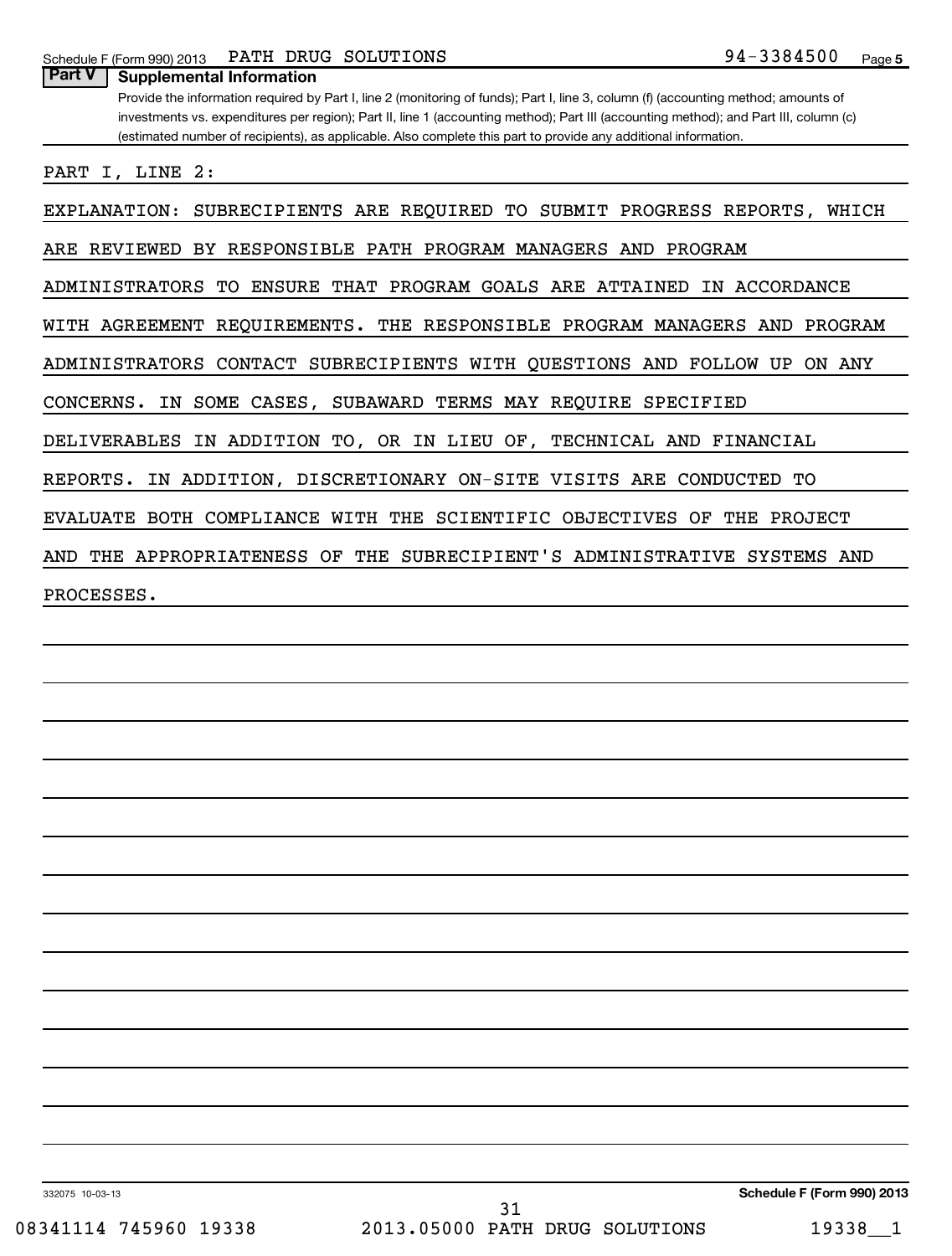## Part V Supplemental Information

Provide the information required by Part I, line 2 (monitoring of funds); Part I, line 3, column (f) (accounting method; amounts of investments vs. expenditures per region); Part II, line 1 (accounting method); Part III (accounting method); and Part III, column (c) (estimated number of recipients), as applicable. Also complete this part to provide any additional information.

PART I, LINE 2:

EXPLANATION: SUBRECIPIENTS ARE REQUIRED TO SUBMIT PROGRESS REPORTS, WHICH ARE REVIEWED BY RESPONSIBLE PATH PROGRAM MANAGERS AND PROGRAM ADMINISTRATORS TO ENSURE THAT PROGRAM GOALS ARE ATTAINED IN ACCORDANCE WITH AGREEMENT REQUIREMENTS. THE RESPONSIBLE PROGRAM MANAGERS AND PROGRAM ADMINISTRATORS CONTACT SUBRECIPIENTS WITH QUESTIONS AND FOLLOW UP ON ANY CONCERNS. IN SOME CASES, SUBAWARD TERMS MAY REQUIRE SPECIFIED DELIVERABLES IN ADDITION TO, OR IN LIEU OF, TECHNICAL AND FINANCIAL REPORTS. IN ADDITION, DISCRETIONARY ON-SITE VISITS ARE CONDUCTED TO EVALUATE BOTH COMPLIANCE WITH THE SCIENTIFIC OBJECTIVES OF THE PROJECT AND THE APPROPRIATENESS OF THE SUBRECIPIENT'S ADMINISTRATIVE SYSTEMS AND PROCESSES.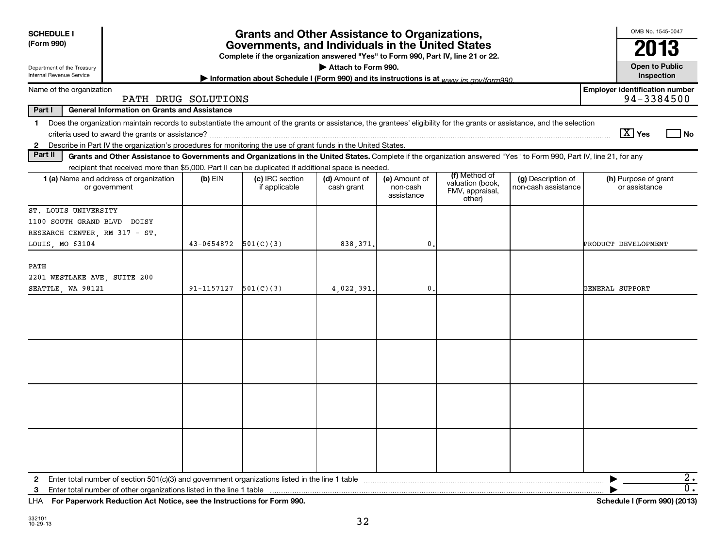**SCHEDULE I (Form 990)**

Department of the Treasury
Internal Revenue Service

# Grants and Other Assistance to Organizations, Governments, and Individuals in the United States

**Complete if the organization answered "Yes" to Form 990, Part IV, line 21 or 22.**

▶ **Attach to Form 990.**

▶ **Information about Schedule I (Form 990) and its instructions is at** *www.irs.gov/form990.*

OMB No. 1545-0047

**2013**

**Open to Public Inspection**

Name of the organization: PATH DRUG SOLUTIONS

**Employer identification number:** 94-3384500

**Part I — General Information on Grants and Assistance**

**1** Does the organization maintain records to substantiate the amount of the grants or assistance, the grantees' eligibility for the grants or assistance, and the selection criteria used to award the grants or assistance? [X] Yes [ ] No

**2** Describe in Part IV the organization's procedures for monitoring the use of grant funds in the United States.

**Part II — Grants and Other Assistance to Governments and Organizations in the United States.** Complete if the organization answered "Yes" to Form 990, Part IV, line 21, for any recipient that received more than $5,000. Part II can be duplicated if additional space is needed.

| 1 (a) Name and address of organization or government | (b) EIN | (c) IRC section if applicable | (d) Amount of cash grant | (e) Amount of non-cash assistance | (f) Method of valuation (book, FMV, appraisal, other) | (g) Description of non-cash assistance | (h) Purpose of grant or assistance |
|---|---|---|---|---|---|---|---|
| ST. LOUIS UNIVERSITY 1100 SOUTH GRAND BLVD DOISY RESEARCH CENTER, RM 317 - ST. LOUIS, MO 63104 | 43-0654872 | 501(C)(3) | 838,371. | 0. | | | PRODUCT DEVELOPMENT |
| PATH 2201 WESTLAKE AVE, SUITE 200 SEATTLE, WA 98121 | 91-1157127 | 501(C)(3) | 4,022,391. | 0. | | | GENERAL SUPPORT |
| | | | | | | | |
| | | | | | | | |
| | | | | | | | |
| | | | | | | | |

**2** Enter total number of section 501(c)(3) and government organizations listed in the line 1 table ▶ 2.

**3** Enter total number of other organizations listed in the line 1 table ▶ 0.

LHA **For Paperwork Reduction Act Notice, see the Instructions for Form 990.** **Schedule I (Form 990) (2013)**

332101
10-29-13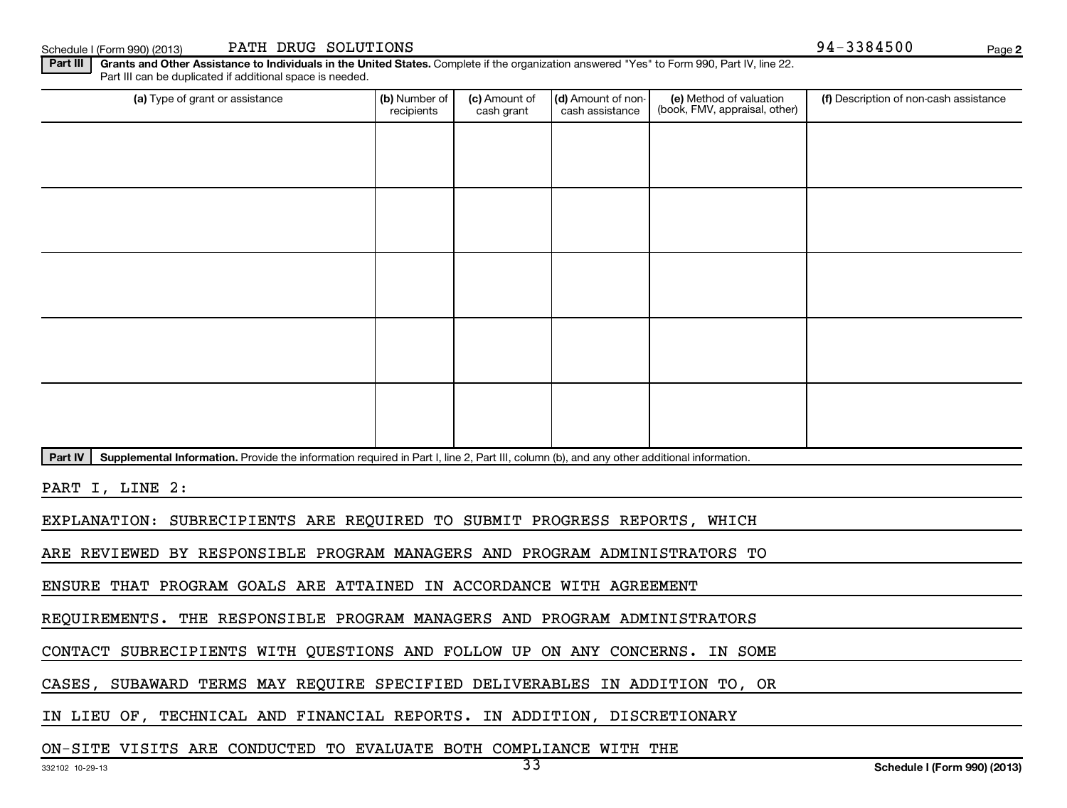Schedule I (Form 990) (2013) PATH DRUG SOLUTIONS 94-3384500

**Part III** **Grants and Other Assistance to Individuals in the United States.** Complete if the organization answered "Yes" to Form 990, Part IV, line 22.
Part III can be duplicated if additional space is needed.

| (a) Type of grant or assistance | (b) Number of recipients | (c) Amount of cash grant | (d) Amount of non-cash assistance | (e) Method of valuation (book, FMV, appraisal, other) | (f) Description of non-cash assistance |
|---|---|---|---|---|---|
| | | | | | |
| | | | | | |
| | | | | | |
| | | | | | |
| | | | | | |

**Part IV** **Supplemental Information.** Provide the information required in Part I, line 2, Part III, column (b), and any other additional information.

PART I, LINE 2:

EXPLANATION: SUBRECIPIENTS ARE REQUIRED TO SUBMIT PROGRESS REPORTS, WHICH ARE REVIEWED BY RESPONSIBLE PROGRAM MANAGERS AND PROGRAM ADMINISTRATORS TO ENSURE THAT PROGRAM GOALS ARE ATTAINED IN ACCORDANCE WITH AGREEMENT REQUIREMENTS. THE RESPONSIBLE PROGRAM MANAGERS AND PROGRAM ADMINISTRATORS CONTACT SUBRECIPIENTS WITH QUESTIONS AND FOLLOW UP ON ANY CONCERNS. IN SOME CASES, SUBAWARD TERMS MAY REQUIRE SPECIFIED DELIVERABLES IN ADDITION TO, OR IN LIEU OF, TECHNICAL AND FINANCIAL REPORTS. IN ADDITION, DISCRETIONARY ON-SITE VISITS ARE CONDUCTED TO EVALUATE BOTH COMPLIANCE WITH THE

332102 10-29-13 Schedule I (Form 990) (2013)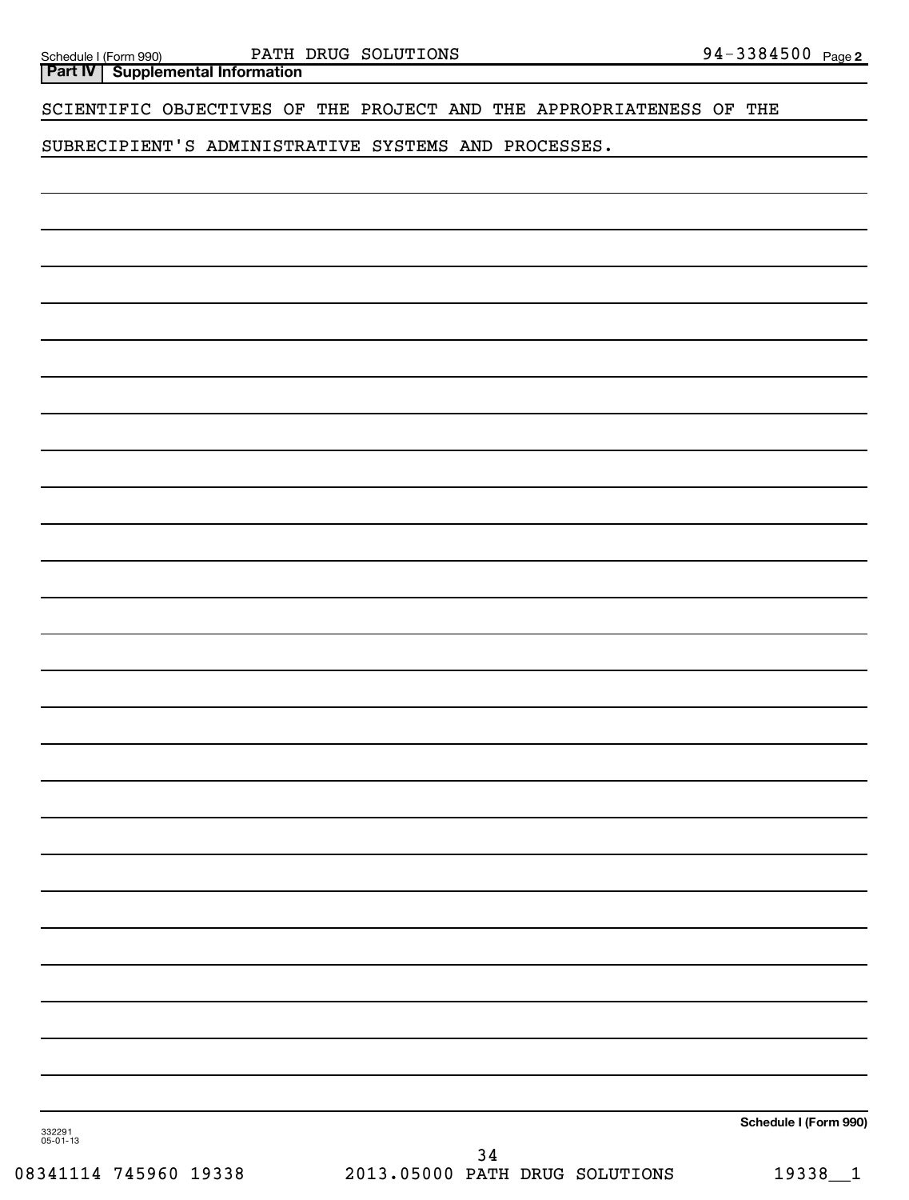## Part IV | Supplemental Information

SCIENTIFIC OBJECTIVES OF THE PROJECT AND THE APPROPRIATENESS OF THE SUBRECIPIENT'S ADMINISTRATIVE SYSTEMS AND PROCESSES.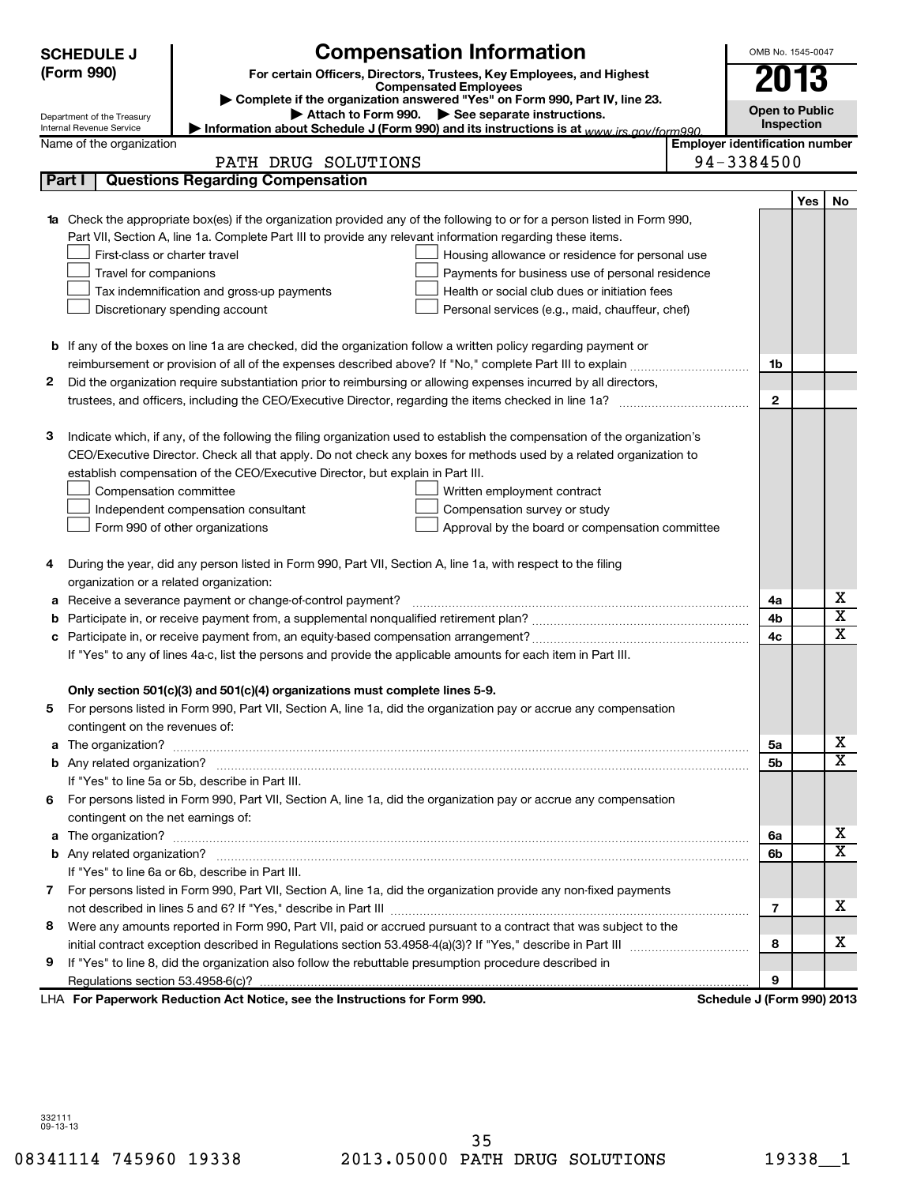**SCHEDULE J (Form 990)**

# Compensation Information

**For certain Officers, Directors, Trustees, Key Employees, and Highest Compensated Employees**

▶ Complete if the organization answered "Yes" on Form 990, Part IV, line 23.

▶ Attach to Form 990. ▶ See separate instructions.

▶ Information about Schedule J (Form 990) and its instructions is at www.irs.gov/form990.

Department of the Treasury
Internal Revenue Service

OMB No. 1545-0047

**2013**

**Open to Public Inspection**

| Name of the organization | Employer identification number |
|---|---|
| PATH DRUG SOLUTIONS | 94-3384500 |

## Part I | Questions Regarding Compensation

| | | | Yes | No |
|---|---|---|---|---|
| **1a** | Check the appropriate box(es) if the organization provided any of the following to or for a person listed in Form 990, Part VII, Section A, line 1a. Complete Part III to provide any relevant information regarding these items.<br>☐ First-class or charter travel ☐ Housing allowance or residence for personal use<br>☐ Travel for companions ☐ Payments for business use of personal residence<br>☐ Tax indemnification and gross-up payments ☐ Health or social club dues or initiation fees<br>☐ Discretionary spending account ☐ Personal services (e.g., maid, chauffeur, chef) | | | |
| **b** | If any of the boxes on line 1a are checked, did the organization follow a written policy regarding payment or reimbursement or provision of all of the expenses described above? If "No," complete Part III to explain | 1b | | |
| **2** | Did the organization require substantiation prior to reimbursing or allowing expenses incurred by all directors, trustees, and officers, including the CEO/Executive Director, regarding the items checked in line 1a? | 2 | | |
| **3** | Indicate which, if any, of the following the filing organization used to establish the compensation of the organization's CEO/Executive Director. Check all that apply. Do not check any boxes for methods used by a related organization to establish compensation of the CEO/Executive Director, but explain in Part III.<br>☐ Compensation committee ☐ Written employment contract<br>☐ Independent compensation consultant ☐ Compensation survey or study<br>☐ Form 990 of other organizations ☐ Approval by the board or compensation committee | | | |
| **4** | During the year, did any person listed in Form 990, Part VII, Section A, line 1a, with respect to the filing organization or a related organization: | | | |
| **a** | Receive a severance payment or change-of-control payment? | 4a | | X |
| **b** | Participate in, or receive payment from, a supplemental nonqualified retirement plan? | 4b | | X |
| **c** | Participate in, or receive payment from, an equity-based compensation arrangement? | 4c | | X |
| | If "Yes" to any of lines 4a-c, list the persons and provide the applicable amounts for each item in Part III. | | | |
| | **Only section 501(c)(3) and 501(c)(4) organizations must complete lines 5-9.** | | | |
| **5** | For persons listed in Form 990, Part VII, Section A, line 1a, did the organization pay or accrue any compensation contingent on the revenues of: | | | |
| **a** | The organization? | 5a | | X |
| **b** | Any related organization? | 5b | | X |
| | If "Yes" to line 5a or 5b, describe in Part III. | | | |
| **6** | For persons listed in Form 990, Part VII, Section A, line 1a, did the organization pay or accrue any compensation contingent on the net earnings of: | | | |
| **a** | The organization? | 6a | | X |
| **b** | Any related organization? | 6b | | X |
| | If "Yes" to line 6a or 6b, describe in Part III. | | | |
| **7** | For persons listed in Form 990, Part VII, Section A, line 1a, did the organization provide any non-fixed payments not described in lines 5 and 6? If "Yes," describe in Part III | 7 | | X |
| **8** | Were any amounts reported in Form 990, Part VII, paid or accrued pursuant to a contract that was subject to the initial contract exception described in Regulations section 53.4958-4(a)(3)? If "Yes," describe in Part III | 8 | | X |
| **9** | If "Yes" to line 8, did the organization also follow the rebuttable presumption procedure described in Regulations section 53.4958-6(c)? | 9 | | |

LHA **For Paperwork Reduction Act Notice, see the Instructions for Form 990.** **Schedule J (Form 990) 2013**

332111
09-13-13

08341114 745960 19338 2013.05000 PATH DRUG SOLUTIONS 19338__1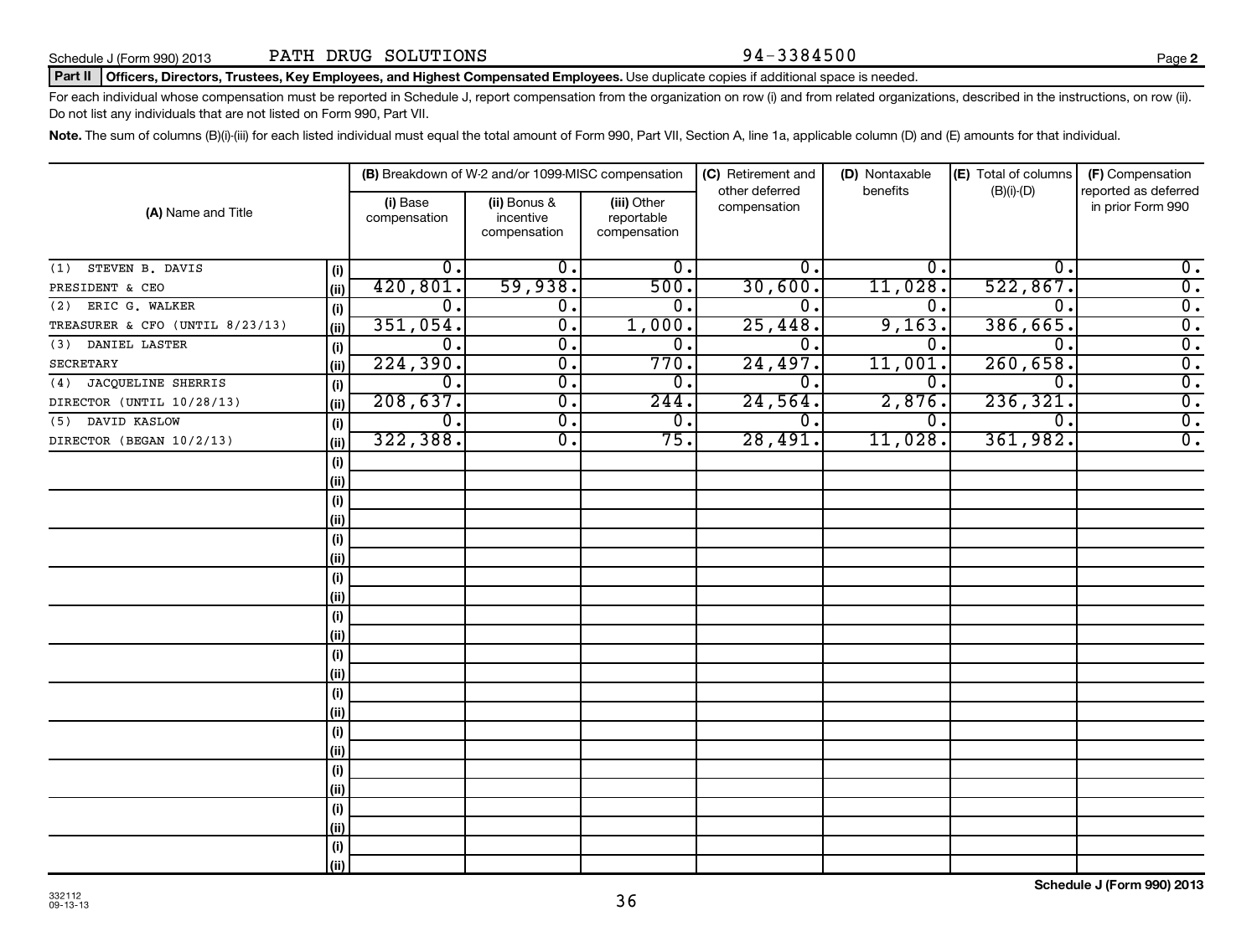Schedule J (Form 990) 2013 PATH DRUG SOLUTIONS 94-3384500 Page 2

**Part II Officers, Directors, Trustees, Key Employees, and Highest Compensated Employees.** Use duplicate copies if additional space is needed.

For each individual whose compensation must be reported in Schedule J, report compensation from the organization on row (i) and from related organizations, described in the instructions, on row (ii). Do not list any individuals that are not listed on Form 990, Part VII.

**Note.** The sum of columns (B)(i)-(iii) for each listed individual must equal the total amount of Form 990, Part VII, Section A, line 1a, applicable column (D) and (E) amounts for that individual.

| (A) Name and Title | | (B) Breakdown of W-2 and/or 1099-MISC compensation | | | (C) Retirement and other deferred compensation | (D) Nontaxable benefits | (E) Total of columns (B)(i)-(D) | (F) Compensation reported as deferred in prior Form 990 |
|---|---|---|---|---|---|---|---|---|
| | | (i) Base compensation | (ii) Bonus & incentive compensation | (iii) Other reportable compensation | | | | |
| (1) STEVEN B. DAVIS | (i) | 0. | 0. | 0. | 0. | 0. | 0. | 0. |
| PRESIDENT & CEO | (ii) | 420,801. | 59,938. | 500. | 30,600. | 11,028. | 522,867. | 0. |
| (2) ERIC G. WALKER | (i) | 0. | 0. | 0. | 0. | 0. | 0. | 0. |
| TREASURER & CFO (UNTIL 8/23/13) | (ii) | 351,054. | 0. | 1,000. | 25,448. | 9,163. | 386,665. | 0. |
| (3) DANIEL LASTER | (i) | 0. | 0. | 0. | 0. | 0. | 0. | 0. |
| SECRETARY | (ii) | 224,390. | 0. | 770. | 24,497. | 11,001. | 260,658. | 0. |
| (4) JACQUELINE SHERRIS | (i) | 0. | 0. | 0. | 0. | 0. | 0. | 0. |
| DIRECTOR (UNTIL 10/28/13) | (ii) | 208,637. | 0. | 244. | 24,564. | 2,876. | 236,321. | 0. |
| (5) DAVID KASLOW | (i) | 0. | 0. | 0. | 0. | 0. | 0. | 0. |
| DIRECTOR (BEGAN 10/2/13) | (ii) | 322,388. | 0. | 75. | 28,491. | 11,028. | 361,982. | 0. |

Schedule J (Form 990) 2013

332112 09-13-13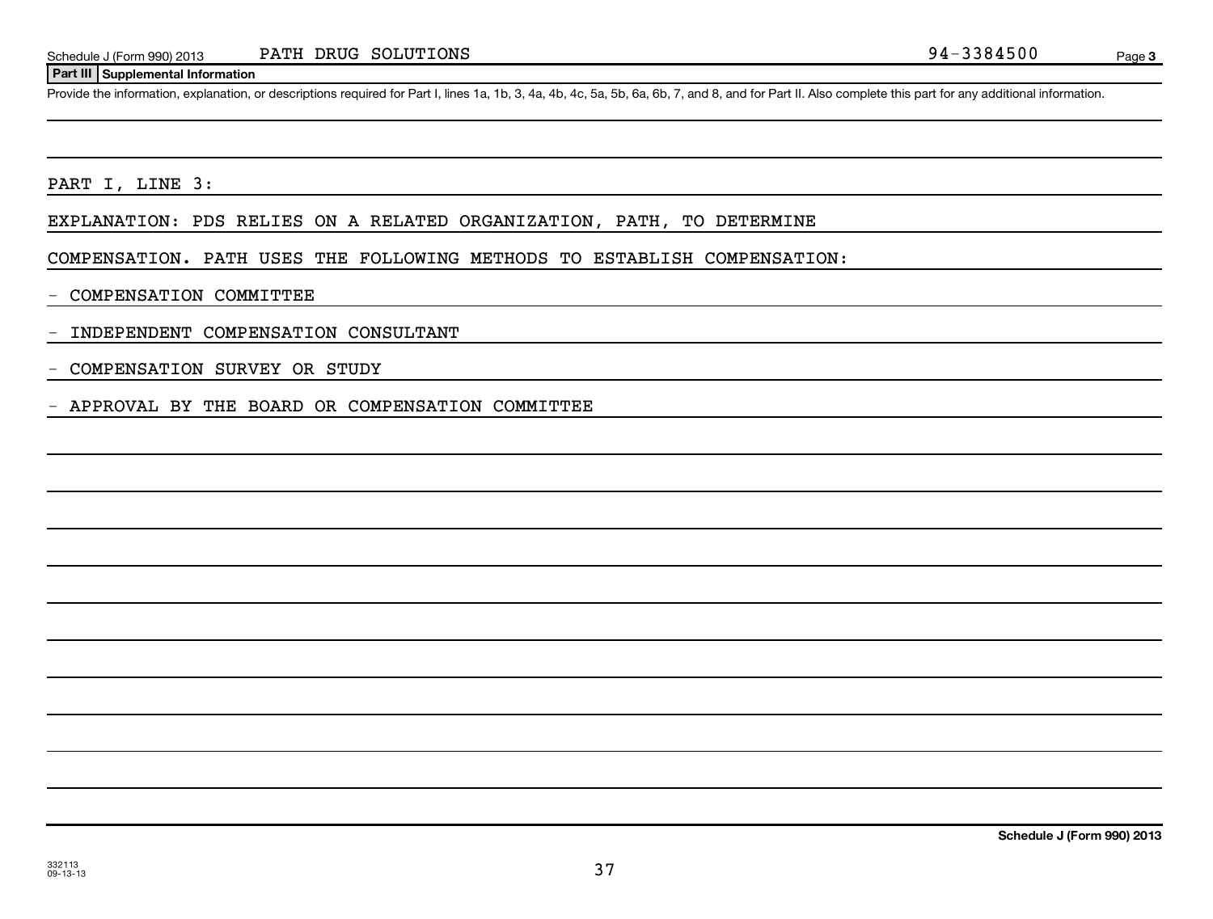Schedule J (Form 990) 2013 PATH DRUG SOLUTIONS 94-3384500

## Part III Supplemental Information

Provide the information, explanation, or descriptions required for Part I, lines 1a, 1b, 3, 4a, 4b, 4c, 5a, 5b, 6a, 6b, 7, and 8, and for Part II. Also complete this part for any additional information.

PART I, LINE 3:

EXPLANATION: PDS RELIES ON A RELATED ORGANIZATION, PATH, TO DETERMINE COMPENSATION. PATH USES THE FOLLOWING METHODS TO ESTABLISH COMPENSATION:

- COMPENSATION COMMITTEE
- INDEPENDENT COMPENSATION CONSULTANT
- COMPENSATION SURVEY OR STUDY
- APPROVAL BY THE BOARD OR COMPENSATION COMMITTEE

Schedule J (Form 990) 2013

332113
09-13-13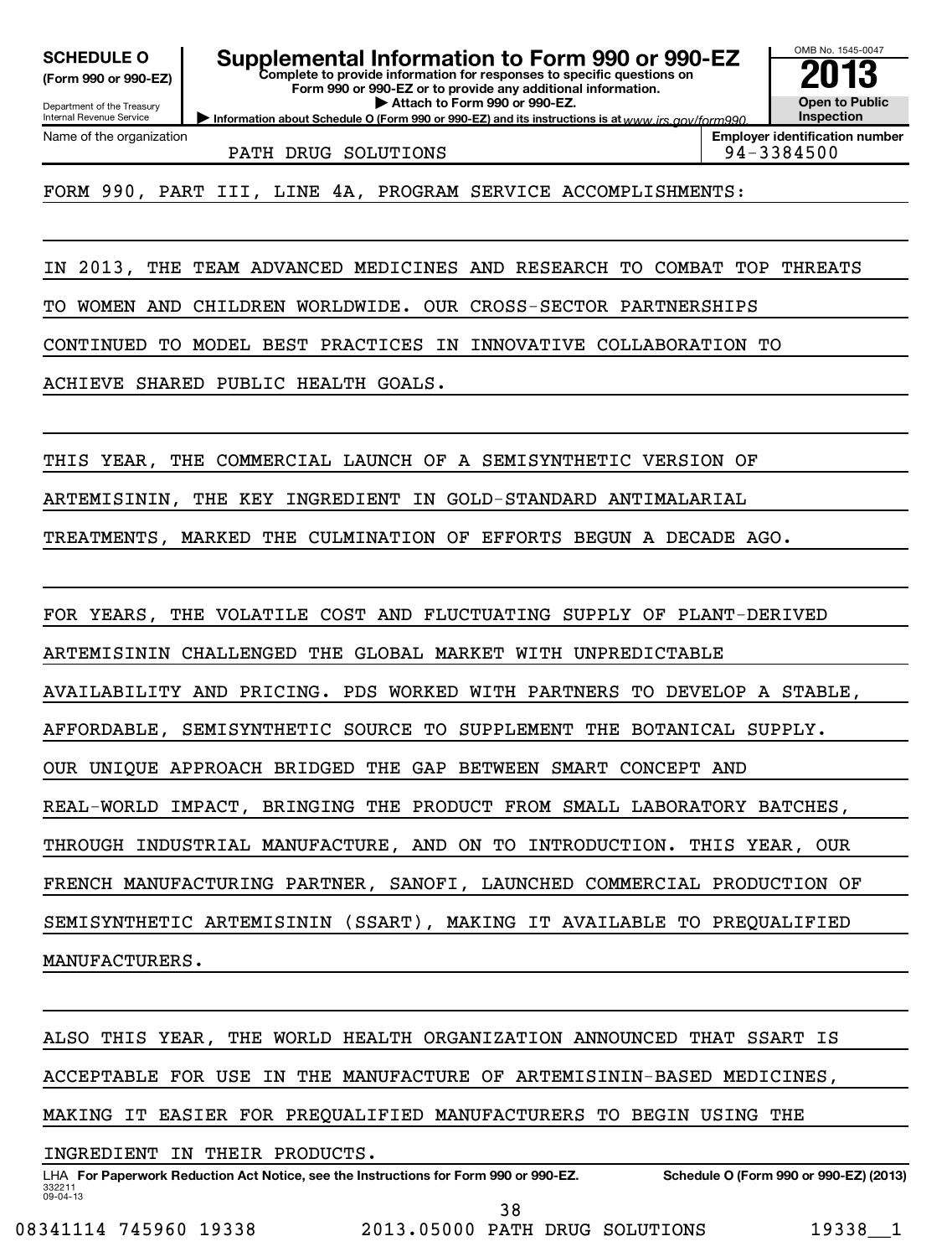**SCHEDULE O**
**(Form 990 or 990-EZ)**

Department of the Treasury
Internal Revenue Service

# Supplemental Information to Form 990 or 990-EZ

**Complete to provide information for responses to specific questions on Form 990 or 990-EZ or to provide any additional information.**
**▶ Attach to Form 990 or 990-EZ.**
**▶ Information about Schedule O (Form 990 or 990-EZ) and its instructions is at** www.irs.gov/form990.

OMB No. 1545-0047
**2013**
**Open to Public Inspection**

| Name of the organization | Employer identification number |
|---|---|
| PATH DRUG SOLUTIONS | 94-3384500 |

FORM 990, PART III, LINE 4A, PROGRAM SERVICE ACCOMPLISHMENTS:

IN 2013, THE TEAM ADVANCED MEDICINES AND RESEARCH TO COMBAT TOP THREATS TO WOMEN AND CHILDREN WORLDWIDE. OUR CROSS-SECTOR PARTNERSHIPS CONTINUED TO MODEL BEST PRACTICES IN INNOVATIVE COLLABORATION TO ACHIEVE SHARED PUBLIC HEALTH GOALS.

THIS YEAR, THE COMMERCIAL LAUNCH OF A SEMISYNTHETIC VERSION OF ARTEMISININ, THE KEY INGREDIENT IN GOLD-STANDARD ANTIMALARIAL TREATMENTS, MARKED THE CULMINATION OF EFFORTS BEGUN A DECADE AGO.

FOR YEARS, THE VOLATILE COST AND FLUCTUATING SUPPLY OF PLANT-DERIVED ARTEMISININ CHALLENGED THE GLOBAL MARKET WITH UNPREDICTABLE AVAILABILITY AND PRICING. PDS WORKED WITH PARTNERS TO DEVELOP A STABLE, AFFORDABLE, SEMISYNTHETIC SOURCE TO SUPPLEMENT THE BOTANICAL SUPPLY. OUR UNIQUE APPROACH BRIDGED THE GAP BETWEEN SMART CONCEPT AND REAL-WORLD IMPACT, BRINGING THE PRODUCT FROM SMALL LABORATORY BATCHES, THROUGH INDUSTRIAL MANUFACTURE, AND ON TO INTRODUCTION. THIS YEAR, OUR FRENCH MANUFACTURING PARTNER, SANOFI, LAUNCHED COMMERCIAL PRODUCTION OF SEMISYNTHETIC ARTEMISININ (SSART), MAKING IT AVAILABLE TO PREQUALIFIED MANUFACTURERS.

ALSO THIS YEAR, THE WORLD HEALTH ORGANIZATION ANNOUNCED THAT SSART IS ACCEPTABLE FOR USE IN THE MANUFACTURE OF ARTEMISININ-BASED MEDICINES, MAKING IT EASIER FOR PREQUALIFIED MANUFACTURERS TO BEGIN USING THE INGREDIENT IN THEIR PRODUCTS.

LHA **For Paperwork Reduction Act Notice, see the Instructions for Form 990 or 990-EZ.** **Schedule O (Form 990 or 990-EZ) (2013)**
332211
09-04-13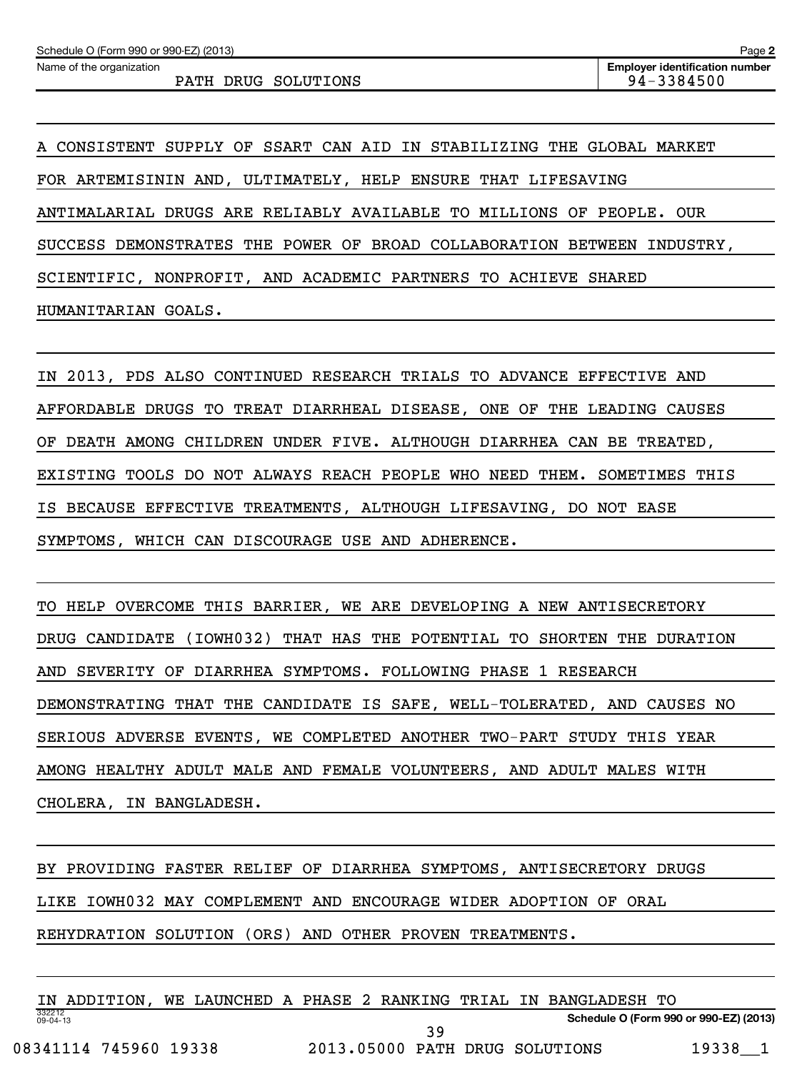A CONSISTENT SUPPLY OF SSART CAN AID IN STABILIZING THE GLOBAL MARKET FOR ARTEMISININ AND, ULTIMATELY, HELP ENSURE THAT LIFESAVING ANTIMALARIAL DRUGS ARE RELIABLY AVAILABLE TO MILLIONS OF PEOPLE. OUR SUCCESS DEMONSTRATES THE POWER OF BROAD COLLABORATION BETWEEN INDUSTRY, SCIENTIFIC, NONPROFIT, AND ACADEMIC PARTNERS TO ACHIEVE SHARED HUMANITARIAN GOALS.

IN 2013, PDS ALSO CONTINUED RESEARCH TRIALS TO ADVANCE EFFECTIVE AND AFFORDABLE DRUGS TO TREAT DIARRHEAL DISEASE, ONE OF THE LEADING CAUSES OF DEATH AMONG CHILDREN UNDER FIVE. ALTHOUGH DIARRHEA CAN BE TREATED, EXISTING TOOLS DO NOT ALWAYS REACH PEOPLE WHO NEED THEM. SOMETIMES THIS IS BECAUSE EFFECTIVE TREATMENTS, ALTHOUGH LIFESAVING, DO NOT EASE SYMPTOMS, WHICH CAN DISCOURAGE USE AND ADHERENCE.

TO HELP OVERCOME THIS BARRIER, WE ARE DEVELOPING A NEW ANTISECRETORY DRUG CANDIDATE (IOWH032) THAT HAS THE POTENTIAL TO SHORTEN THE DURATION AND SEVERITY OF DIARRHEA SYMPTOMS. FOLLOWING PHASE 1 RESEARCH DEMONSTRATING THAT THE CANDIDATE IS SAFE, WELL-TOLERATED, AND CAUSES NO SERIOUS ADVERSE EVENTS, WE COMPLETED ANOTHER TWO-PART STUDY THIS YEAR AMONG HEALTHY ADULT MALE AND FEMALE VOLUNTEERS, AND ADULT MALES WITH CHOLERA, IN BANGLADESH.

BY PROVIDING FASTER RELIEF OF DIARRHEA SYMPTOMS, ANTISECRETORY DRUGS LIKE IOWH032 MAY COMPLEMENT AND ENCOURAGE WIDER ADOPTION OF ORAL REHYDRATION SOLUTION (ORS) AND OTHER PROVEN TREATMENTS.

IN ADDITION, WE LAUNCHED A PHASE 2 RANKING TRIAL IN BANGLADESH TO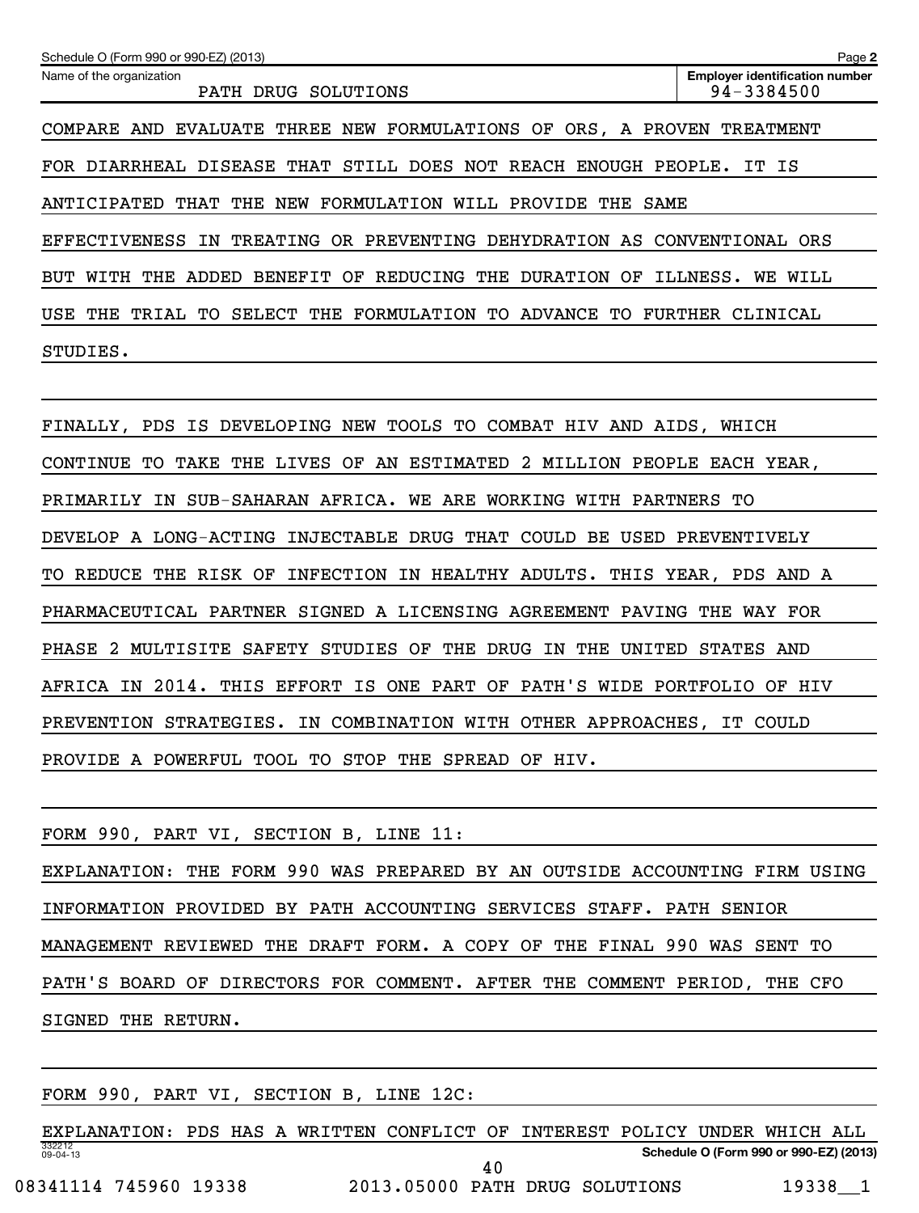COMPARE AND EVALUATE THREE NEW FORMULATIONS OF ORS, A PROVEN TREATMENT FOR DIARRHEAL DISEASE THAT STILL DOES NOT REACH ENOUGH PEOPLE. IT IS ANTICIPATED THAT THE NEW FORMULATION WILL PROVIDE THE SAME EFFECTIVENESS IN TREATING OR PREVENTING DEHYDRATION AS CONVENTIONAL ORS BUT WITH THE ADDED BENEFIT OF REDUCING THE DURATION OF ILLNESS. WE WILL USE THE TRIAL TO SELECT THE FORMULATION TO ADVANCE TO FURTHER CLINICAL STUDIES.

FINALLY, PDS IS DEVELOPING NEW TOOLS TO COMBAT HIV AND AIDS, WHICH CONTINUE TO TAKE THE LIVES OF AN ESTIMATED 2 MILLION PEOPLE EACH YEAR, PRIMARILY IN SUB-SAHARAN AFRICA. WE ARE WORKING WITH PARTNERS TO DEVELOP A LONG-ACTING INJECTABLE DRUG THAT COULD BE USED PREVENTIVELY TO REDUCE THE RISK OF INFECTION IN HEALTHY ADULTS. THIS YEAR, PDS AND A PHARMACEUTICAL PARTNER SIGNED A LICENSING AGREEMENT PAVING THE WAY FOR PHASE 2 MULTISITE SAFETY STUDIES OF THE DRUG IN THE UNITED STATES AND AFRICA IN 2014. THIS EFFORT IS ONE PART OF PATH'S WIDE PORTFOLIO OF HIV PREVENTION STRATEGIES. IN COMBINATION WITH OTHER APPROACHES, IT COULD PROVIDE A POWERFUL TOOL TO STOP THE SPREAD OF HIV.

FORM 990, PART VI, SECTION B, LINE 11:

EXPLANATION: THE FORM 990 WAS PREPARED BY AN OUTSIDE ACCOUNTING FIRM USING INFORMATION PROVIDED BY PATH ACCOUNTING SERVICES STAFF. PATH SENIOR MANAGEMENT REVIEWED THE DRAFT FORM. A COPY OF THE FINAL 990 WAS SENT TO PATH'S BOARD OF DIRECTORS FOR COMMENT. AFTER THE COMMENT PERIOD, THE CFO SIGNED THE RETURN.

FORM 990, PART VI, SECTION B, LINE 12C:

EXPLANATION: PDS HAS A WRITTEN CONFLICT OF INTEREST POLICY UNDER WHICH ALL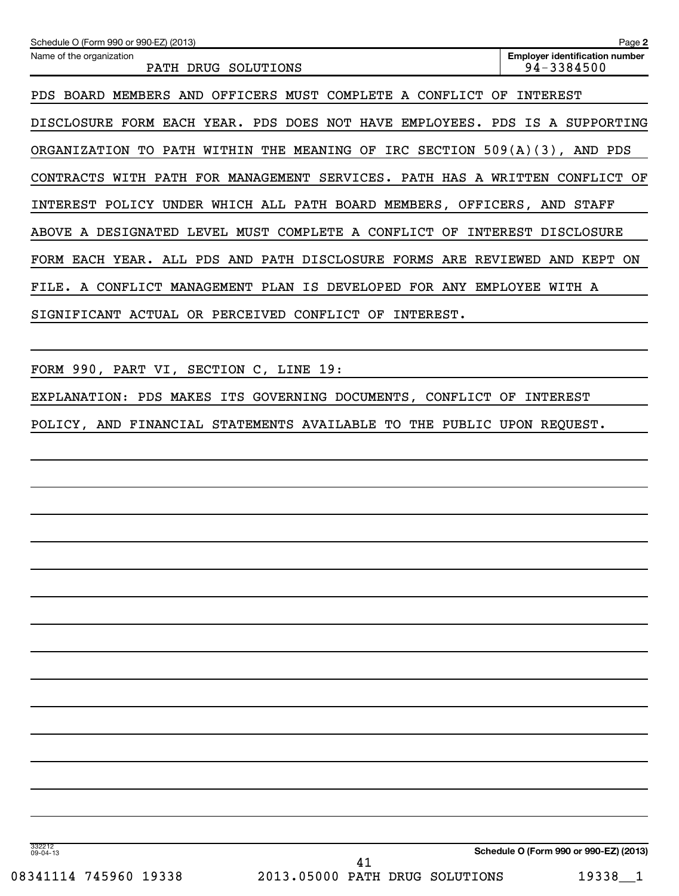Schedule O (Form 990 or 990-EZ) (2013) Page **2**

| Name of the organization | Employer identification number |
|---|---|
| PATH DRUG SOLUTIONS | 94-3384500 |

PDS BOARD MEMBERS AND OFFICERS MUST COMPLETE A CONFLICT OF INTEREST DISCLOSURE FORM EACH YEAR. PDS DOES NOT HAVE EMPLOYEES. PDS IS A SUPPORTING ORGANIZATION TO PATH WITHIN THE MEANING OF IRC SECTION 509(A)(3), AND PDS CONTRACTS WITH PATH FOR MANAGEMENT SERVICES. PATH HAS A WRITTEN CONFLICT OF INTEREST POLICY UNDER WHICH ALL PATH BOARD MEMBERS, OFFICERS, AND STAFF ABOVE A DESIGNATED LEVEL MUST COMPLETE A CONFLICT OF INTEREST DISCLOSURE FORM EACH YEAR. ALL PDS AND PATH DISCLOSURE FORMS ARE REVIEWED AND KEPT ON FILE. A CONFLICT MANAGEMENT PLAN IS DEVELOPED FOR ANY EMPLOYEE WITH A SIGNIFICANT ACTUAL OR PERCEIVED CONFLICT OF INTEREST.

FORM 990, PART VI, SECTION C, LINE 19:

EXPLANATION: PDS MAKES ITS GOVERNING DOCUMENTS, CONFLICT OF INTEREST POLICY, AND FINANCIAL STATEMENTS AVAILABLE TO THE PUBLIC UPON REQUEST.

332212 09-04-13

**Schedule O (Form 990 or 990-EZ) (2013)**

08341114 745960 19338 2013.05000 PATH DRUG SOLUTIONS 19338__1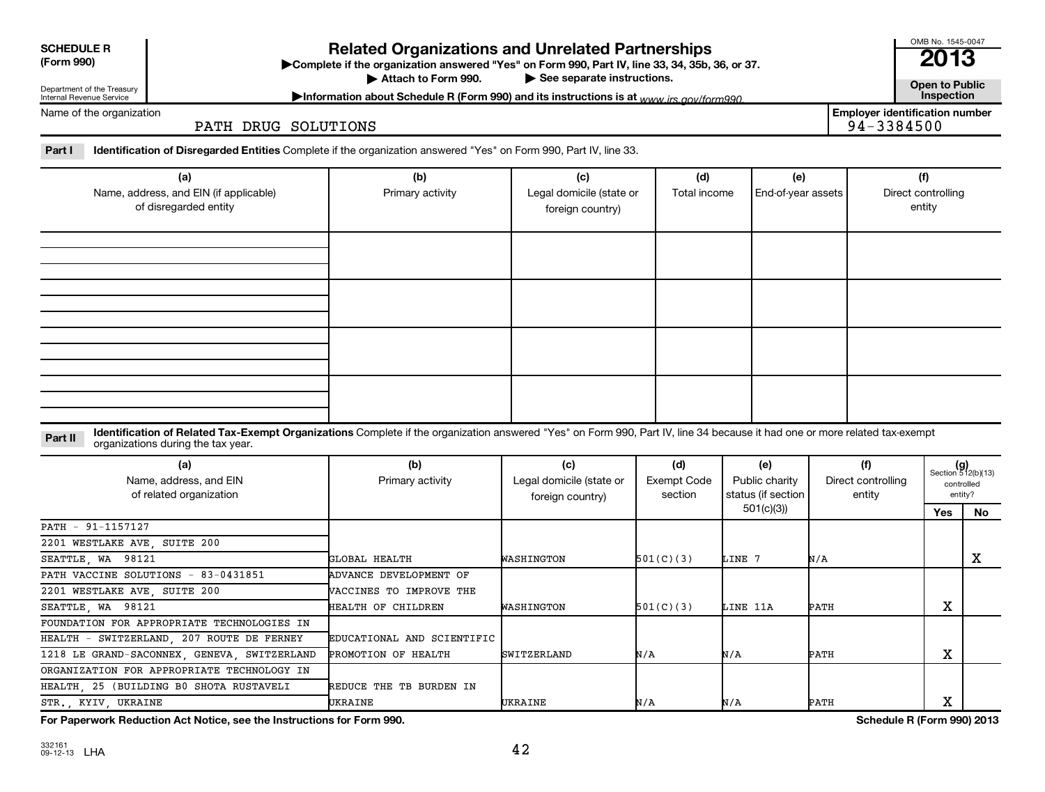**SCHEDULE R (Form 990)**

Department of the Treasury
Internal Revenue Service

# Related Organizations and Unrelated Partnerships

▶Complete if the organization answered "Yes" on Form 990, Part IV, line 33, 34, 35b, 36, or 37.
▶ Attach to Form 990. ▶ See separate instructions.
▶Information about Schedule R (Form 990) and its instructions is at www.irs.gov/form990.

OMB No. 1545-0047
**2013**
**Open to Public Inspection**

Name of the organization: PATH DRUG SOLUTIONS

Employer identification number: 94-3384500

**Part I** **Identification of Disregarded Entities** Complete if the organization answered "Yes" on Form 990, Part IV, line 33.

| (a) Name, address, and EIN (if applicable) of disregarded entity | (b) Primary activity | (c) Legal domicile (state or foreign country) | (d) Total income | (e) End-of-year assets | (f) Direct controlling entity |
|---|---|---|---|---|---|
| | | | | | |
| | | | | | |
| | | | | | |
| | | | | | |

**Part II** **Identification of Related Tax-Exempt Organizations** Complete if the organization answered "Yes" on Form 990, Part IV, line 34 because it had one or more related tax-exempt organizations during the tax year.

| (a) Name, address, and EIN of related organization | (b) Primary activity | (c) Legal domicile (state or foreign country) | (d) Exempt Code section | (e) Public charity status (if section 501(c)(3)) | (f) Direct controlling entity | (g) Section 512(b)(13) controlled entity? Yes | No |
|---|---|---|---|---|---|---|---|
| PATH - 91-1157127<br>2201 WESTLAKE AVE, SUITE 200<br>SEATTLE, WA 98121 | GLOBAL HEALTH | WASHINGTON | 501(C)(3) | LINE 7 | N/A | | X |
| PATH VACCINE SOLUTIONS - 83-0431851<br>2201 WESTLAKE AVE, SUITE 200<br>SEATTLE, WA 98121 | ADVANCE DEVELOPMENT OF VACCINES TO IMPROVE THE HEALTH OF CHILDREN | WASHINGTON | 501(C)(3) | LINE 11A | PATH | X | |
| FOUNDATION FOR APPROPRIATE TECHNOLOGIES IN HEALTH - SWITZERLAND, 207 ROUTE DE FERNEY<br>1218 LE GRAND-SACONNEX, GENEVA, SWITZERLAND | EDUCATIONAL AND SCIENTIFIC PROMOTION OF HEALTH | SWITZERLAND | N/A | N/A | PATH | X | |
| ORGANIZATION FOR APPROPRIATE TECHNOLOGY IN HEALTH, 25 (BUILDING B0 SHOTA RUSTAVELI<br>STR., KYIV, UKRAINE | REDUCE THE TB BURDEN IN UKRAINE | UKRAINE | N/A | N/A | PATH | X | |

**For Paperwork Reduction Act Notice, see the Instructions for Form 990.** **Schedule R (Form 990) 2013**

332161 09-12-13 LHA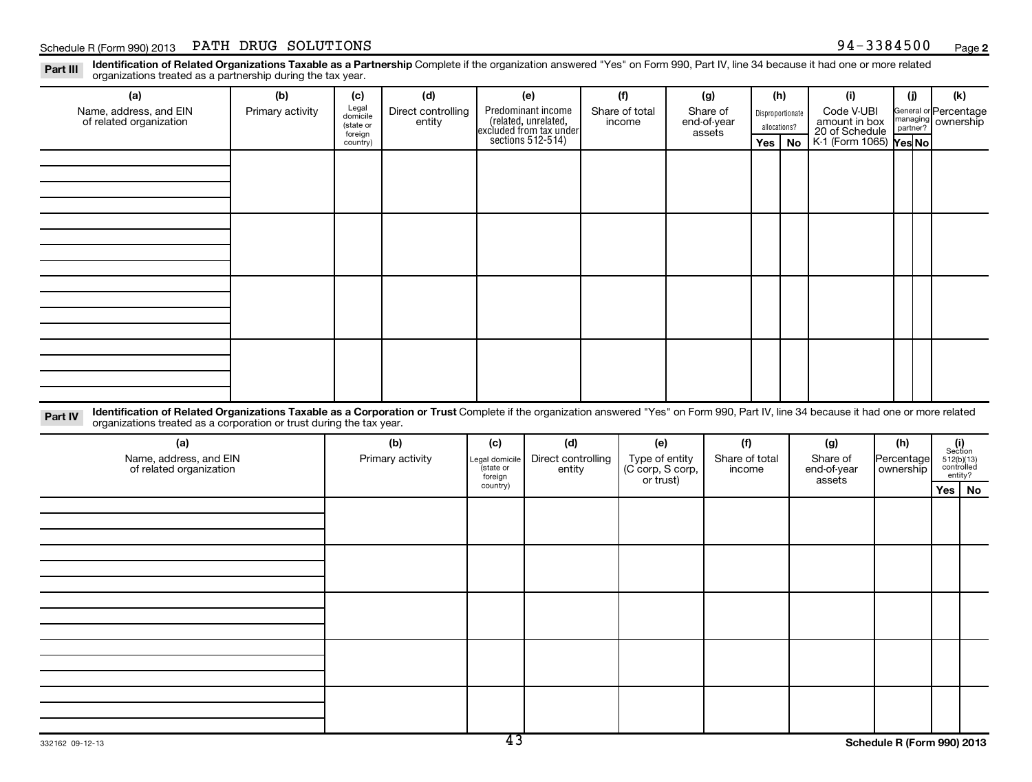Schedule R (Form 990) 2013 PATH DRUG SOLUTIONS 94-3384500 Page 2

**Part III** **Identification of Related Organizations Taxable as a Partnership** Complete if the organization answered "Yes" on Form 990, Part IV, line 34 because it had one or more related organizations treated as a partnership during the tax year.

| (a) Name, address, and EIN of related organization | (b) Primary activity | (c) Legal domicile (state or foreign country) | (d) Direct controlling entity | (e) Predominant income (related, unrelated, excluded from tax under sections 512-514) | (f) Share of total income | (g) Share of end-of-year assets | (h) Disproportionate allocations? | | (i) Code V-UBI amount in box 20 of Schedule K-1 (Form 1065) | (j) General or managing partner? | | (k) Percentage ownership |
|---|---|---|---|---|---|---|---|---|---|---|---|---|
| | | | | | | | Yes | No | | Yes | No | |
| | | | | | | | | | | | | |
| | | | | | | | | | | | | |
| | | | | | | | | | | | | |
| | | | | | | | | | | | | |

**Part IV** **Identification of Related Organizations Taxable as a Corporation or Trust** Complete if the organization answered "Yes" on Form 990, Part IV, line 34 because it had one or more related organizations treated as a corporation or trust during the tax year.

| (a) Name, address, and EIN of related organization | (b) Primary activity | (c) Legal domicile (state or foreign country) | (d) Direct controlling entity | (e) Type of entity (C corp, S corp, or trust) | (f) Share of total income | (g) Share of end-of-year assets | (h) Percentage ownership | (i) Section 512(b)(13) controlled entity? | |
|---|---|---|---|---|---|---|---|---|---|
| | | | | | | | | Yes | No |
| | | | | | | | | | |
| | | | | | | | | | |
| | | | | | | | | | |
| | | | | | | | | | |
| | | | | | | | | | |

332162 09-12-13

Schedule R (Form 990) 2013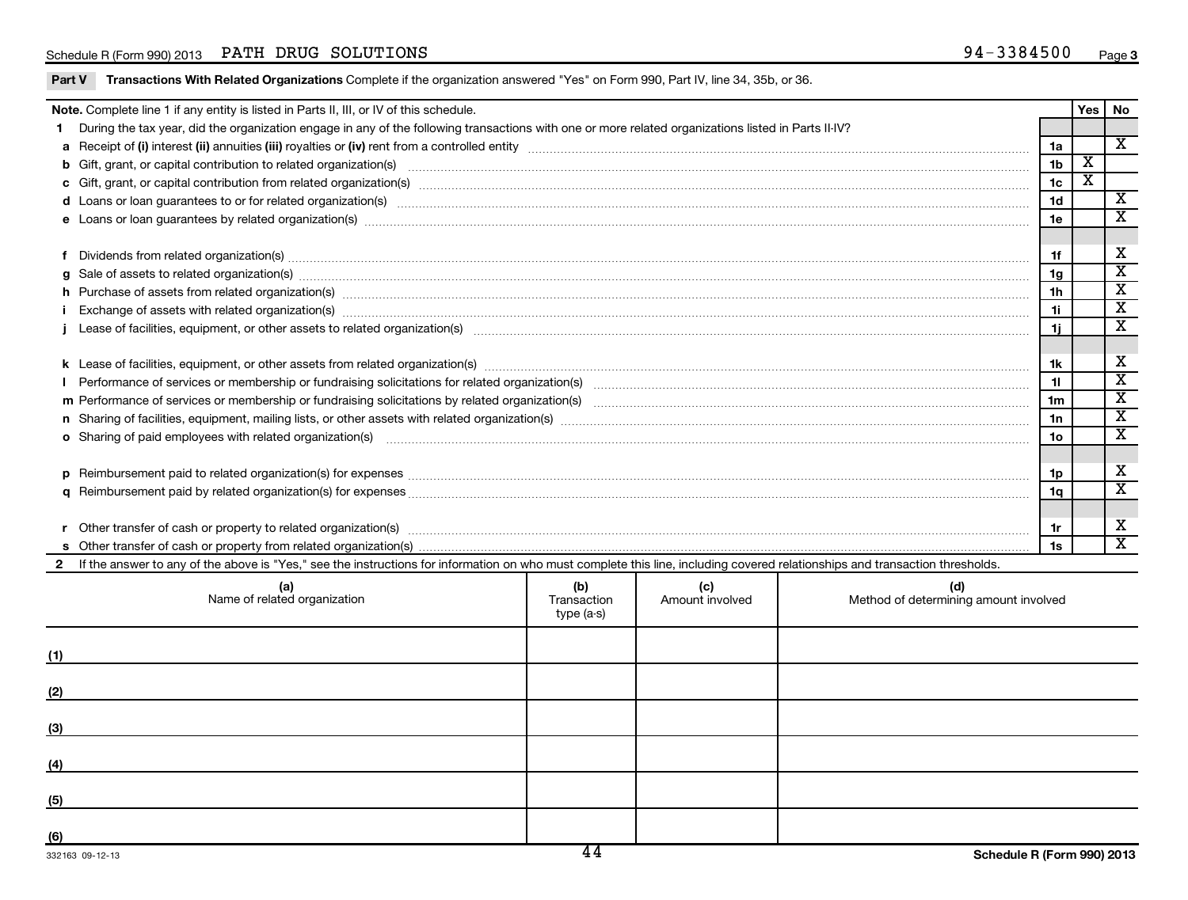Schedule R (Form 990) 2013 PATH DRUG SOLUTIONS 94-3384500 Page 3

**Part V** **Transactions With Related Organizations** Complete if the organization answered "Yes" on Form 990, Part IV, line 34, 35b, or 36.

| **Note.** Complete line 1 if any entity is listed in Parts II, III, or IV of this schedule. | | Yes | No |
|---|---|---|---|
| **1** During the tax year, did the organization engage in any of the following transactions with one or more related organizations listed in Parts II-IV? | | | |
| **a** Receipt of **(i)** interest **(ii)** annuities **(iii)** royalties or **(iv)** rent from a controlled entity | 1a | | X |
| **b** Gift, grant, or capital contribution to related organization(s) | 1b | X | |
| **c** Gift, grant, or capital contribution from related organization(s) | 1c | X | |
| **d** Loans or loan guarantees to or for related organization(s) | 1d | | X |
| **e** Loans or loan guarantees by related organization(s) | 1e | | X |
| **f** Dividends from related organization(s) | 1f | | X |
| **g** Sale of assets to related organization(s) | 1g | | X |
| **h** Purchase of assets from related organization(s) | 1h | | X |
| **i** Exchange of assets with related organization(s) | 1i | | X |
| **j** Lease of facilities, equipment, or other assets to related organization(s) | 1j | | X |
| **k** Lease of facilities, equipment, or other assets from related organization(s) | 1k | | X |
| **l** Performance of services or membership or fundraising solicitations for related organization(s) | 1l | | X |
| **m** Performance of services or membership or fundraising solicitations by related organization(s) | 1m | | X |
| **n** Sharing of facilities, equipment, mailing lists, or other assets with related organization(s) | 1n | | X |
| **o** Sharing of paid employees with related organization(s) | 1o | | X |
| **p** Reimbursement paid to related organization(s) for expenses | 1p | | X |
| **q** Reimbursement paid by related organization(s) for expenses | 1q | | X |
| **r** Other transfer of cash or property to related organization(s) | 1r | | X |
| **s** Other transfer of cash or property from related organization(s) | 1s | | X |

**2** If the answer to any of the above is "Yes," see the instructions for information on who must complete this line, including covered relationships and transaction thresholds.

| (a) Name of related organization | (b) Transaction type (a-s) | (c) Amount involved | (d) Method of determining amount involved |
|---|---|---|---|
| (1) | | | |
| (2) | | | |
| (3) | | | |
| (4) | | | |
| (5) | | | |
| (6) | | | |

332163 09-12-13 Schedule R (Form 990) 2013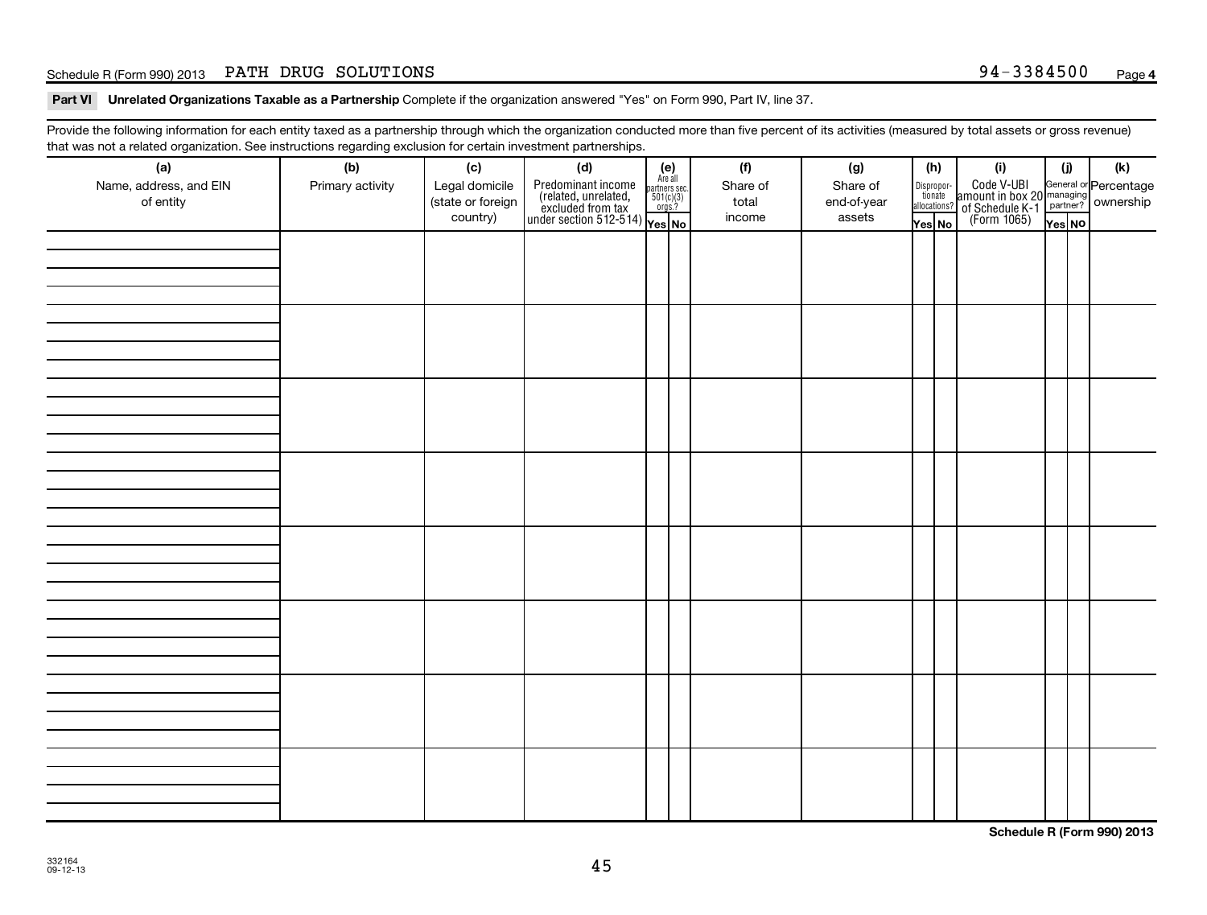Schedule R (Form 990) 2013 PATH DRUG SOLUTIONS 94-3384500 Page **4**

**Part VI Unrelated Organizations Taxable as a Partnership** Complete if the organization answered "Yes" on Form 990, Part IV, line 37.

Provide the following information for each entity taxed as a partnership through which the organization conducted more than five percent of its activities (measured by total assets or gross revenue) that was not a related organization. See instructions regarding exclusion for certain investment partnerships.

| (a) Name, address, and EIN of entity | (b) Primary activity | (c) Legal domicile (state or foreign country) | (d) Predominant income (related, unrelated, excluded from tax under section 512-514) | (e) Are all partners sec. 501(c)(3) orgs.? Yes | No | (f) Share of total income | (g) Share of end-of-year assets | (h) Disproportionate allocations? Yes | No | (i) Code V-UBI amount in box 20 of Schedule K-1 (Form 1065) | (j) General or managing partner? Yes | No | (k) Percentage ownership |
|---|---|---|---|---|---|---|---|---|---|---|---|---|---|
| | | | | | | | | | | | | | |
| | | | | | | | | | | | | | |
| | | | | | | | | | | | | | |
| | | | | | | | | | | | | | |
| | | | | | | | | | | | | | |
| | | | | | | | | | | | | | |
| | | | | | | | | | | | | | |
| | | | | | | | | | | | | | |

**Schedule R (Form 990) 2013**

332164
09-12-13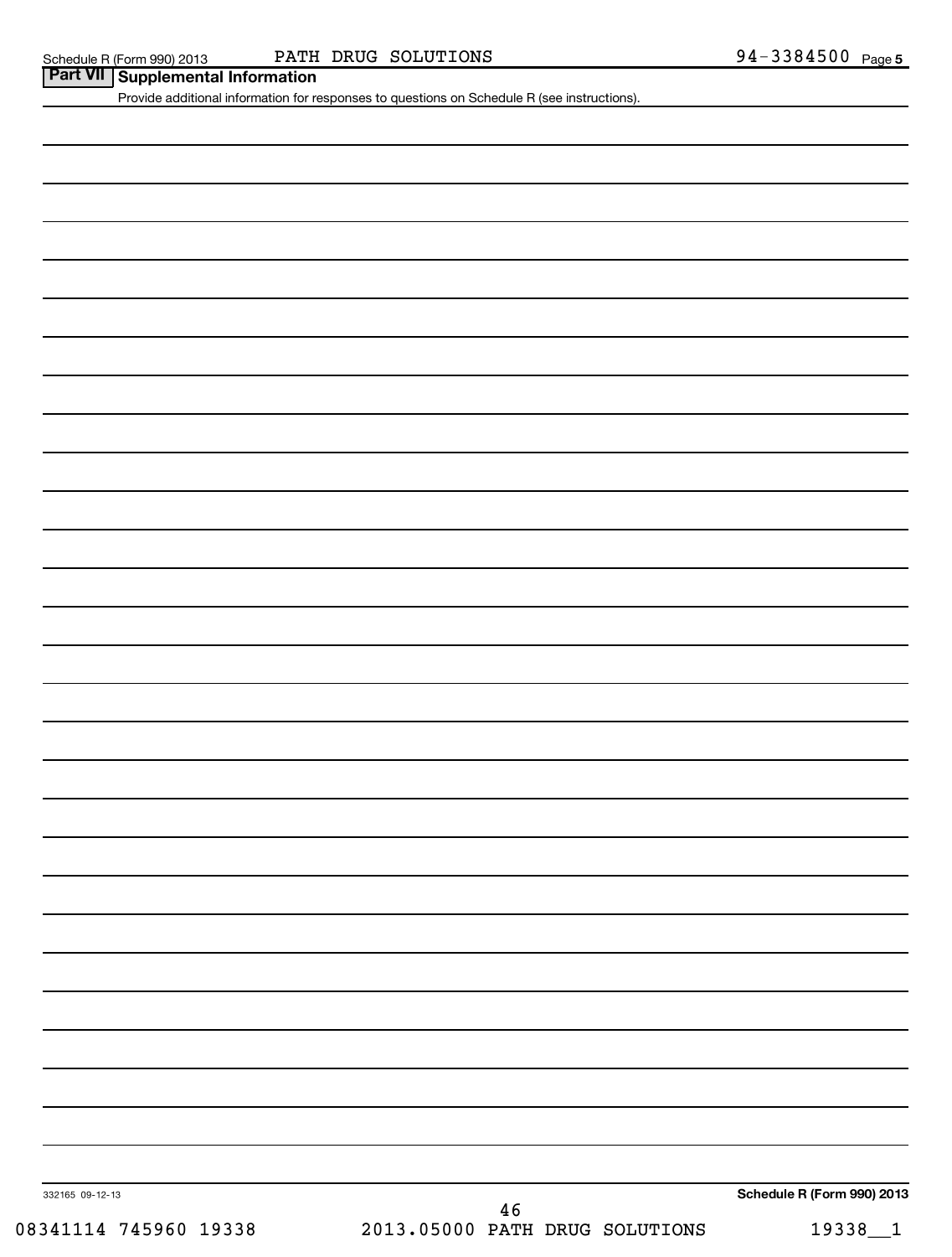## Part VII Supplemental Information

Provide additional information for responses to questions on Schedule R (see instructions).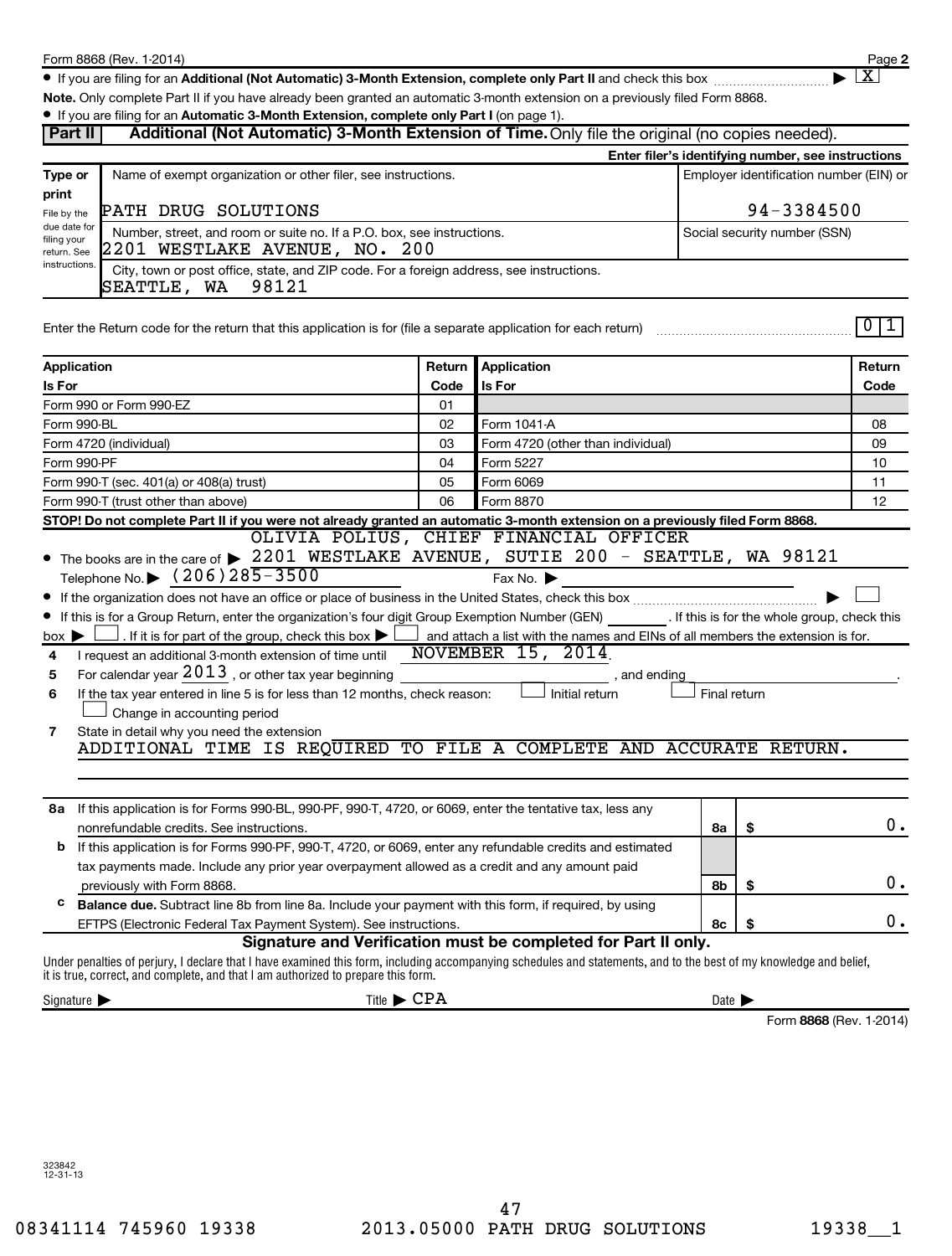Form 8868 (Rev. 1-2014) Page **2**

- If you are filing for an **Additional (Not Automatic) 3-Month Extension, complete only Part II** and check this box ▶ [X]

**Note.** Only complete Part II if you have already been granted an automatic 3-month extension on a previously filed Form 8868.

- If you are filing for an **Automatic 3-Month Extension, complete only Part I** (on page 1).

**Part II** **Additional (Not Automatic) 3-Month Extension of Time.** Only file the original (no copies needed).

**Enter filer's identifying number, see instructions**

| | | |
|---|---|---|
| **Type or print** | Name of exempt organization or other filer, see instructions. PATH DRUG SOLUTIONS | Employer identification number (EIN) or 94-3384500 |
| File by the due date for filing your return. See instructions. | Number, street, and room or suite no. If a P.O. box, see instructions. 2201 WESTLAKE AVENUE, NO. 200 | Social security number (SSN) |
| | City, town or post office, state, and ZIP code. For a foreign address, see instructions. SEATTLE, WA 98121 | |

Enter the Return code for the return that this application is for (file a separate application for each return) 0 1

| **Application Is For** | **Return Code** | **Application Is For** | **Return Code** |
|---|---|---|---|
| Form 990 or Form 990-EZ | 01 | | |
| Form 990-BL | 02 | Form 1041-A | 08 |
| Form 4720 (individual) | 03 | Form 4720 (other than individual) | 09 |
| Form 990-PF | 04 | Form 5227 | 10 |
| Form 990-T (sec. 401(a) or 408(a) trust) | 05 | Form 6069 | 11 |
| Form 990-T (trust other than above) | 06 | Form 8870 | 12 |

**STOP! Do not complete Part II if you were not already granted an automatic 3-month extension on a previously filed Form 8868.**

- The books are in the care of ▶ OLIVIA POLIUS, CHIEF FINANCIAL OFFICER 2201 WESTLAKE AVENUE, SUTIE 200 - SEATTLE, WA 98121

Telephone No. ▶ (206)285-3500 Fax No. ▶

- If the organization does not have an office or place of business in the United States, check this box ▶ [ ]
- If this is for a Group Return, enter the organization's four digit Group Exemption Number (GEN) ______ . If this is for the whole group, check this box ▶ [ ] . If it is for part of the group, check this box ▶ [ ] and attach a list with the names and EINs of all members the extension is for.

**4** I request an additional 3-month extension of time until NOVEMBER 15, 2014.

**5** For calendar year 2013 , or other tax year beginning ______ , and ending ______.

**6** If the tax year entered in line 5 is for less than 12 months, check reason: [ ] Initial return [ ] Final return [ ] Change in accounting period

**7** State in detail why you need the extension
ADDITIONAL TIME IS REQUIRED TO FILE A COMPLETE AND ACCURATE RETURN.

| | | | |
|---|---|---|---|
| **8a** | If this application is for Forms 990-BL, 990-PF, 990-T, 4720, or 6069, enter the tentative tax, less any nonrefundable credits. See instructions. | **8a** | $ 0. |
| **b** | If this application is for Forms 990-PF, 990-T, 4720, or 6069, enter any refundable credits and estimated tax payments made. Include any prior year overpayment allowed as a credit and any amount paid previously with Form 8868. | **8b** | $ 0. |
| **c** | **Balance due.** Subtract line 8b from line 8a. Include your payment with this form, if required, by using EFTPS (Electronic Federal Tax Payment System). See instructions. | **8c** | $ 0. |

**Signature and Verification must be completed for Part II only.**

Under penalties of perjury, I declare that I have examined this form, including accompanying schedules and statements, and to the best of my knowledge and belief, it is true, correct, and complete, and that I am authorized to prepare this form.

Signature ▶ Title ▶ CPA Date ▶

Form **8868** (Rev. 1-2014)

323842 12-31-13

08341114 745960 19338 2013.05000 PATH DRUG SOLUTIONS 19338__1